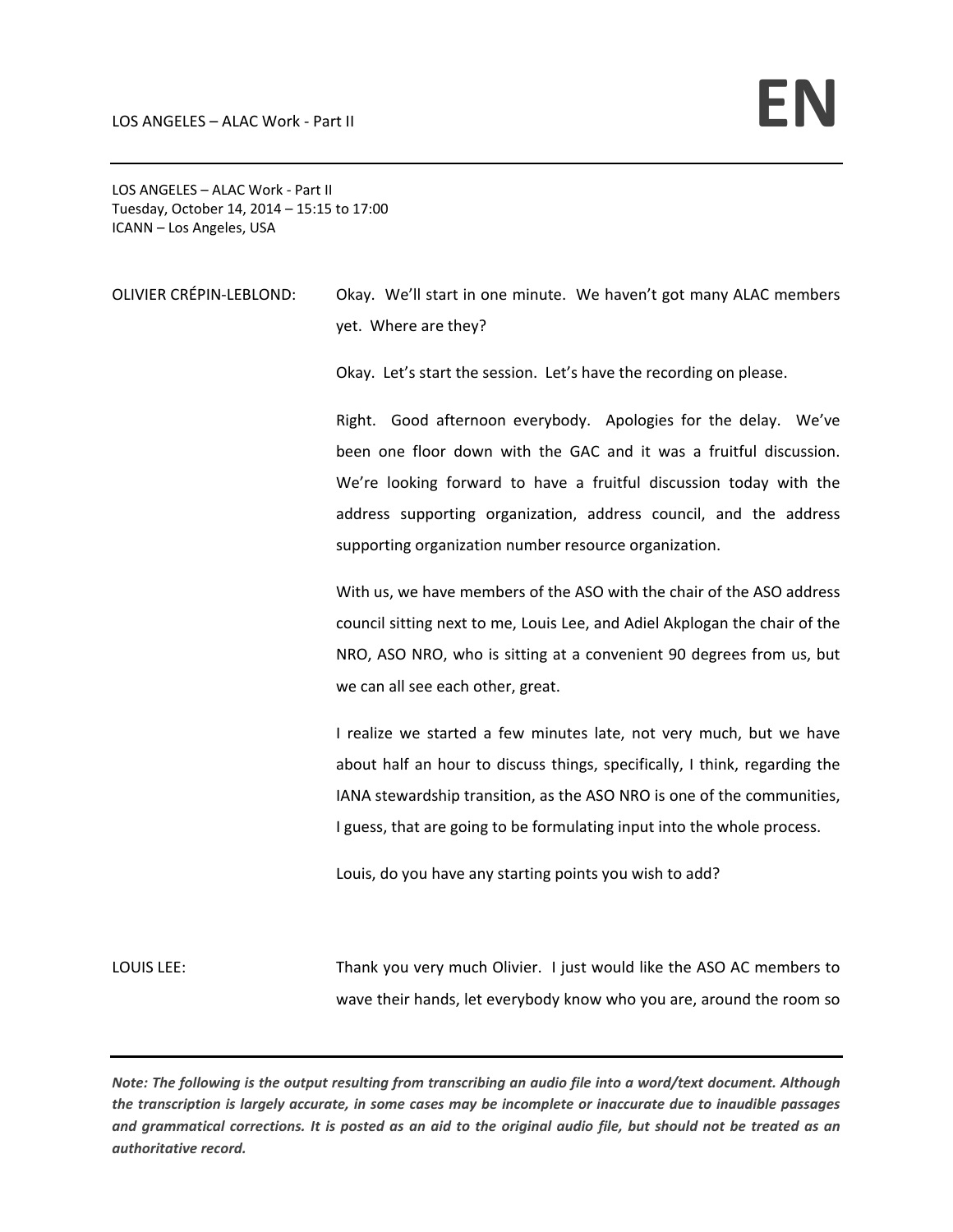LOS ANGELES – ALAC Work - Part II
Tuesday, October 14, 2014 – 15:15 to 17:00
ICANN – Los Angeles, USA

OLIVIER CRÉPIN-LEBLOND: Okay. We'll start in one minute. We haven't got many ALAC members yet. Where are they?

Okay. Let's start the session. Let's have the recording on please.

Right. Good afternoon everybody. Apologies for the delay. We've been one floor down with the GAC and it was a fruitful discussion. We're looking forward to have a fruitful discussion today with the address supporting organization, address council, and the address supporting organization number resource organization.

With us, we have members of the ASO with the chair of the ASO address council sitting next to me, Louis Lee, and Adiel Akplogan the chair of the NRO, ASO NRO, who is sitting at a convenient 90 degrees from us, but we can all see each other, great.

I realize we started a few minutes late, not very much, but we have about half an hour to discuss things, specifically, I think, regarding the IANA stewardship transition, as the ASO NRO is one of the communities, I guess, that are going to be formulating input into the whole process.

Louis, do you have any starting points you wish to add?

LOUIS LEE: Thank you very much Olivier. I just would like the ASO AC members to wave their hands, let everybody know who you are, around the room so

*Note: The following is the output resulting from transcribing an audio file into a word/text document. Although the transcription is largely accurate, in some cases may be incomplete or inaccurate due to inaudible passages and grammatical corrections. It is posted as an aid to the original audio file, but should not be treated as an authoritative record.*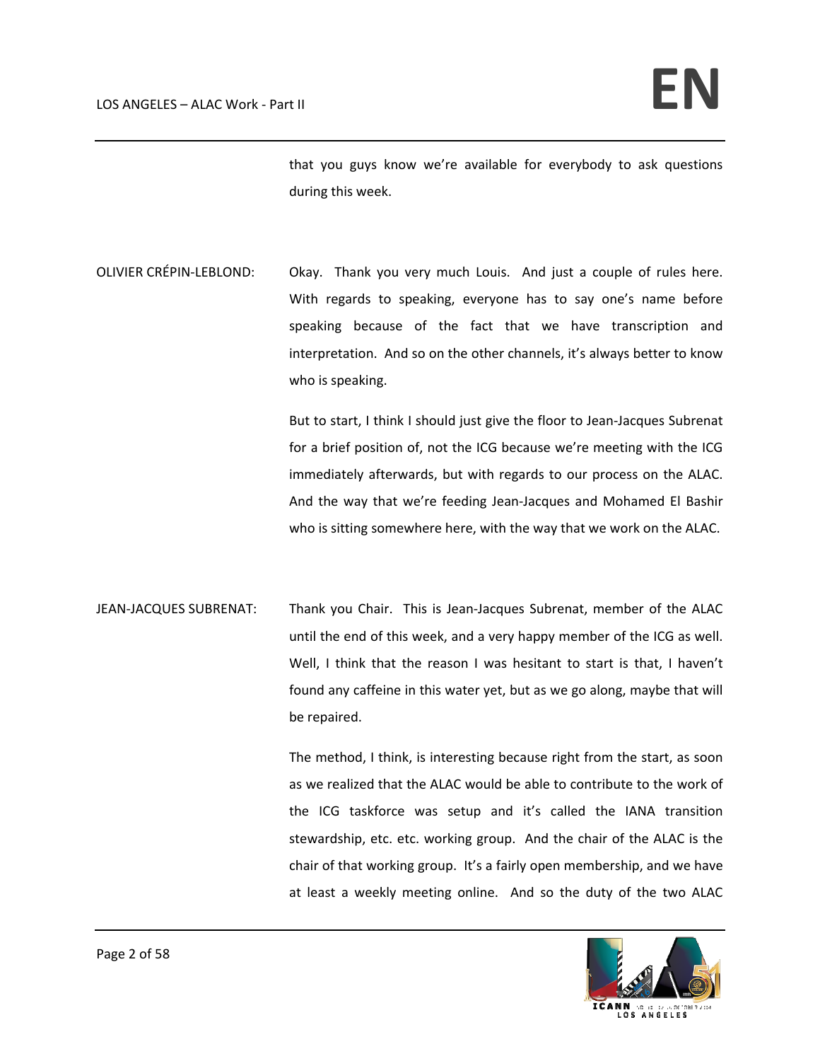that you guys know we're available for everybody to ask questions during this week.

OLIVIER CRÉPIN-LEBLOND: Okay. Thank you very much Louis. And just a couple of rules here. With regards to speaking, everyone has to say one's name before speaking because of the fact that we have transcription and interpretation. And so on the other channels, it's always better to know who is speaking.

But to start, I think I should just give the floor to Jean-Jacques Subrenat for a brief position of, not the ICG because we're meeting with the ICG immediately afterwards, but with regards to our process on the ALAC. And the way that we're feeding Jean-Jacques and Mohamed El Bashir who is sitting somewhere here, with the way that we work on the ALAC.

JEAN-JACQUES SUBRENAT: Thank you Chair. This is Jean-Jacques Subrenat, member of the ALAC until the end of this week, and a very happy member of the ICG as well. Well, I think that the reason I was hesitant to start is that, I haven't found any caffeine in this water yet, but as we go along, maybe that will be repaired.

The method, I think, is interesting because right from the start, as soon as we realized that the ALAC would be able to contribute to the work of the ICG taskforce was setup and it's called the IANA transition stewardship, etc. etc. working group. And the chair of the ALAC is the chair of that working group. It's a fairly open membership, and we have at least a weekly meeting online. And so the duty of the two ALAC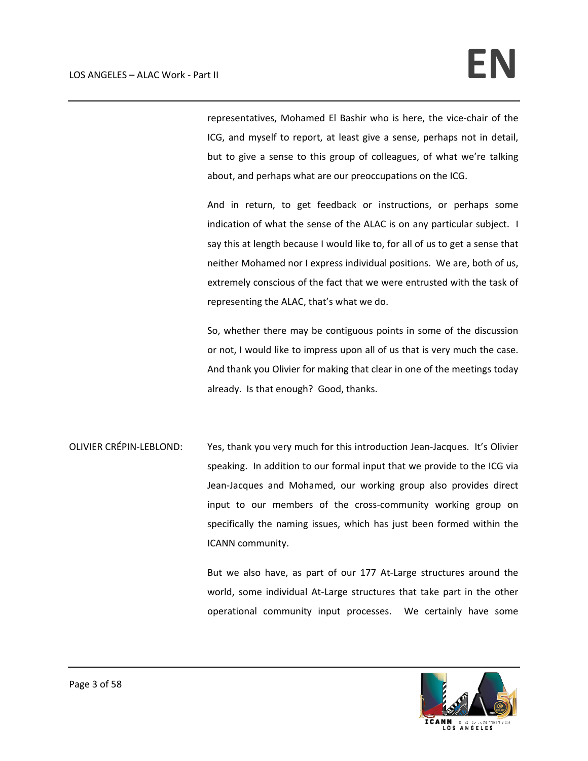representatives, Mohamed El Bashir who is here, the vice-chair of the ICG, and myself to report, at least give a sense, perhaps not in detail, but to give a sense to this group of colleagues, of what we're talking about, and perhaps what are our preoccupations on the ICG.

And in return, to get feedback or instructions, or perhaps some indication of what the sense of the ALAC is on any particular subject. I say this at length because I would like to, for all of us to get a sense that neither Mohamed nor I express individual positions. We are, both of us, extremely conscious of the fact that we were entrusted with the task of representing the ALAC, that's what we do.

So, whether there may be contiguous points in some of the discussion or not, I would like to impress upon all of us that is very much the case. And thank you Olivier for making that clear in one of the meetings today already. Is that enough? Good, thanks.

OLIVIER CRÉPIN-LEBLOND: Yes, thank you very much for this introduction Jean-Jacques. It's Olivier speaking. In addition to our formal input that we provide to the ICG via Jean-Jacques and Mohamed, our working group also provides direct input to our members of the cross-community working group on specifically the naming issues, which has just been formed within the ICANN community.

But we also have, as part of our 177 At-Large structures around the world, some individual At-Large structures that take part in the other operational community input processes. We certainly have some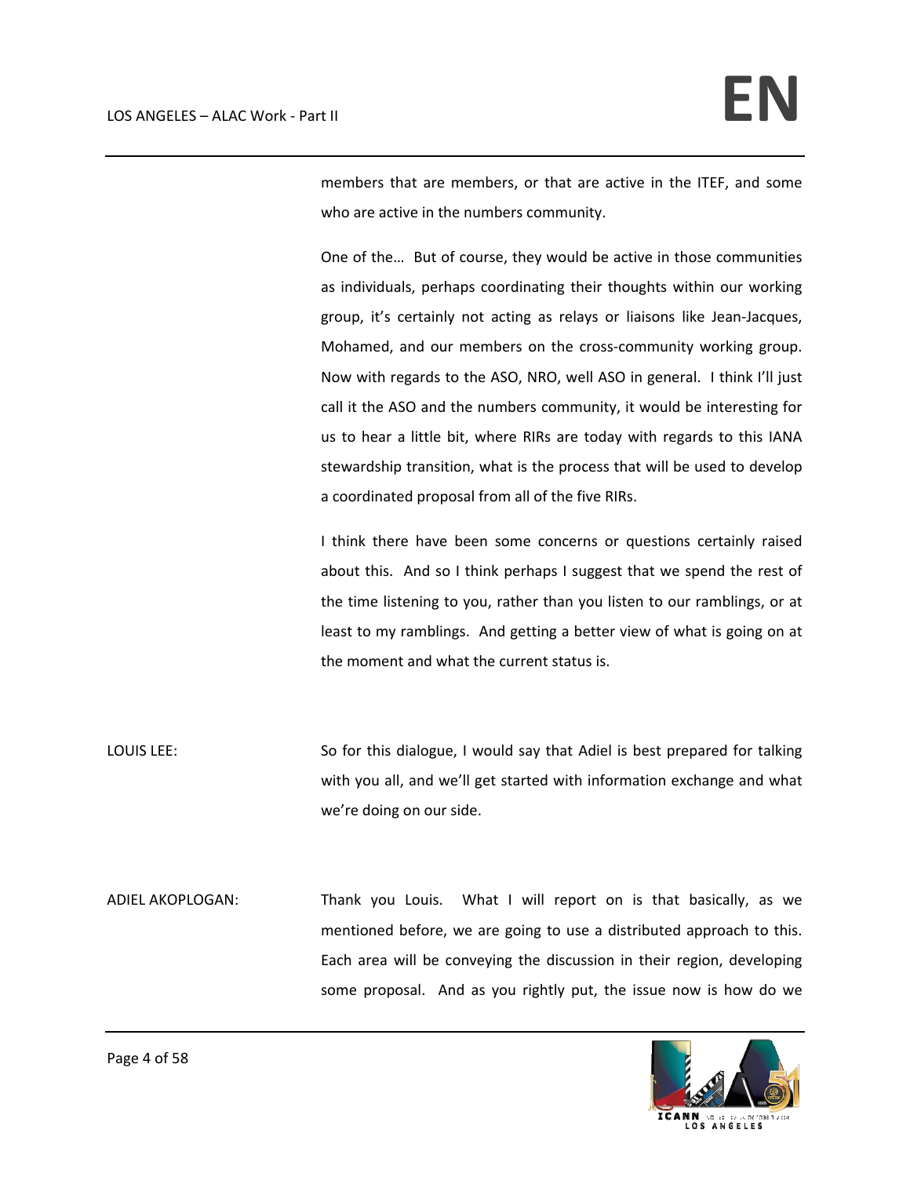members that are members, or that are active in the ITEF, and some who are active in the numbers community.

One of the… But of course, they would be active in those communities as individuals, perhaps coordinating their thoughts within our working group, it's certainly not acting as relays or liaisons like Jean-Jacques, Mohamed, and our members on the cross-community working group. Now with regards to the ASO, NRO, well ASO in general. I think I'll just call it the ASO and the numbers community, it would be interesting for us to hear a little bit, where RIRs are today with regards to this IANA stewardship transition, what is the process that will be used to develop a coordinated proposal from all of the five RIRs.

I think there have been some concerns or questions certainly raised about this. And so I think perhaps I suggest that we spend the rest of the time listening to you, rather than you listen to our ramblings, or at least to my ramblings. And getting a better view of what is going on at the moment and what the current status is.

LOUIS LEE: So for this dialogue, I would say that Adiel is best prepared for talking with you all, and we'll get started with information exchange and what we're doing on our side.

ADIEL AKOPLOGAN: Thank you Louis. What I will report on is that basically, as we mentioned before, we are going to use a distributed approach to this. Each area will be conveying the discussion in their region, developing some proposal. And as you rightly put, the issue now is how do we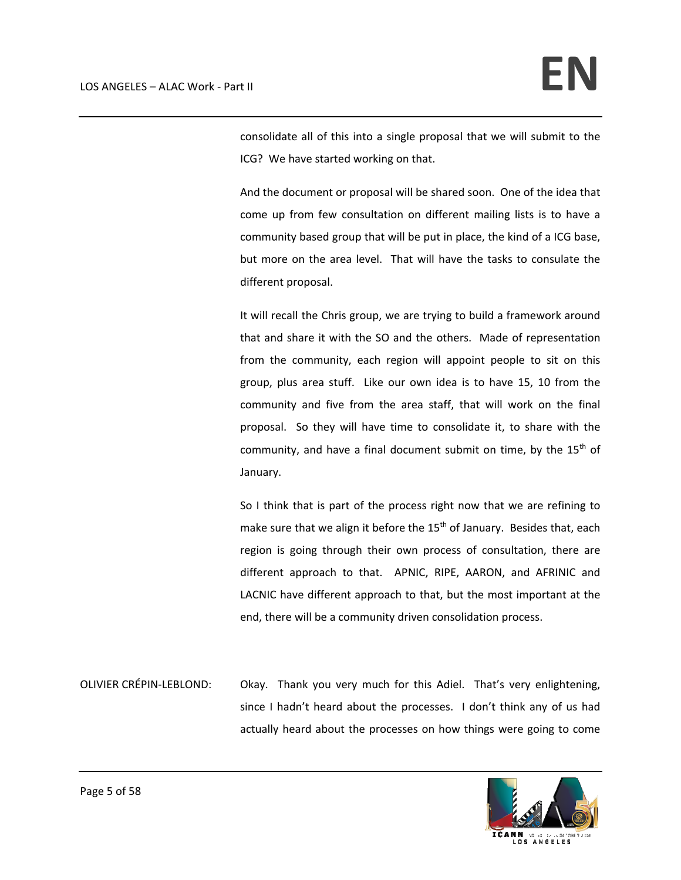consolidate all of this into a single proposal that we will submit to the ICG? We have started working on that.

And the document or proposal will be shared soon. One of the idea that come up from few consultation on different mailing lists is to have a community based group that will be put in place, the kind of a ICG base, but more on the area level. That will have the tasks to consulate the different proposal.

It will recall the Chris group, we are trying to build a framework around that and share it with the SO and the others. Made of representation from the community, each region will appoint people to sit on this group, plus area stuff. Like our own idea is to have 15, 10 from the community and five from the area staff, that will work on the final proposal. So they will have time to consolidate it, to share with the community, and have a final document submit on time, by the 15th of January.

So I think that is part of the process right now that we are refining to make sure that we align it before the 15th of January. Besides that, each region is going through their own process of consultation, there are different approach to that. APNIC, RIPE, AARON, and AFRINIC and LACNIC have different approach to that, but the most important at the end, there will be a community driven consolidation process.

OLIVIER CRÉPIN-LEBLOND: Okay. Thank you very much for this Adiel. That's very enlightening, since I hadn't heard about the processes. I don't think any of us had actually heard about the processes on how things were going to come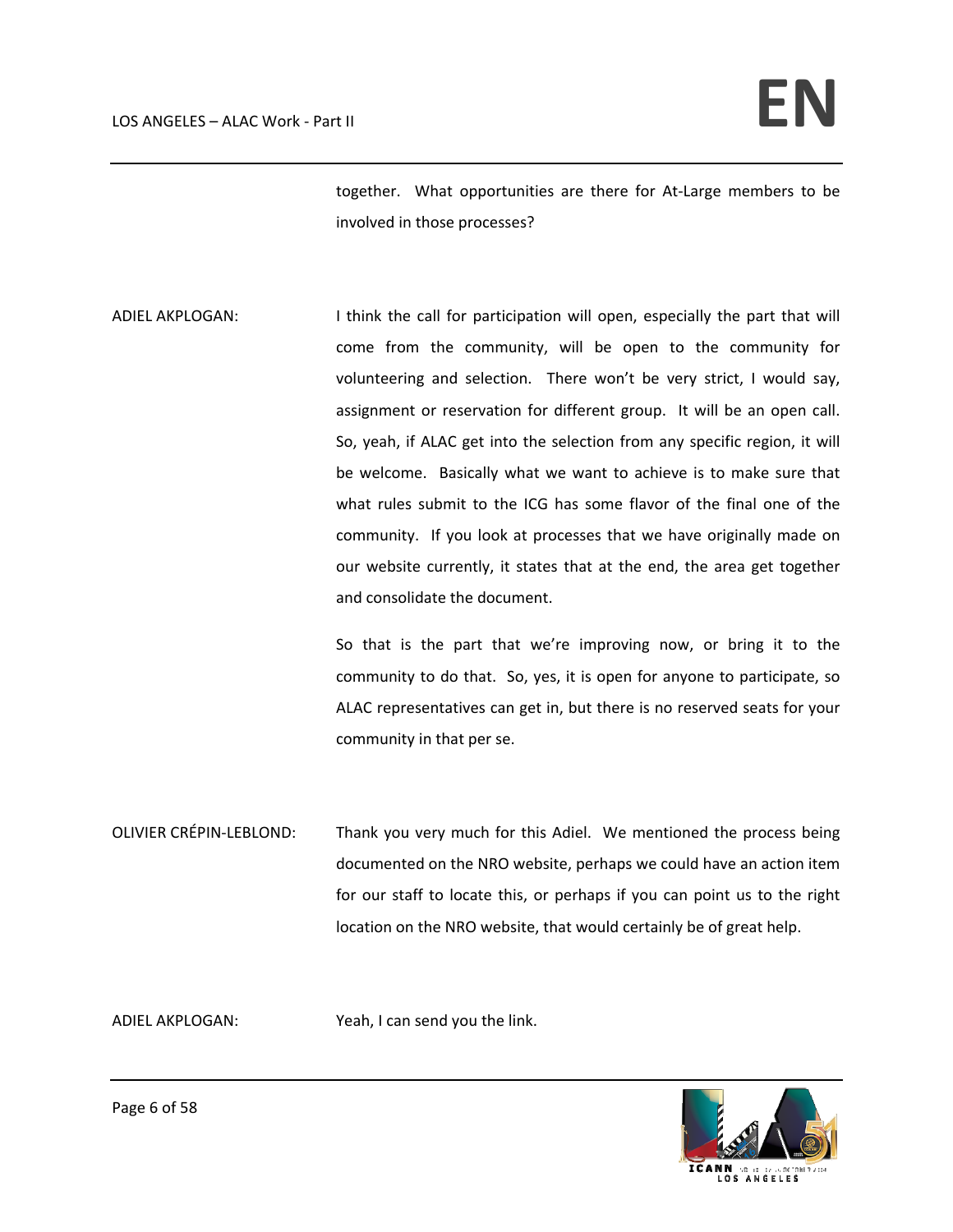together. What opportunities are there for At-Large members to be involved in those processes?

ADIEL AKPLOGAN: I think the call for participation will open, especially the part that will come from the community, will be open to the community for volunteering and selection. There won't be very strict, I would say, assignment or reservation for different group. It will be an open call. So, yeah, if ALAC get into the selection from any specific region, it will be welcome. Basically what we want to achieve is to make sure that what rules submit to the ICG has some flavor of the final one of the community. If you look at processes that we have originally made on our website currently, it states that at the end, the area get together and consolidate the document.

So that is the part that we're improving now, or bring it to the community to do that. So, yes, it is open for anyone to participate, so ALAC representatives can get in, but there is no reserved seats for your community in that per se.

OLIVIER CRÉPIN-LEBLOND: Thank you very much for this Adiel. We mentioned the process being documented on the NRO website, perhaps we could have an action item for our staff to locate this, or perhaps if you can point us to the right location on the NRO website, that would certainly be of great help.

ADIEL AKPLOGAN: Yeah, I can send you the link.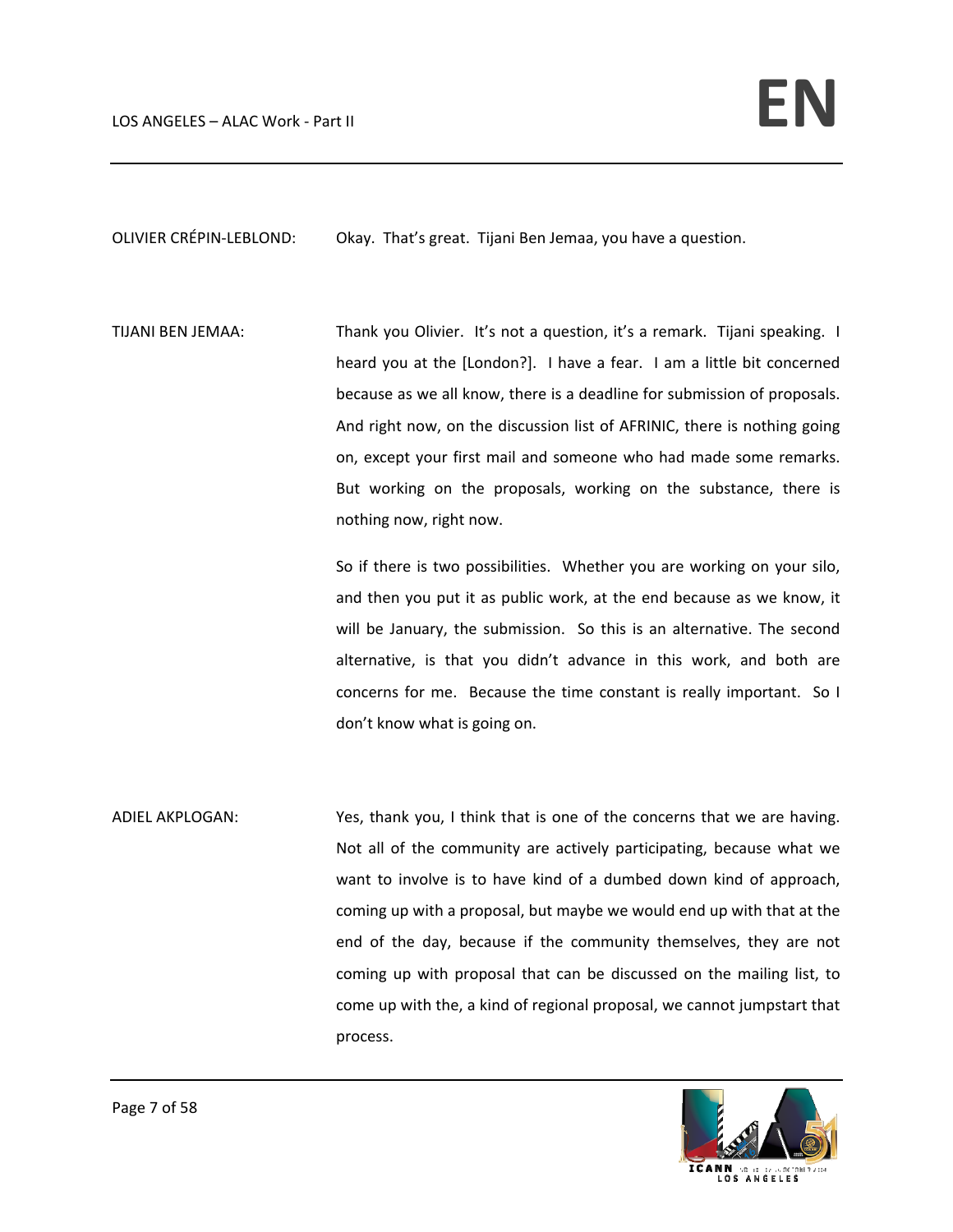OLIVIER CRÉPIN-LEBLOND: Okay. That's great. Tijani Ben Jemaa, you have a question.

TIJANI BEN JEMAA: Thank you Olivier. It's not a question, it's a remark. Tijani speaking. I heard you at the [London?]. I have a fear. I am a little bit concerned because as we all know, there is a deadline for submission of proposals. And right now, on the discussion list of AFRINIC, there is nothing going on, except your first mail and someone who had made some remarks. But working on the proposals, working on the substance, there is nothing now, right now.

So if there is two possibilities. Whether you are working on your silo, and then you put it as public work, at the end because as we know, it will be January, the submission. So this is an alternative. The second alternative, is that you didn't advance in this work, and both are concerns for me. Because the time constant is really important. So I don't know what is going on.

ADIEL AKPLOGAN: Yes, thank you, I think that is one of the concerns that we are having. Not all of the community are actively participating, because what we want to involve is to have kind of a dumbed down kind of approach, coming up with a proposal, but maybe we would end up with that at the end of the day, because if the community themselves, they are not coming up with proposal that can be discussed on the mailing list, to come up with the, a kind of regional proposal, we cannot jumpstart that process.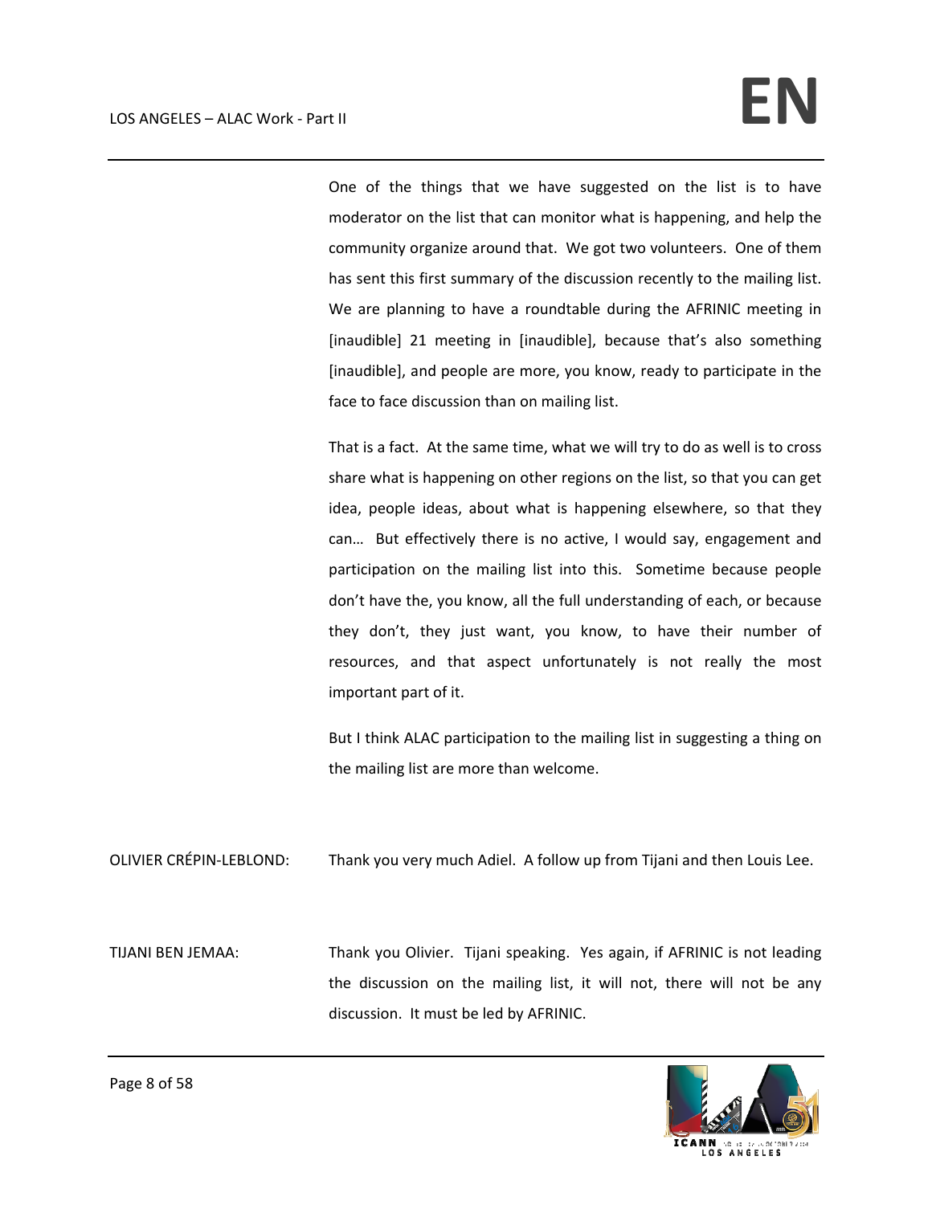One of the things that we have suggested on the list is to have moderator on the list that can monitor what is happening, and help the community organize around that. We got two volunteers. One of them has sent this first summary of the discussion recently to the mailing list. We are planning to have a roundtable during the AFRINIC meeting in [inaudible] 21 meeting in [inaudible], because that's also something [inaudible], and people are more, you know, ready to participate in the face to face discussion than on mailing list.

That is a fact. At the same time, what we will try to do as well is to cross share what is happening on other regions on the list, so that you can get idea, people ideas, about what is happening elsewhere, so that they can… But effectively there is no active, I would say, engagement and participation on the mailing list into this. Sometime because people don't have the, you know, all the full understanding of each, or because they don't, they just want, you know, to have their number of resources, and that aspect unfortunately is not really the most important part of it.

But I think ALAC participation to the mailing list in suggesting a thing on the mailing list are more than welcome.

OLIVIER CRÉPIN-LEBLOND: Thank you very much Adiel. A follow up from Tijani and then Louis Lee.

TIJANI BEN JEMAA: Thank you Olivier. Tijani speaking. Yes again, if AFRINIC is not leading the discussion on the mailing list, it will not, there will not be any discussion. It must be led by AFRINIC.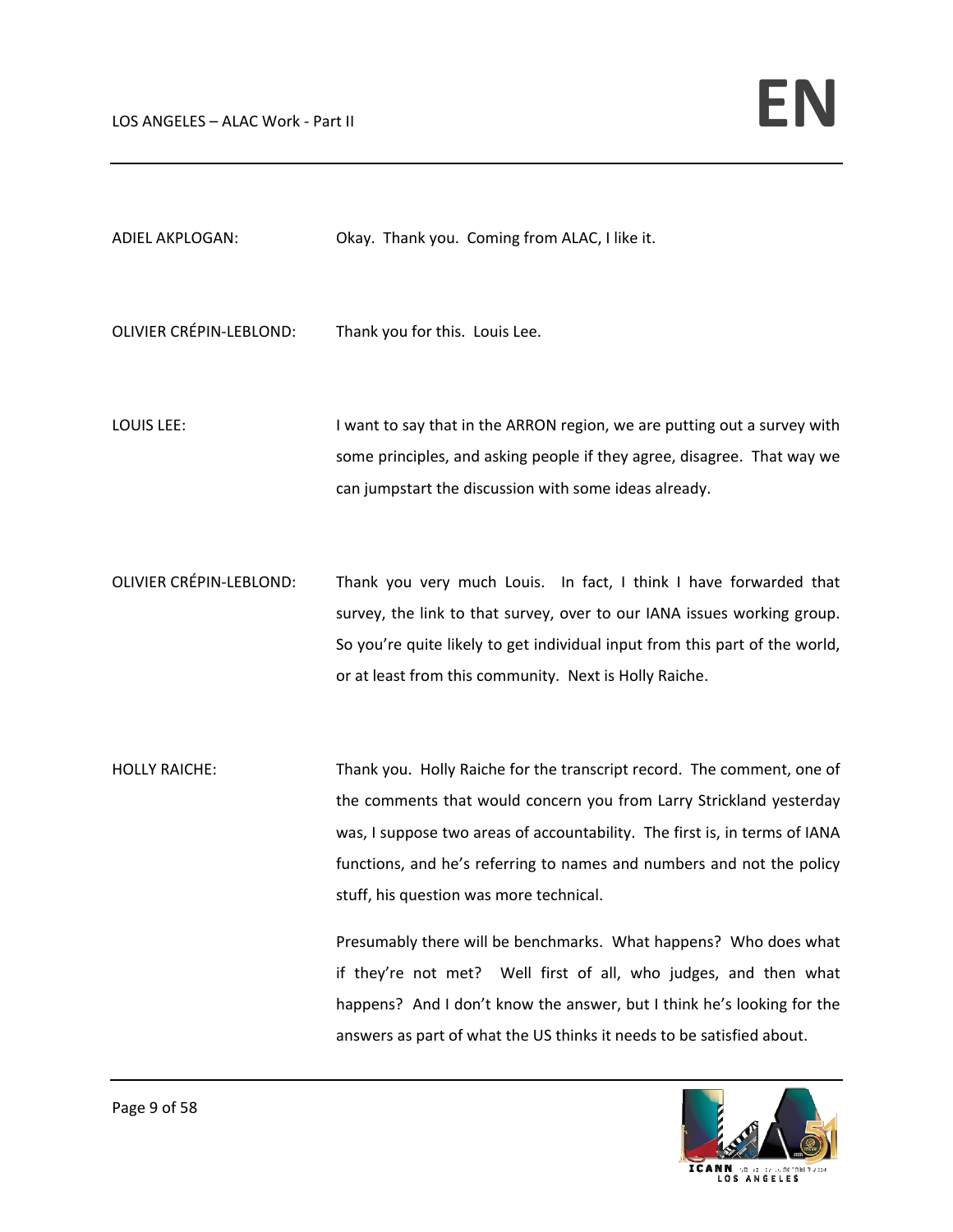ADIEL AKPLOGAN: Okay. Thank you. Coming from ALAC, I like it.

OLIVIER CRÉPIN-LEBLOND: Thank you for this. Louis Lee.

LOUIS LEE: I want to say that in the ARRON region, we are putting out a survey with some principles, and asking people if they agree, disagree. That way we can jumpstart the discussion with some ideas already.

OLIVIER CRÉPIN-LEBLOND: Thank you very much Louis. In fact, I think I have forwarded that survey, the link to that survey, over to our IANA issues working group. So you're quite likely to get individual input from this part of the world, or at least from this community. Next is Holly Raiche.

HOLLY RAICHE: Thank you. Holly Raiche for the transcript record. The comment, one of the comments that would concern you from Larry Strickland yesterday was, I suppose two areas of accountability. The first is, in terms of IANA functions, and he's referring to names and numbers and not the policy stuff, his question was more technical.

Presumably there will be benchmarks. What happens? Who does what if they're not met? Well first of all, who judges, and then what happens? And I don't know the answer, but I think he's looking for the answers as part of what the US thinks it needs to be satisfied about.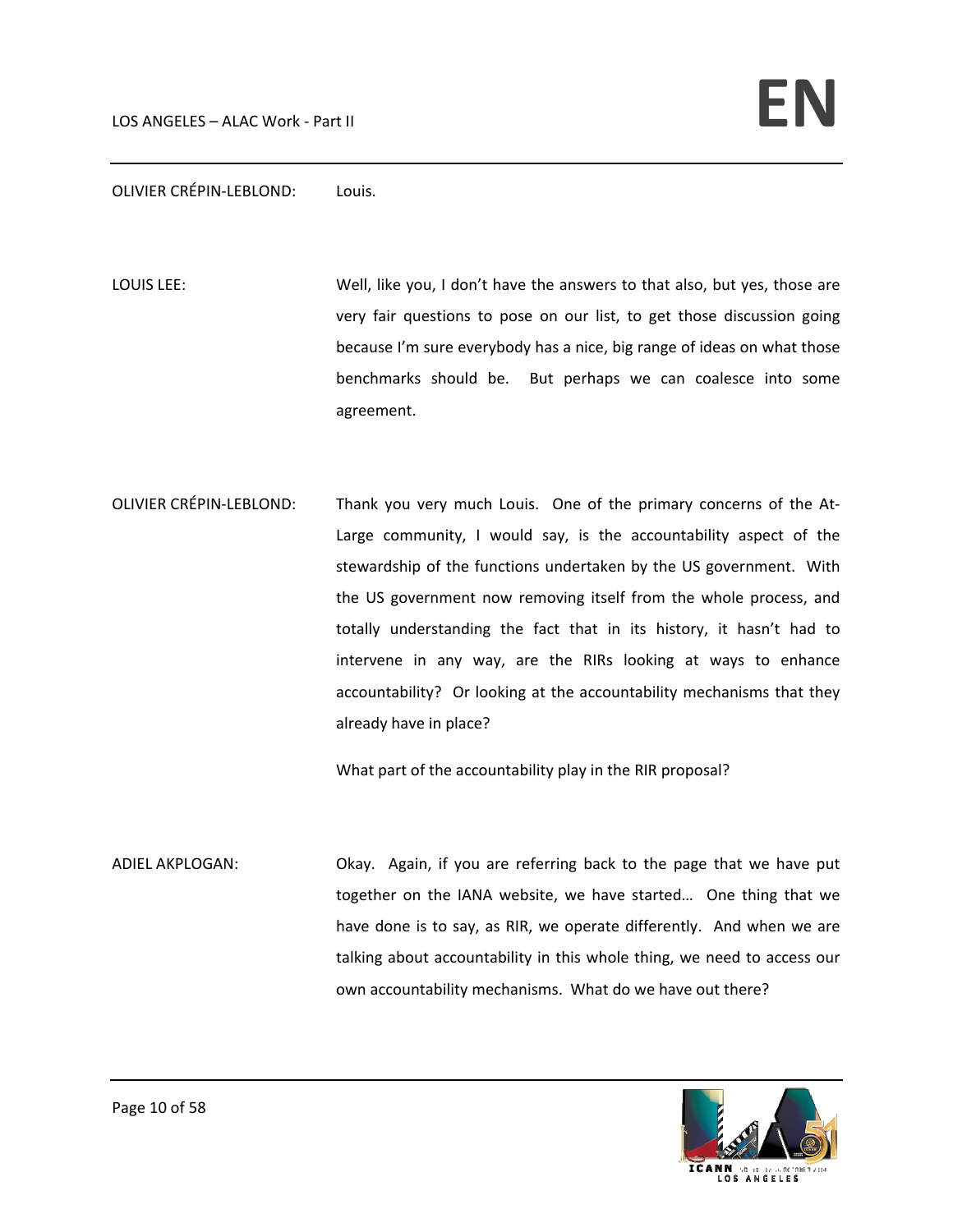OLIVIER CRÉPIN-LEBLOND: Louis.

LOUIS LEE: Well, like you, I don't have the answers to that also, but yes, those are very fair questions to pose on our list, to get those discussion going because I'm sure everybody has a nice, big range of ideas on what those benchmarks should be. But perhaps we can coalesce into some agreement.

OLIVIER CRÉPIN-LEBLOND: Thank you very much Louis. One of the primary concerns of the At-Large community, I would say, is the accountability aspect of the stewardship of the functions undertaken by the US government. With the US government now removing itself from the whole process, and totally understanding the fact that in its history, it hasn't had to intervene in any way, are the RIRs looking at ways to enhance accountability? Or looking at the accountability mechanisms that they already have in place?

What part of the accountability play in the RIR proposal?

ADIEL AKPLOGAN: Okay. Again, if you are referring back to the page that we have put together on the IANA website, we have started… One thing that we have done is to say, as RIR, we operate differently. And when we are talking about accountability in this whole thing, we need to access our own accountability mechanisms. What do we have out there?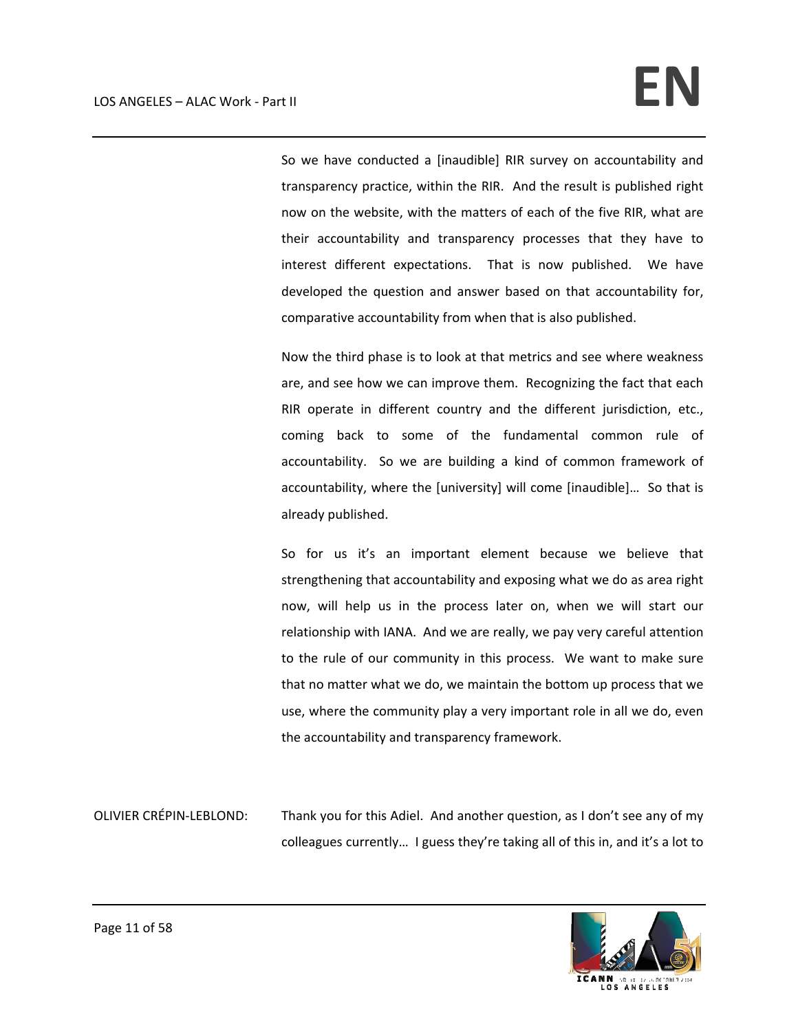So we have conducted a [inaudible] RIR survey on accountability and transparency practice, within the RIR. And the result is published right now on the website, with the matters of each of the five RIR, what are their accountability and transparency processes that they have to interest different expectations. That is now published. We have developed the question and answer based on that accountability for, comparative accountability from when that is also published.

Now the third phase is to look at that metrics and see where weakness are, and see how we can improve them. Recognizing the fact that each RIR operate in different country and the different jurisdiction, etc., coming back to some of the fundamental common rule of accountability. So we are building a kind of common framework of accountability, where the [university] will come [inaudible]… So that is already published.

So for us it's an important element because we believe that strengthening that accountability and exposing what we do as area right now, will help us in the process later on, when we will start our relationship with IANA. And we are really, we pay very careful attention to the rule of our community in this process. We want to make sure that no matter what we do, we maintain the bottom up process that we use, where the community play a very important role in all we do, even the accountability and transparency framework.

OLIVIER CRÉPIN-LEBLOND: Thank you for this Adiel. And another question, as I don't see any of my colleagues currently… I guess they're taking all of this in, and it's a lot to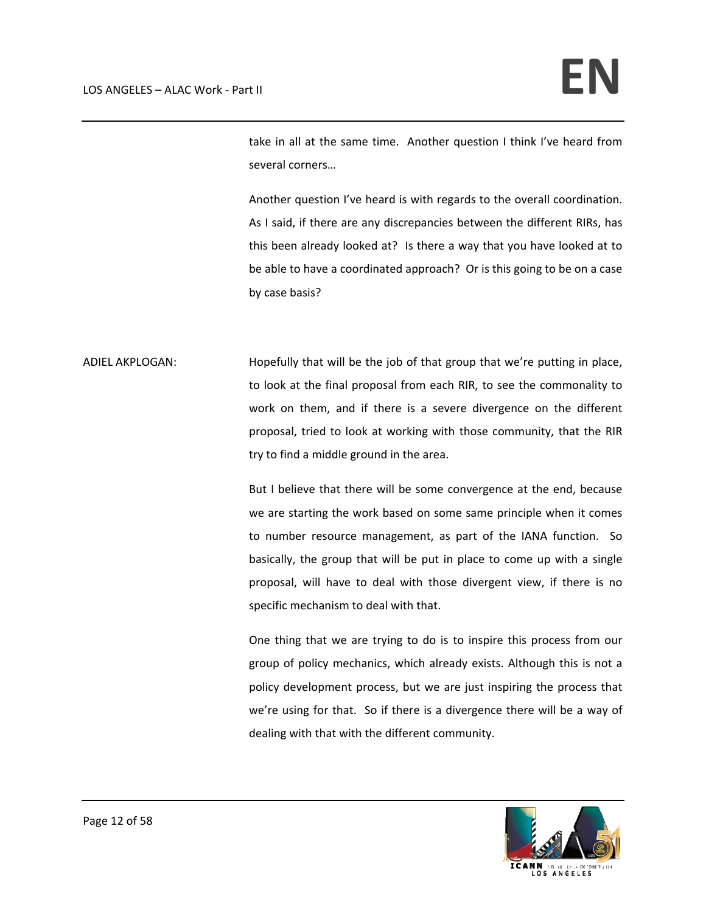take in all at the same time. Another question I think I've heard from several corners…

Another question I've heard is with regards to the overall coordination. As I said, if there are any discrepancies between the different RIRs, has this been already looked at? Is there a way that you have looked at to be able to have a coordinated approach? Or is this going to be on a case by case basis?

ADIEL AKPLOGAN: Hopefully that will be the job of that group that we're putting in place, to look at the final proposal from each RIR, to see the commonality to work on them, and if there is a severe divergence on the different proposal, tried to look at working with those community, that the RIR try to find a middle ground in the area.

But I believe that there will be some convergence at the end, because we are starting the work based on some same principle when it comes to number resource management, as part of the IANA function. So basically, the group that will be put in place to come up with a single proposal, will have to deal with those divergent view, if there is no specific mechanism to deal with that.

One thing that we are trying to do is to inspire this process from our group of policy mechanics, which already exists. Although this is not a policy development process, but we are just inspiring the process that we're using for that. So if there is a divergence there will be a way of dealing with that with the different community.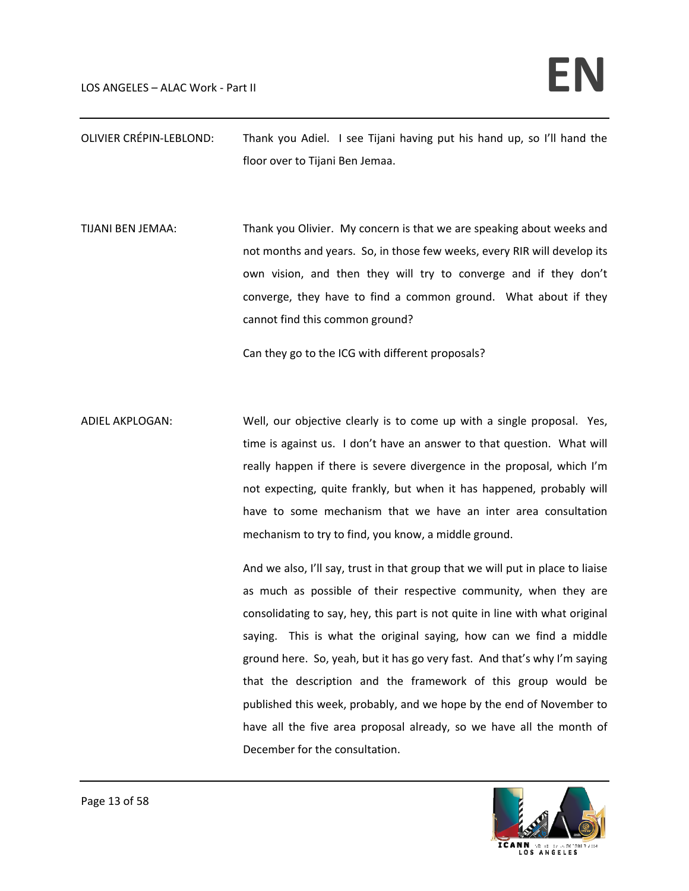OLIVIER CRÉPIN-LEBLOND: Thank you Adiel. I see Tijani having put his hand up, so I'll hand the floor over to Tijani Ben Jemaa.

TIJANI BEN JEMAA: Thank you Olivier. My concern is that we are speaking about weeks and not months and years. So, in those few weeks, every RIR will develop its own vision, and then they will try to converge and if they don't converge, they have to find a common ground. What about if they cannot find this common ground?

Can they go to the ICG with different proposals?

ADIEL AKPLOGAN: Well, our objective clearly is to come up with a single proposal. Yes, time is against us. I don't have an answer to that question. What will really happen if there is severe divergence in the proposal, which I'm not expecting, quite frankly, but when it has happened, probably will have to some mechanism that we have an inter area consultation mechanism to try to find, you know, a middle ground.

And we also, I'll say, trust in that group that we will put in place to liaise as much as possible of their respective community, when they are consolidating to say, hey, this part is not quite in line with what original saying. This is what the original saying, how can we find a middle ground here. So, yeah, but it has go very fast. And that's why I'm saying that the description and the framework of this group would be published this week, probably, and we hope by the end of November to have all the five area proposal already, so we have all the month of December for the consultation.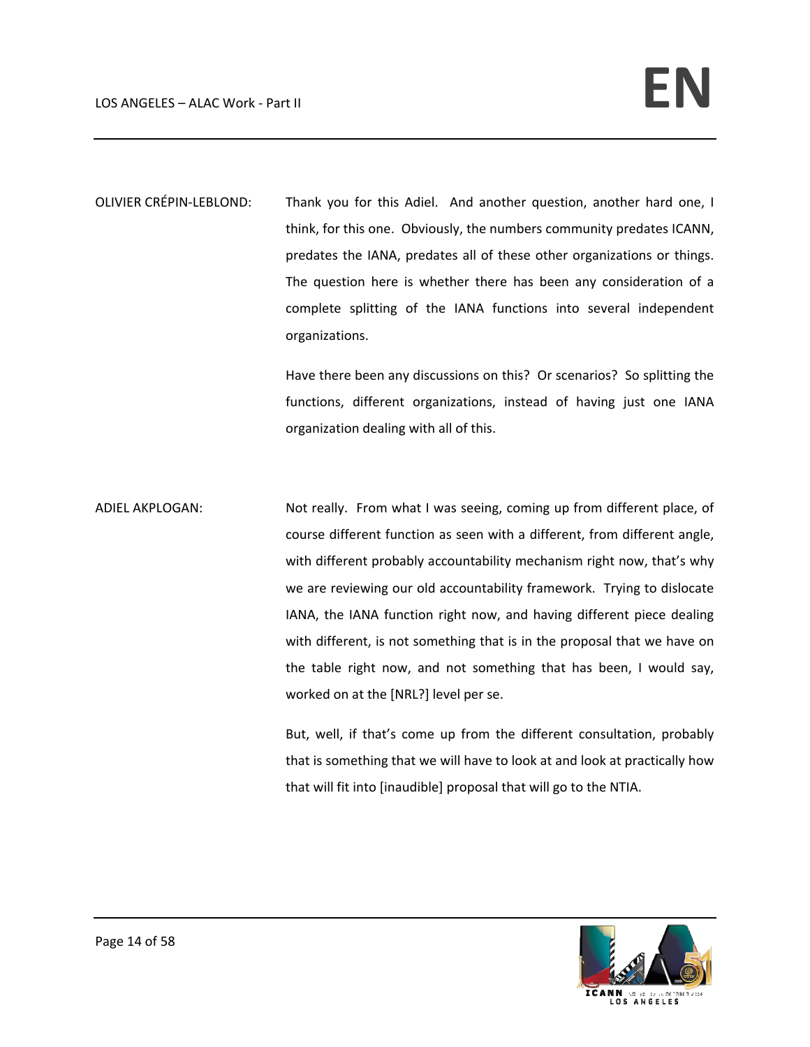OLIVIER CRÉPIN-LEBLOND: Thank you for this Adiel. And another question, another hard one, I think, for this one. Obviously, the numbers community predates ICANN, predates the IANA, predates all of these other organizations or things. The question here is whether there has been any consideration of a complete splitting of the IANA functions into several independent organizations.

Have there been any discussions on this? Or scenarios? So splitting the functions, different organizations, instead of having just one IANA organization dealing with all of this.

ADIEL AKPLOGAN: Not really. From what I was seeing, coming up from different place, of course different function as seen with a different, from different angle, with different probably accountability mechanism right now, that's why we are reviewing our old accountability framework. Trying to dislocate IANA, the IANA function right now, and having different piece dealing with different, is not something that is in the proposal that we have on the table right now, and not something that has been, I would say, worked on at the [NRL?] level per se.

But, well, if that's come up from the different consultation, probably that is something that we will have to look at and look at practically how that will fit into [inaudible] proposal that will go to the NTIA.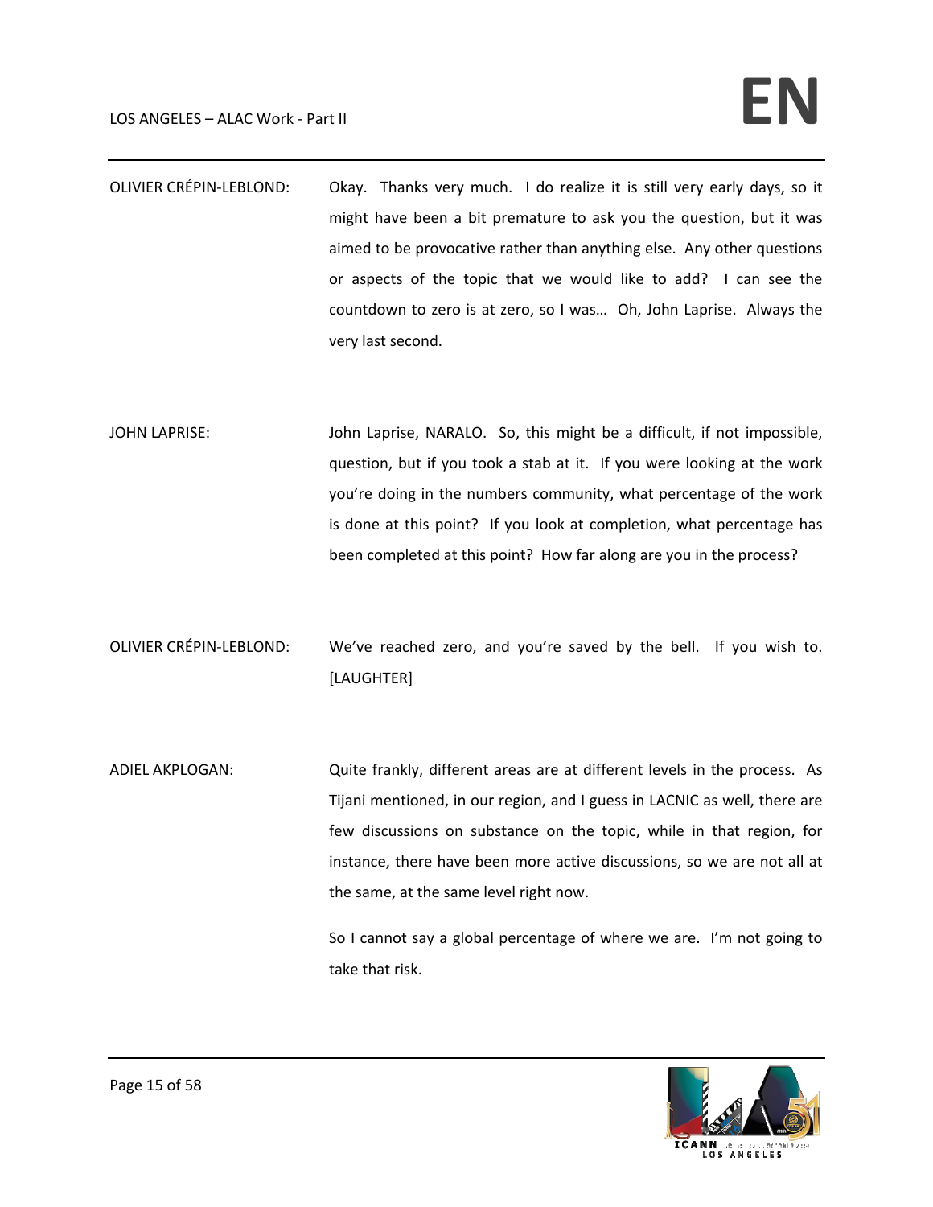OLIVIER CRÉPIN-LEBLOND: Okay. Thanks very much. I do realize it is still very early days, so it might have been a bit premature to ask you the question, but it was aimed to be provocative rather than anything else. Any other questions or aspects of the topic that we would like to add? I can see the countdown to zero is at zero, so I was… Oh, John Laprise. Always the very last second.

JOHN LAPRISE: John Laprise, NARALO. So, this might be a difficult, if not impossible, question, but if you took a stab at it. If you were looking at the work you're doing in the numbers community, what percentage of the work is done at this point? If you look at completion, what percentage has been completed at this point? How far along are you in the process?

OLIVIER CRÉPIN-LEBLOND: We've reached zero, and you're saved by the bell. If you wish to. [LAUGHTER]

ADIEL AKPLOGAN: Quite frankly, different areas are at different levels in the process. As Tijani mentioned, in our region, and I guess in LACNIC as well, there are few discussions on substance on the topic, while in that region, for instance, there have been more active discussions, so we are not all at the same, at the same level right now.

So I cannot say a global percentage of where we are. I'm not going to take that risk.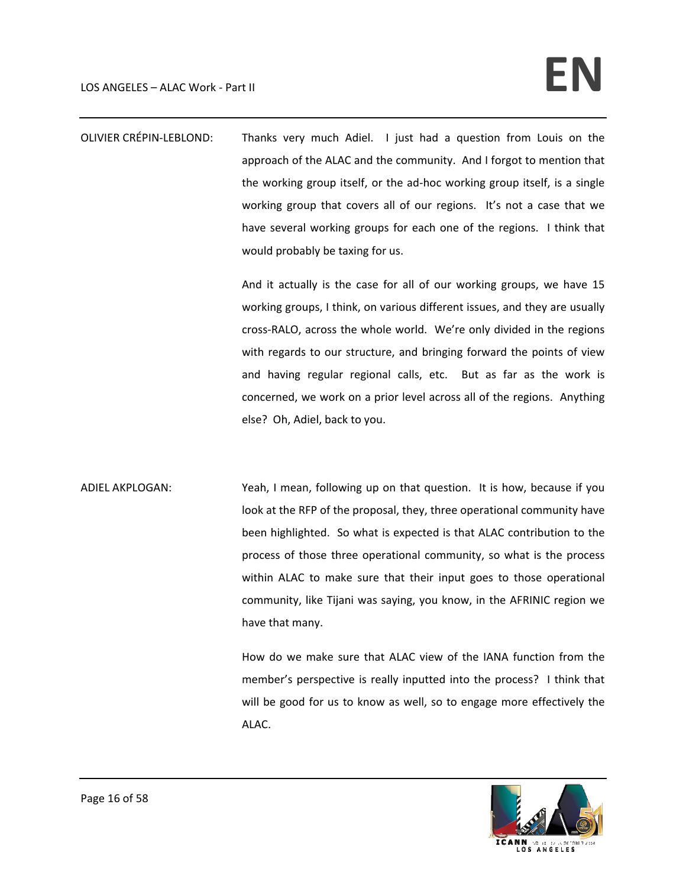OLIVIER CRÉPIN-LEBLOND: Thanks very much Adiel. I just had a question from Louis on the approach of the ALAC and the community. And I forgot to mention that the working group itself, or the ad-hoc working group itself, is a single working group that covers all of our regions. It's not a case that we have several working groups for each one of the regions. I think that would probably be taxing for us.

And it actually is the case for all of our working groups, we have 15 working groups, I think, on various different issues, and they are usually cross-RALO, across the whole world. We're only divided in the regions with regards to our structure, and bringing forward the points of view and having regular regional calls, etc. But as far as the work is concerned, we work on a prior level across all of the regions. Anything else? Oh, Adiel, back to you.

ADIEL AKPLOGAN: Yeah, I mean, following up on that question. It is how, because if you look at the RFP of the proposal, they, three operational community have been highlighted. So what is expected is that ALAC contribution to the process of those three operational community, so what is the process within ALAC to make sure that their input goes to those operational community, like Tijani was saying, you know, in the AFRINIC region we have that many.

How do we make sure that ALAC view of the IANA function from the member's perspective is really inputted into the process? I think that will be good for us to know as well, so to engage more effectively the ALAC.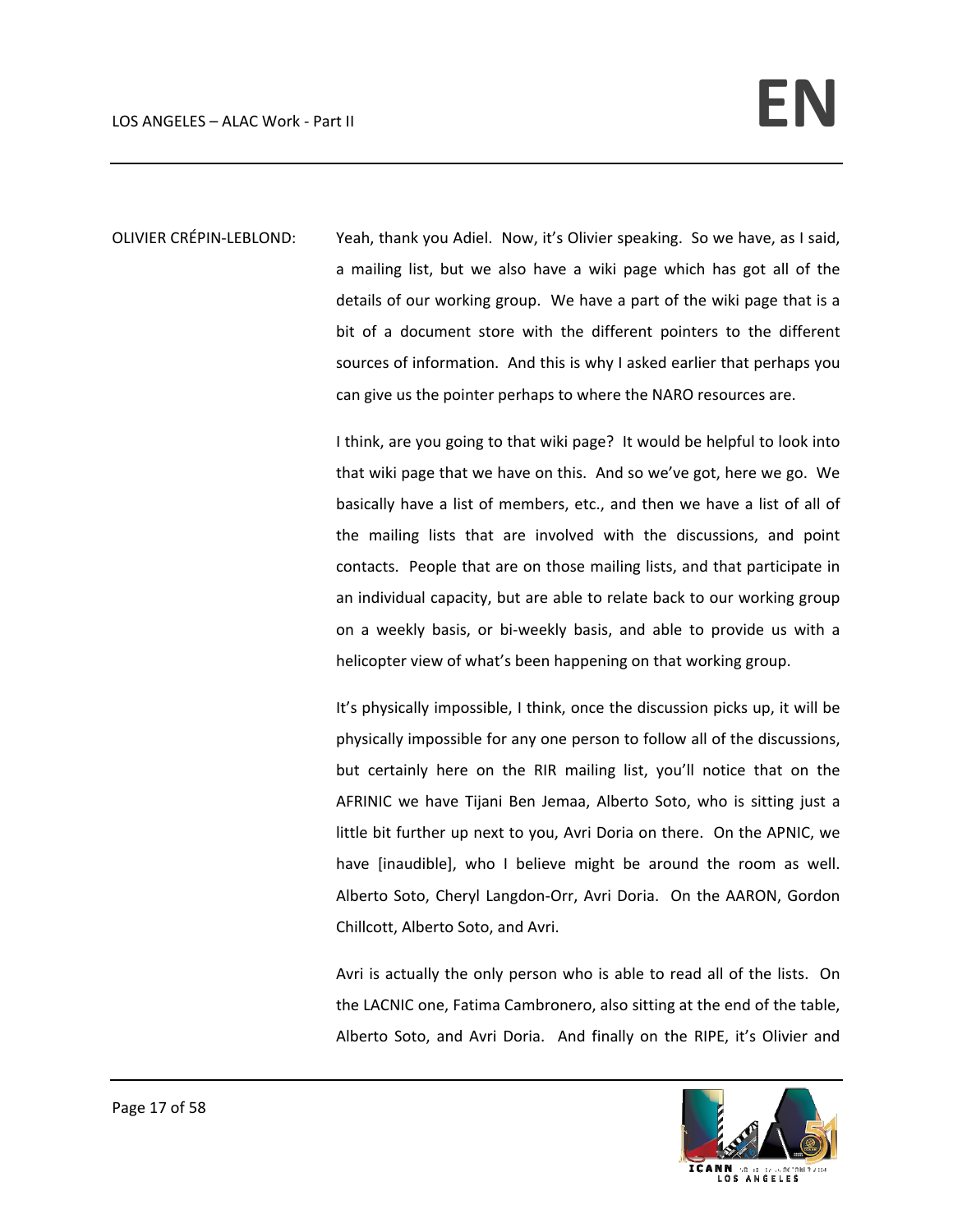OLIVIER CRÉPIN-LEBLOND: Yeah, thank you Adiel. Now, it's Olivier speaking. So we have, as I said, a mailing list, but we also have a wiki page which has got all of the details of our working group. We have a part of the wiki page that is a bit of a document store with the different pointers to the different sources of information. And this is why I asked earlier that perhaps you can give us the pointer perhaps to where the NARO resources are.

I think, are you going to that wiki page? It would be helpful to look into that wiki page that we have on this. And so we've got, here we go. We basically have a list of members, etc., and then we have a list of all of the mailing lists that are involved with the discussions, and point contacts. People that are on those mailing lists, and that participate in an individual capacity, but are able to relate back to our working group on a weekly basis, or bi-weekly basis, and able to provide us with a helicopter view of what's been happening on that working group.

It's physically impossible, I think, once the discussion picks up, it will be physically impossible for any one person to follow all of the discussions, but certainly here on the RIR mailing list, you'll notice that on the AFRINIC we have Tijani Ben Jemaa, Alberto Soto, who is sitting just a little bit further up next to you, Avri Doria on there. On the APNIC, we have [inaudible], who I believe might be around the room as well. Alberto Soto, Cheryl Langdon-Orr, Avri Doria. On the AARON, Gordon Chillcott, Alberto Soto, and Avri.

Avri is actually the only person who is able to read all of the lists. On the LACNIC one, Fatima Cambronero, also sitting at the end of the table, Alberto Soto, and Avri Doria. And finally on the RIPE, it's Olivier and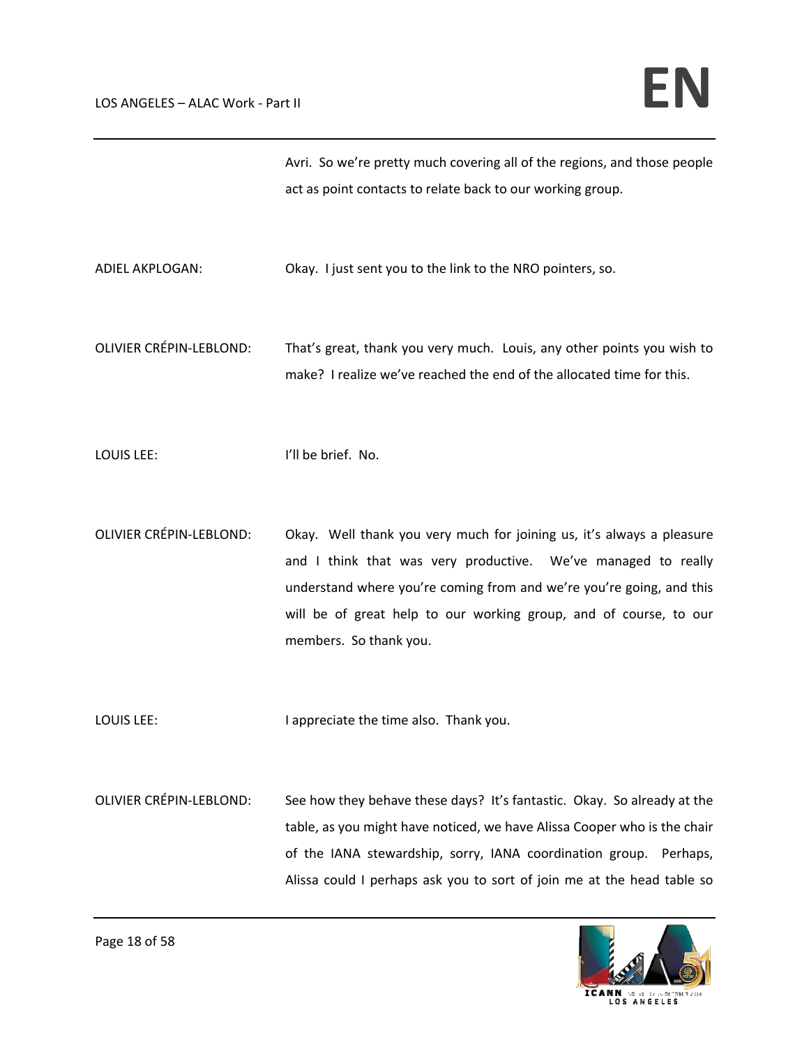Avri. So we're pretty much covering all of the regions, and those people act as point contacts to relate back to our working group.

ADIEL AKPLOGAN: Okay. I just sent you to the link to the NRO pointers, so.

OLIVIER CRÉPIN-LEBLOND: That's great, thank you very much. Louis, any other points you wish to make? I realize we've reached the end of the allocated time for this.

LOUIS LEE: I'll be brief. No.

OLIVIER CRÉPIN-LEBLOND: Okay. Well thank you very much for joining us, it's always a pleasure and I think that was very productive. We've managed to really understand where you're coming from and we're you're going, and this will be of great help to our working group, and of course, to our members. So thank you.

LOUIS LEE: I appreciate the time also. Thank you.

OLIVIER CRÉPIN-LEBLOND: See how they behave these days? It's fantastic. Okay. So already at the table, as you might have noticed, we have Alissa Cooper who is the chair of the IANA stewardship, sorry, IANA coordination group. Perhaps, Alissa could I perhaps ask you to sort of join me at the head table so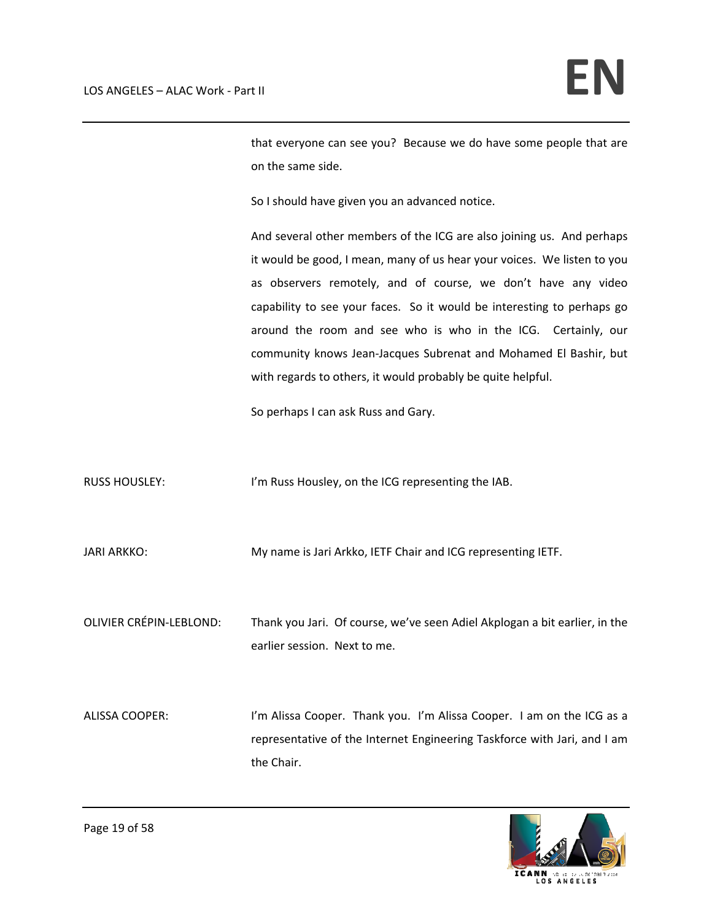that everyone can see you? Because we do have some people that are on the same side.

So I should have given you an advanced notice.

And several other members of the ICG are also joining us. And perhaps it would be good, I mean, many of us hear your voices. We listen to you as observers remotely, and of course, we don't have any video capability to see your faces. So it would be interesting to perhaps go around the room and see who is who in the ICG. Certainly, our community knows Jean-Jacques Subrenat and Mohamed El Bashir, but with regards to others, it would probably be quite helpful.

So perhaps I can ask Russ and Gary.

RUSS HOUSLEY: I'm Russ Housley, on the ICG representing the IAB.

JARI ARKKO: My name is Jari Arkko, IETF Chair and ICG representing IETF.

OLIVIER CRÉPIN-LEBLOND: Thank you Jari. Of course, we've seen Adiel Akplogan a bit earlier, in the earlier session. Next to me.

ALISSA COOPER: I'm Alissa Cooper. Thank you. I'm Alissa Cooper. I am on the ICG as a representative of the Internet Engineering Taskforce with Jari, and I am the Chair.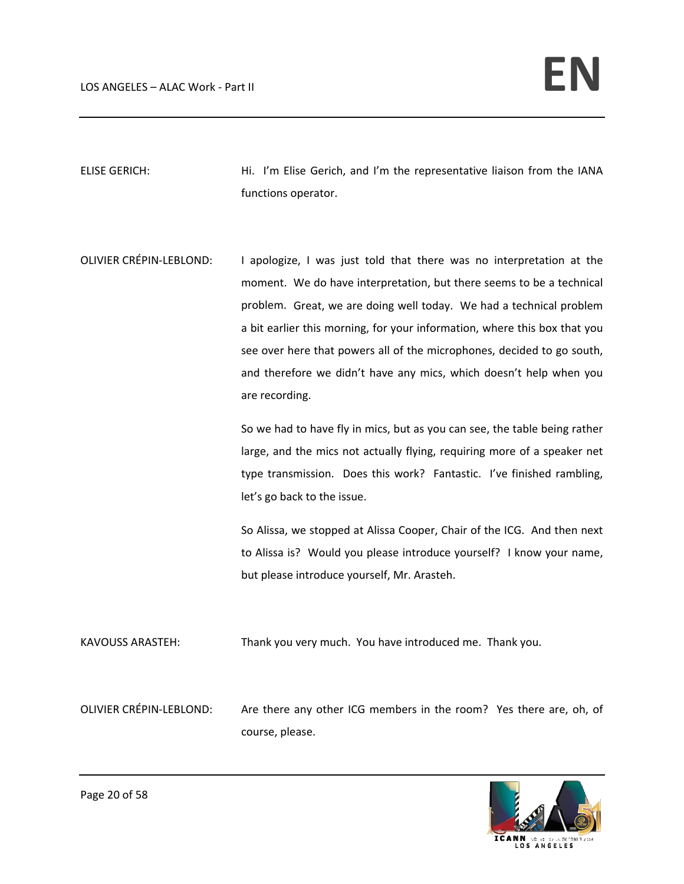ELISE GERICH: Hi. I'm Elise Gerich, and I'm the representative liaison from the IANA functions operator.

OLIVIER CRÉPIN-LEBLOND: I apologize, I was just told that there was no interpretation at the moment. We do have interpretation, but there seems to be a technical problem. Great, we are doing well today. We had a technical problem a bit earlier this morning, for your information, where this box that you see over here that powers all of the microphones, decided to go south, and therefore we didn't have any mics, which doesn't help when you are recording.

So we had to have fly in mics, but as you can see, the table being rather large, and the mics not actually flying, requiring more of a speaker net type transmission. Does this work? Fantastic. I've finished rambling, let's go back to the issue.

So Alissa, we stopped at Alissa Cooper, Chair of the ICG. And then next to Alissa is? Would you please introduce yourself? I know your name, but please introduce yourself, Mr. Arasteh.

KAVOUSS ARASTEH: Thank you very much. You have introduced me. Thank you.

OLIVIER CRÉPIN-LEBLOND: Are there any other ICG members in the room? Yes there are, oh, of course, please.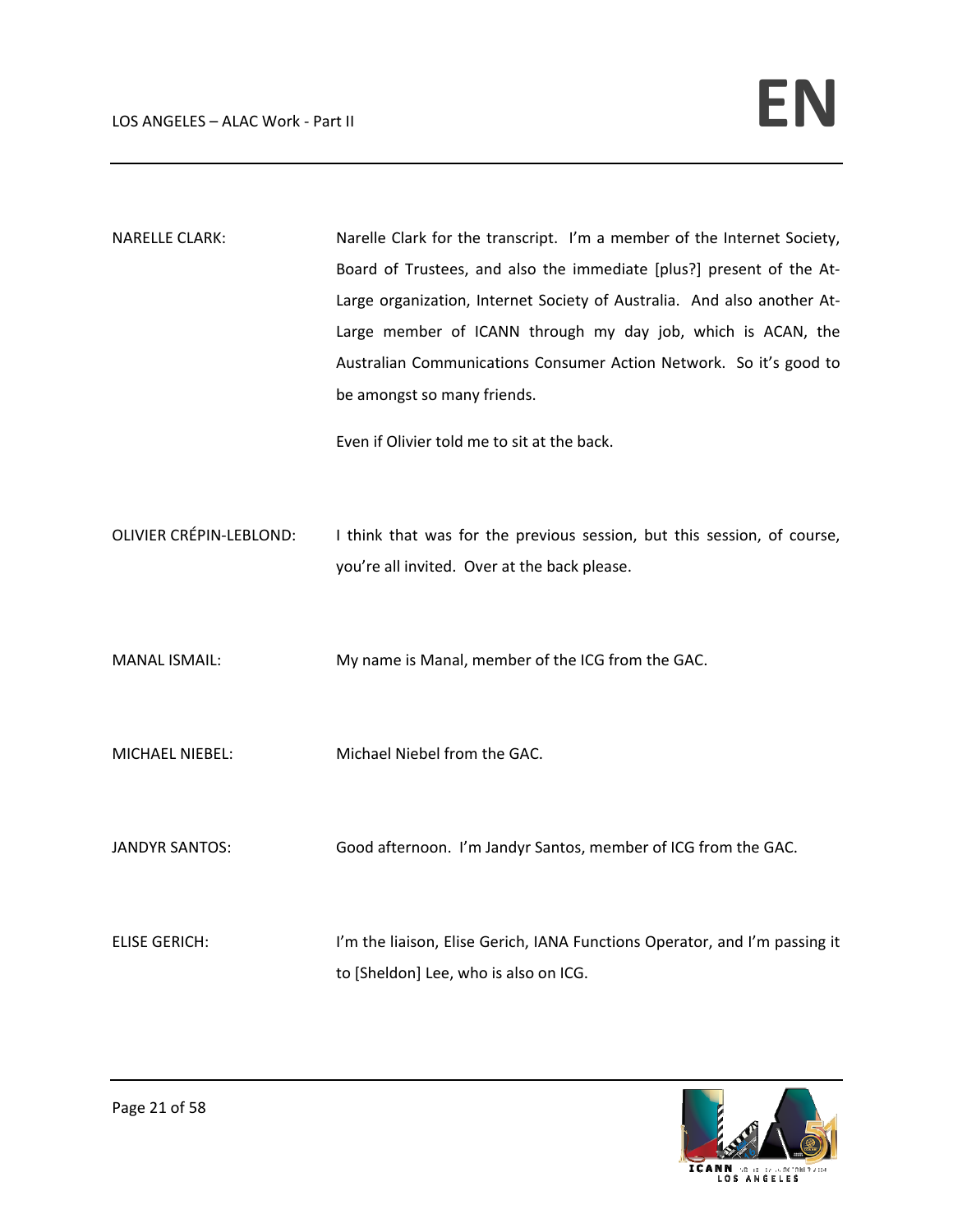NARELLE CLARK: Narelle Clark for the transcript. I'm a member of the Internet Society, Board of Trustees, and also the immediate [plus?] present of the At-Large organization, Internet Society of Australia. And also another At-Large member of ICANN through my day job, which is ACAN, the Australian Communications Consumer Action Network. So it's good to be amongst so many friends.

Even if Olivier told me to sit at the back.

OLIVIER CRÉPIN-LEBLOND: I think that was for the previous session, but this session, of course, you're all invited. Over at the back please.

MANAL ISMAIL: My name is Manal, member of the ICG from the GAC.

MICHAEL NIEBEL: Michael Niebel from the GAC.

JANDYR SANTOS: Good afternoon. I'm Jandyr Santos, member of ICG from the GAC.

ELISE GERICH: I'm the liaison, Elise Gerich, IANA Functions Operator, and I'm passing it to [Sheldon] Lee, who is also on ICG.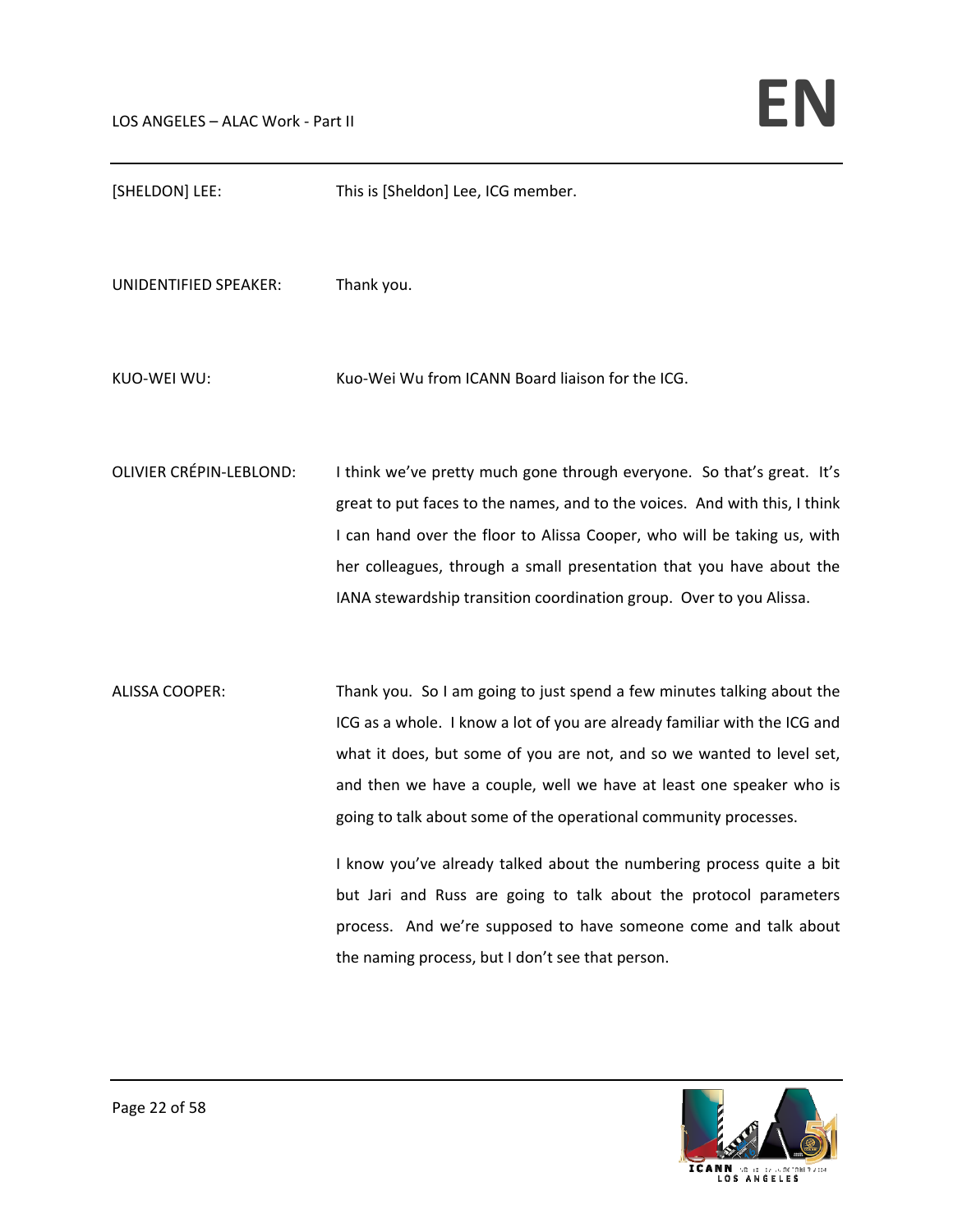[SHELDON] LEE: This is [Sheldon] Lee, ICG member.

UNIDENTIFIED SPEAKER: Thank you.

KUO-WEI WU: Kuo-Wei Wu from ICANN Board liaison for the ICG.

OLIVIER CRÉPIN-LEBLOND: I think we've pretty much gone through everyone. So that's great. It's great to put faces to the names, and to the voices. And with this, I think I can hand over the floor to Alissa Cooper, who will be taking us, with her colleagues, through a small presentation that you have about the IANA stewardship transition coordination group. Over to you Alissa.

ALISSA COOPER: Thank you. So I am going to just spend a few minutes talking about the ICG as a whole. I know a lot of you are already familiar with the ICG and what it does, but some of you are not, and so we wanted to level set, and then we have a couple, well we have at least one speaker who is going to talk about some of the operational community processes.

I know you've already talked about the numbering process quite a bit but Jari and Russ are going to talk about the protocol parameters process. And we're supposed to have someone come and talk about the naming process, but I don't see that person.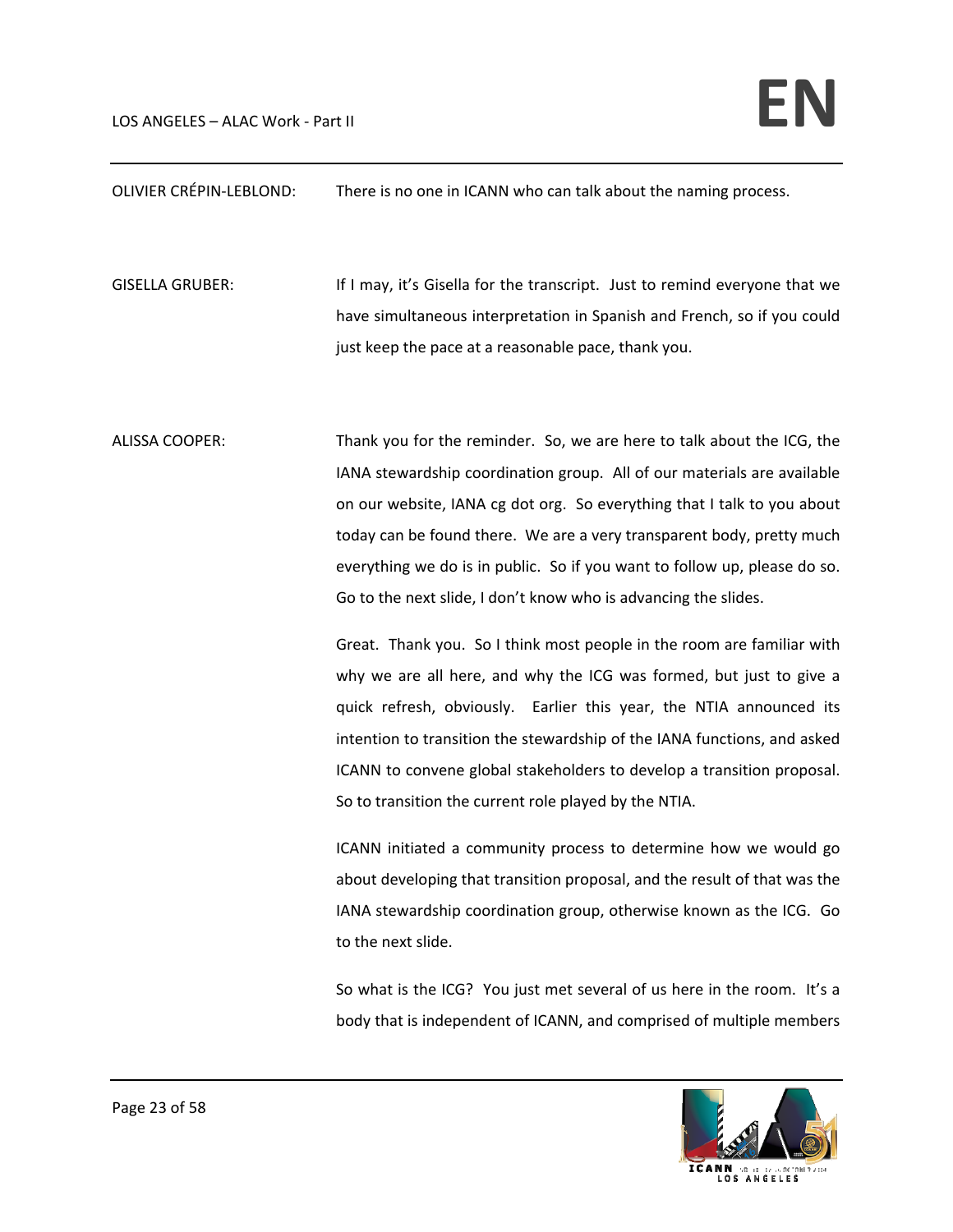OLIVIER CRÉPIN-LEBLOND: There is no one in ICANN who can talk about the naming process.

GISELLA GRUBER: If I may, it's Gisella for the transcript. Just to remind everyone that we have simultaneous interpretation in Spanish and French, so if you could just keep the pace at a reasonable pace, thank you.

ALISSA COOPER: Thank you for the reminder. So, we are here to talk about the ICG, the IANA stewardship coordination group. All of our materials are available on our website, IANA cg dot org. So everything that I talk to you about today can be found there. We are a very transparent body, pretty much everything we do is in public. So if you want to follow up, please do so. Go to the next slide, I don't know who is advancing the slides.

Great. Thank you. So I think most people in the room are familiar with why we are all here, and why the ICG was formed, but just to give a quick refresh, obviously. Earlier this year, the NTIA announced its intention to transition the stewardship of the IANA functions, and asked ICANN to convene global stakeholders to develop a transition proposal. So to transition the current role played by the NTIA.

ICANN initiated a community process to determine how we would go about developing that transition proposal, and the result of that was the IANA stewardship coordination group, otherwise known as the ICG. Go to the next slide.

So what is the ICG? You just met several of us here in the room. It's a body that is independent of ICANN, and comprised of multiple members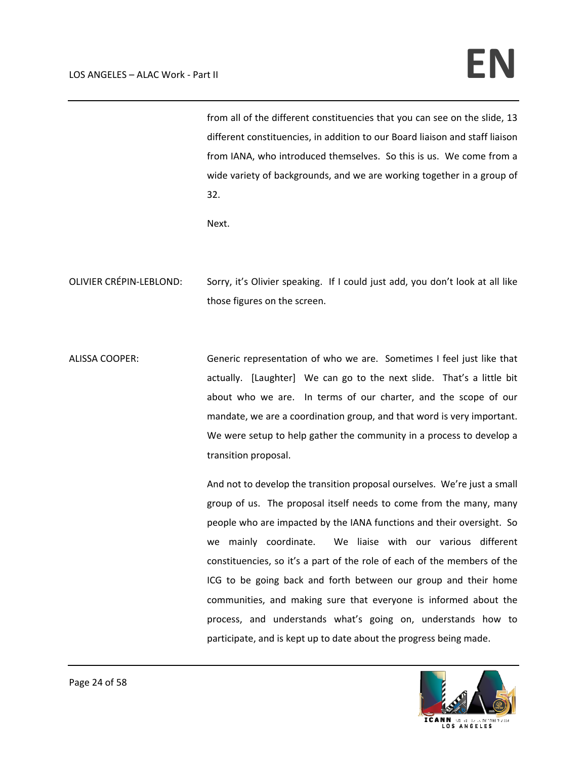from all of the different constituencies that you can see on the slide, 13 different constituencies, in addition to our Board liaison and staff liaison from IANA, who introduced themselves. So this is us. We come from a wide variety of backgrounds, and we are working together in a group of 32.

Next.

OLIVIER CRÉPIN-LEBLOND: Sorry, it's Olivier speaking. If I could just add, you don't look at all like those figures on the screen.

ALISSA COOPER: Generic representation of who we are. Sometimes I feel just like that actually. [Laughter] We can go to the next slide. That's a little bit about who we are. In terms of our charter, and the scope of our mandate, we are a coordination group, and that word is very important. We were setup to help gather the community in a process to develop a transition proposal.

And not to develop the transition proposal ourselves. We're just a small group of us. The proposal itself needs to come from the many, many people who are impacted by the IANA functions and their oversight. So we mainly coordinate. We liaise with our various different constituencies, so it's a part of the role of each of the members of the ICG to be going back and forth between our group and their home communities, and making sure that everyone is informed about the process, and understands what's going on, understands how to participate, and is kept up to date about the progress being made.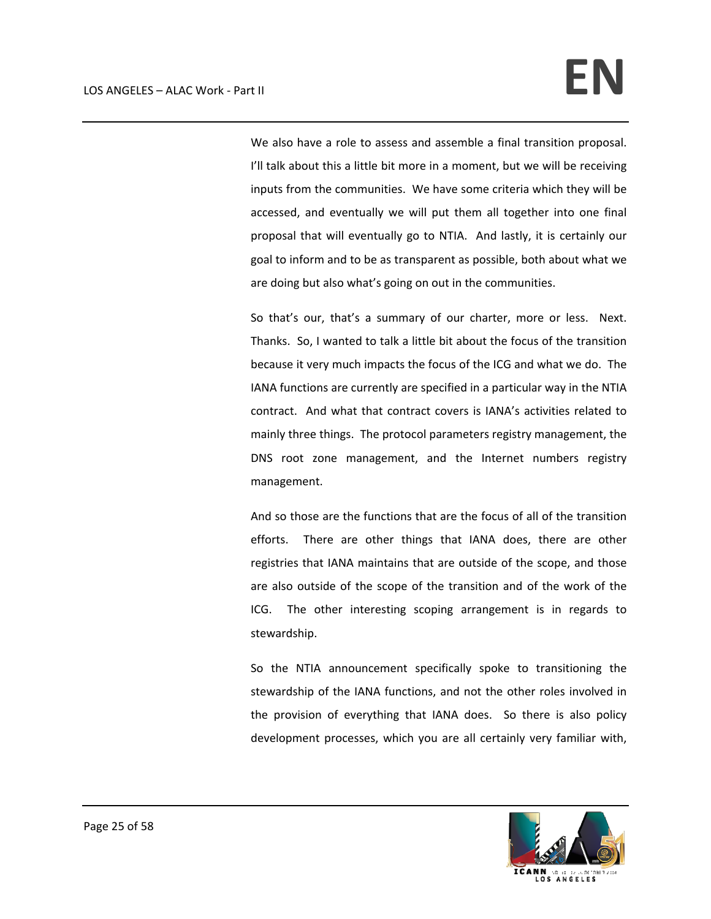We also have a role to assess and assemble a final transition proposal. I'll talk about this a little bit more in a moment, but we will be receiving inputs from the communities. We have some criteria which they will be accessed, and eventually we will put them all together into one final proposal that will eventually go to NTIA. And lastly, it is certainly our goal to inform and to be as transparent as possible, both about what we are doing but also what's going on out in the communities.

So that's our, that's a summary of our charter, more or less. Next. Thanks. So, I wanted to talk a little bit about the focus of the transition because it very much impacts the focus of the ICG and what we do. The IANA functions are currently are specified in a particular way in the NTIA contract. And what that contract covers is IANA's activities related to mainly three things. The protocol parameters registry management, the DNS root zone management, and the Internet numbers registry management.

And so those are the functions that are the focus of all of the transition efforts. There are other things that IANA does, there are other registries that IANA maintains that are outside of the scope, and those are also outside of the scope of the transition and of the work of the ICG. The other interesting scoping arrangement is in regards to stewardship.

So the NTIA announcement specifically spoke to transitioning the stewardship of the IANA functions, and not the other roles involved in the provision of everything that IANA does. So there is also policy development processes, which you are all certainly very familiar with,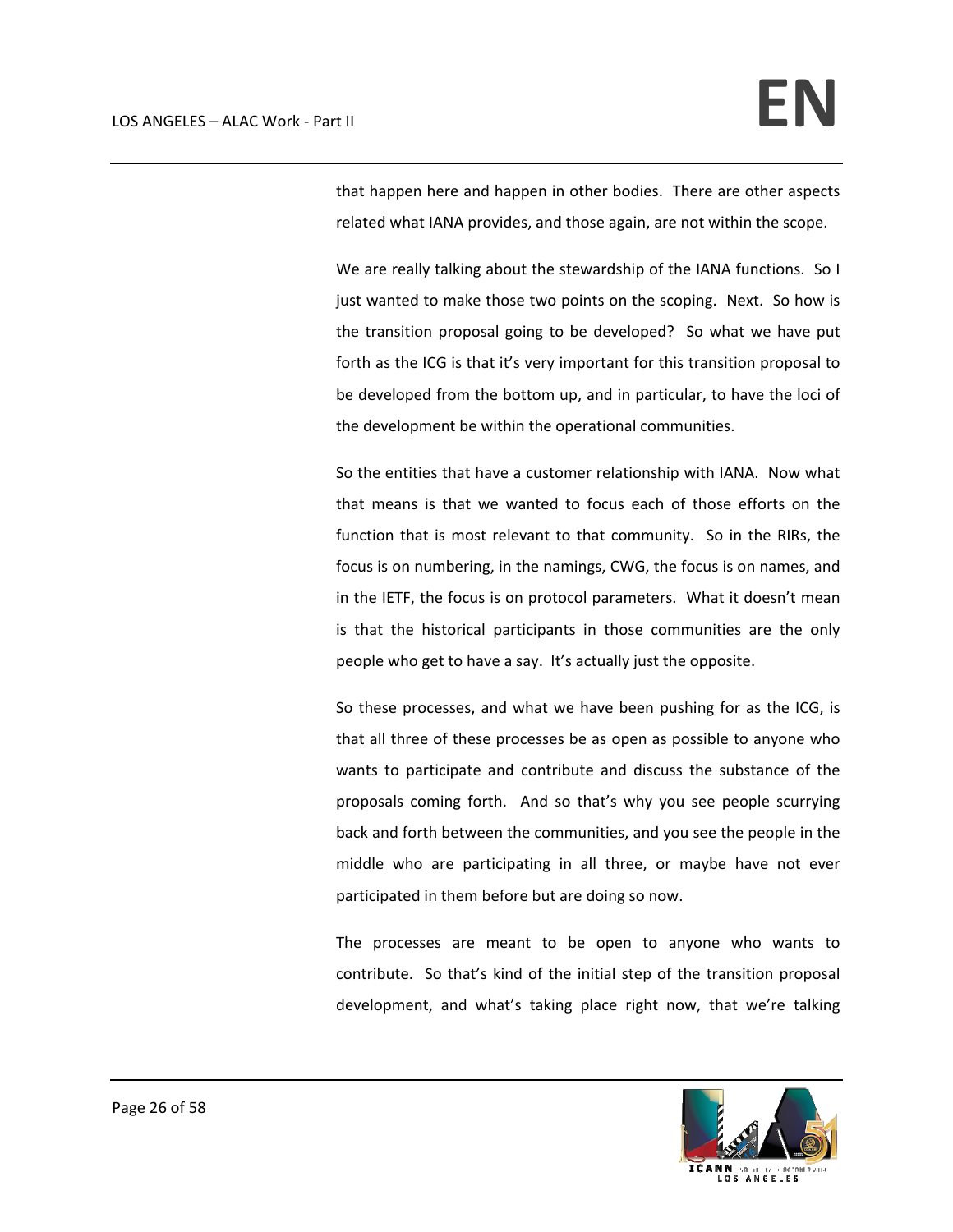that happen here and happen in other bodies. There are other aspects related what IANA provides, and those again, are not within the scope.

We are really talking about the stewardship of the IANA functions. So I just wanted to make those two points on the scoping. Next. So how is the transition proposal going to be developed? So what we have put forth as the ICG is that it's very important for this transition proposal to be developed from the bottom up, and in particular, to have the loci of the development be within the operational communities.

So the entities that have a customer relationship with IANA. Now what that means is that we wanted to focus each of those efforts on the function that is most relevant to that community. So in the RIRs, the focus is on numbering, in the namings, CWG, the focus is on names, and in the IETF, the focus is on protocol parameters. What it doesn't mean is that the historical participants in those communities are the only people who get to have a say. It's actually just the opposite.

So these processes, and what we have been pushing for as the ICG, is that all three of these processes be as open as possible to anyone who wants to participate and contribute and discuss the substance of the proposals coming forth. And so that's why you see people scurrying back and forth between the communities, and you see the people in the middle who are participating in all three, or maybe have not ever participated in them before but are doing so now.

The processes are meant to be open to anyone who wants to contribute. So that's kind of the initial step of the transition proposal development, and what's taking place right now, that we're talking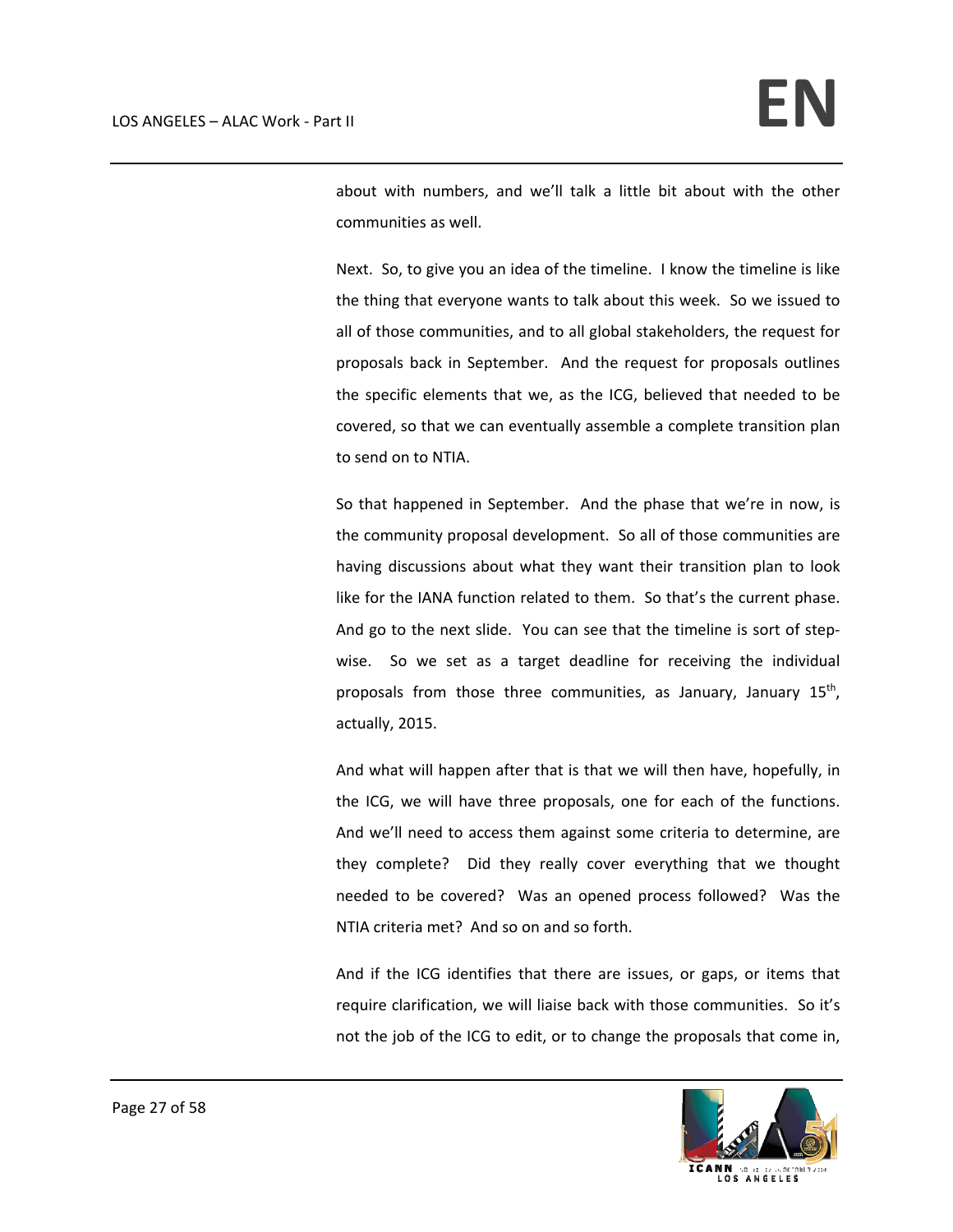about with numbers, and we'll talk a little bit about with the other communities as well.

Next. So, to give you an idea of the timeline. I know the timeline is like the thing that everyone wants to talk about this week. So we issued to all of those communities, and to all global stakeholders, the request for proposals back in September. And the request for proposals outlines the specific elements that we, as the ICG, believed that needed to be covered, so that we can eventually assemble a complete transition plan to send on to NTIA.

So that happened in September. And the phase that we're in now, is the community proposal development. So all of those communities are having discussions about what they want their transition plan to look like for the IANA function related to them. So that's the current phase. And go to the next slide. You can see that the timeline is sort of step-wise. So we set as a target deadline for receiving the individual proposals from those three communities, as January, January 15th, actually, 2015.

And what will happen after that is that we will then have, hopefully, in the ICG, we will have three proposals, one for each of the functions. And we'll need to access them against some criteria to determine, are they complete? Did they really cover everything that we thought needed to be covered? Was an opened process followed? Was the NTIA criteria met? And so on and so forth.

And if the ICG identifies that there are issues, or gaps, or items that require clarification, we will liaise back with those communities. So it's not the job of the ICG to edit, or to change the proposals that come in,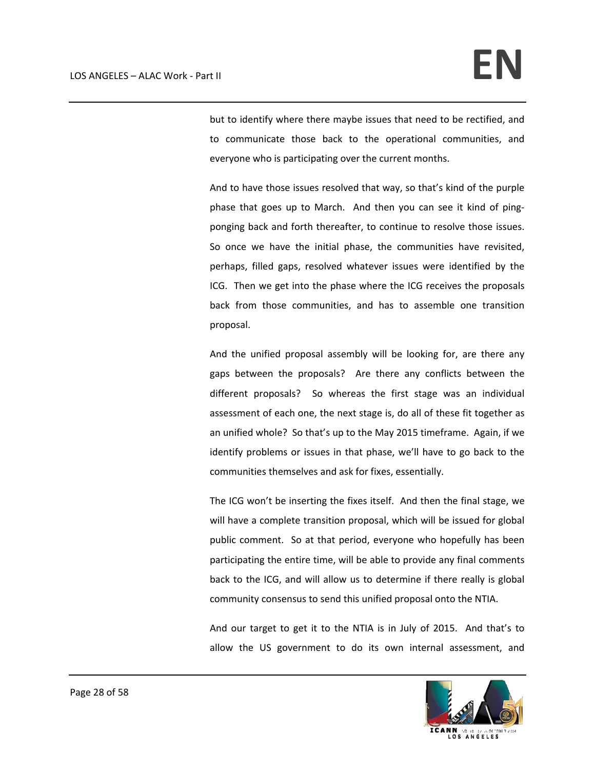but to identify where there maybe issues that need to be rectified, and to communicate those back to the operational communities, and everyone who is participating over the current months.

And to have those issues resolved that way, so that's kind of the purple phase that goes up to March. And then you can see it kind of ping-ponging back and forth thereafter, to continue to resolve those issues. So once we have the initial phase, the communities have revisited, perhaps, filled gaps, resolved whatever issues were identified by the ICG. Then we get into the phase where the ICG receives the proposals back from those communities, and has to assemble one transition proposal.

And the unified proposal assembly will be looking for, are there any gaps between the proposals? Are there any conflicts between the different proposals? So whereas the first stage was an individual assessment of each one, the next stage is, do all of these fit together as an unified whole? So that's up to the May 2015 timeframe. Again, if we identify problems or issues in that phase, we'll have to go back to the communities themselves and ask for fixes, essentially.

The ICG won't be inserting the fixes itself. And then the final stage, we will have a complete transition proposal, which will be issued for global public comment. So at that period, everyone who hopefully has been participating the entire time, will be able to provide any final comments back to the ICG, and will allow us to determine if there really is global community consensus to send this unified proposal onto the NTIA.

And our target to get it to the NTIA is in July of 2015. And that's to allow the US government to do its own internal assessment, and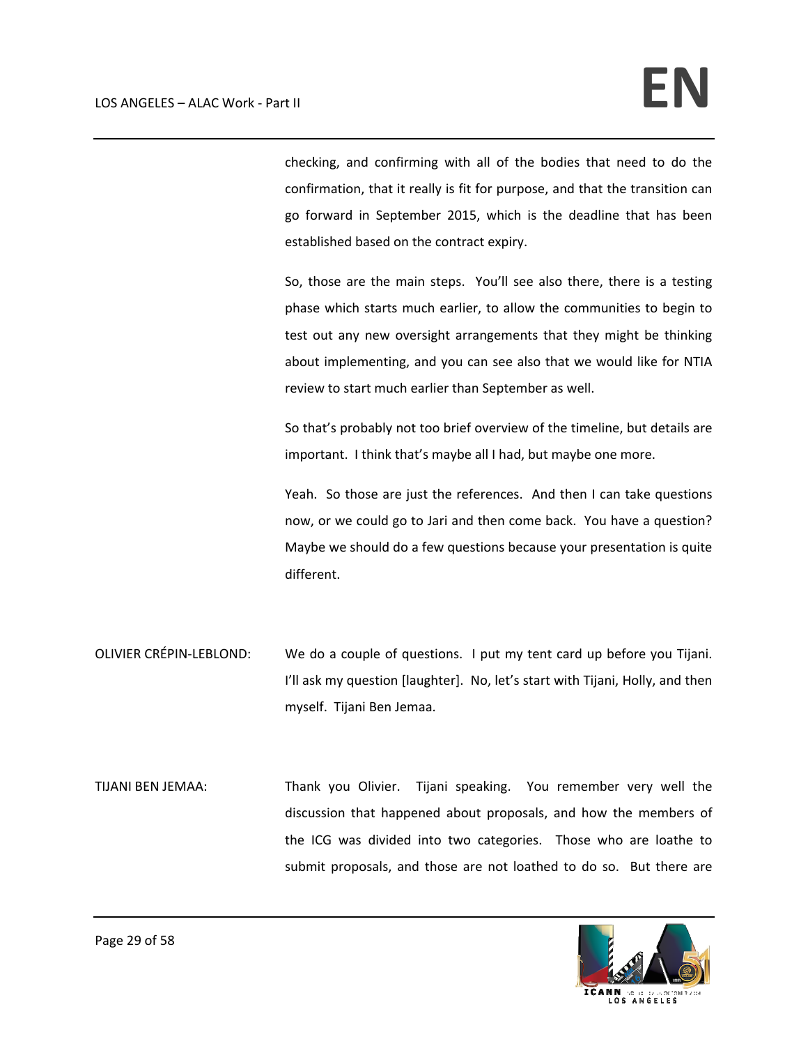checking, and confirming with all of the bodies that need to do the confirmation, that it really is fit for purpose, and that the transition can go forward in September 2015, which is the deadline that has been established based on the contract expiry.

So, those are the main steps. You'll see also there, there is a testing phase which starts much earlier, to allow the communities to begin to test out any new oversight arrangements that they might be thinking about implementing, and you can see also that we would like for NTIA review to start much earlier than September as well.

So that's probably not too brief overview of the timeline, but details are important. I think that's maybe all I had, but maybe one more.

Yeah. So those are just the references. And then I can take questions now, or we could go to Jari and then come back. You have a question? Maybe we should do a few questions because your presentation is quite different.

OLIVIER CRÉPIN-LEBLOND: We do a couple of questions. I put my tent card up before you Tijani. I'll ask my question [laughter]. No, let's start with Tijani, Holly, and then myself. Tijani Ben Jemaa.

TIJANI BEN JEMAA: Thank you Olivier. Tijani speaking. You remember very well the discussion that happened about proposals, and how the members of the ICG was divided into two categories. Those who are loathe to submit proposals, and those are not loathed to do so. But there are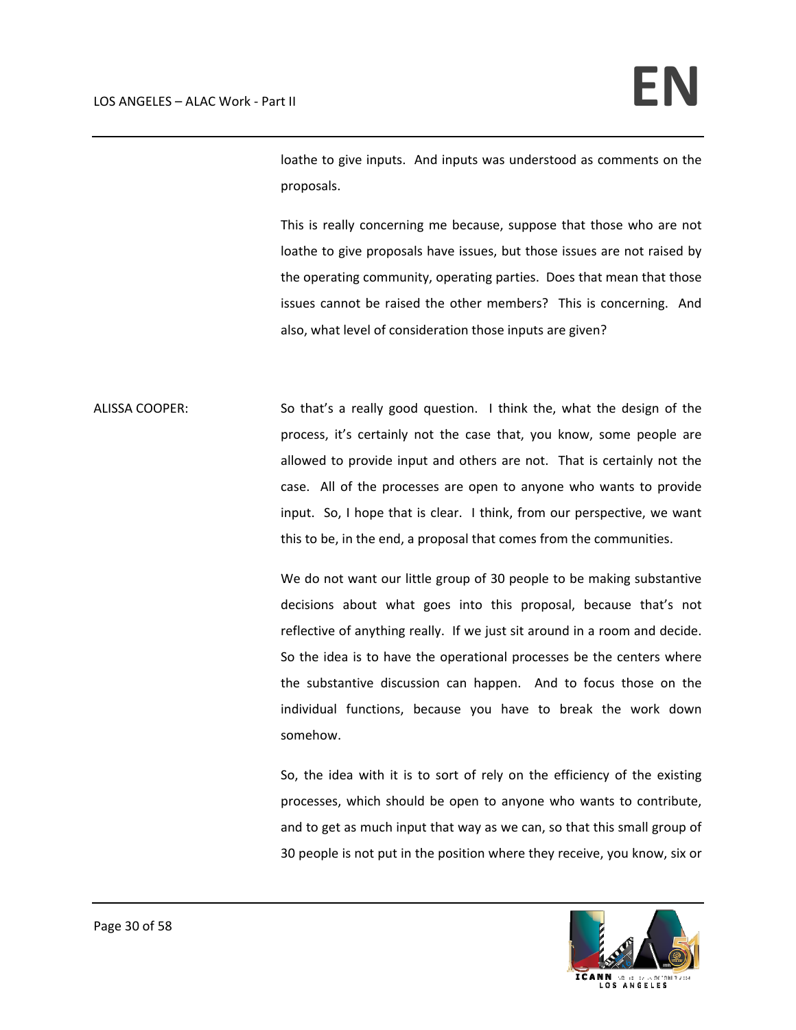loathe to give inputs. And inputs was understood as comments on the proposals.

This is really concerning me because, suppose that those who are not loathe to give proposals have issues, but those issues are not raised by the operating community, operating parties. Does that mean that those issues cannot be raised the other members? This is concerning. And also, what level of consideration those inputs are given?

ALISSA COOPER: So that's a really good question. I think the, what the design of the process, it's certainly not the case that, you know, some people are allowed to provide input and others are not. That is certainly not the case. All of the processes are open to anyone who wants to provide input. So, I hope that is clear. I think, from our perspective, we want this to be, in the end, a proposal that comes from the communities.

We do not want our little group of 30 people to be making substantive decisions about what goes into this proposal, because that's not reflective of anything really. If we just sit around in a room and decide. So the idea is to have the operational processes be the centers where the substantive discussion can happen. And to focus those on the individual functions, because you have to break the work down somehow.

So, the idea with it is to sort of rely on the efficiency of the existing processes, which should be open to anyone who wants to contribute, and to get as much input that way as we can, so that this small group of 30 people is not put in the position where they receive, you know, six or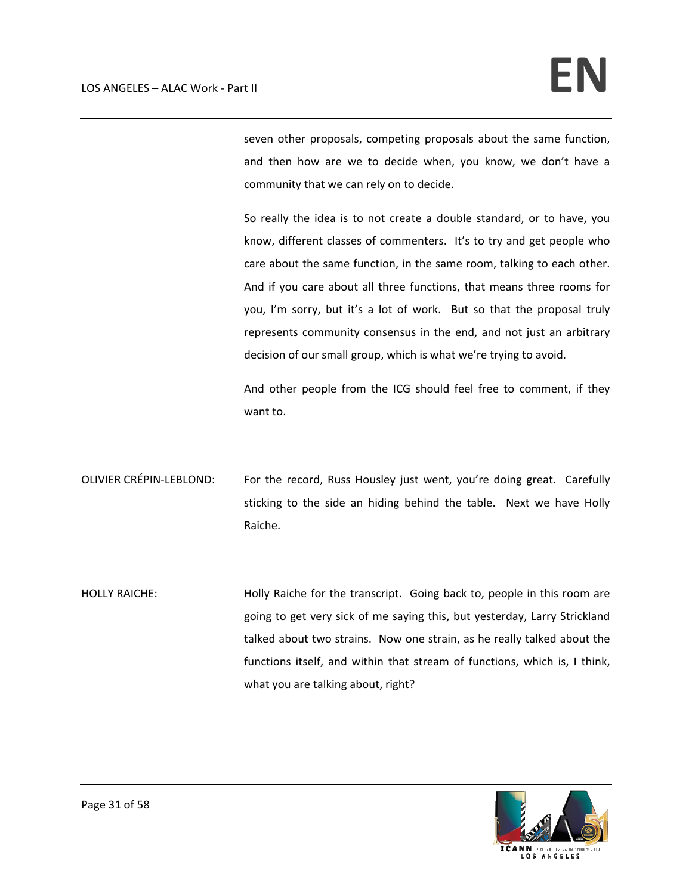seven other proposals, competing proposals about the same function, and then how are we to decide when, you know, we don't have a community that we can rely on to decide.

So really the idea is to not create a double standard, or to have, you know, different classes of commenters. It's to try and get people who care about the same function, in the same room, talking to each other. And if you care about all three functions, that means three rooms for you, I'm sorry, but it's a lot of work. But so that the proposal truly represents community consensus in the end, and not just an arbitrary decision of our small group, which is what we're trying to avoid.

And other people from the ICG should feel free to comment, if they want to.

OLIVIER CRÉPIN-LEBLOND: For the record, Russ Housley just went, you're doing great. Carefully sticking to the side an hiding behind the table. Next we have Holly Raiche.

HOLLY RAICHE: Holly Raiche for the transcript. Going back to, people in this room are going to get very sick of me saying this, but yesterday, Larry Strickland talked about two strains. Now one strain, as he really talked about the functions itself, and within that stream of functions, which is, I think, what you are talking about, right?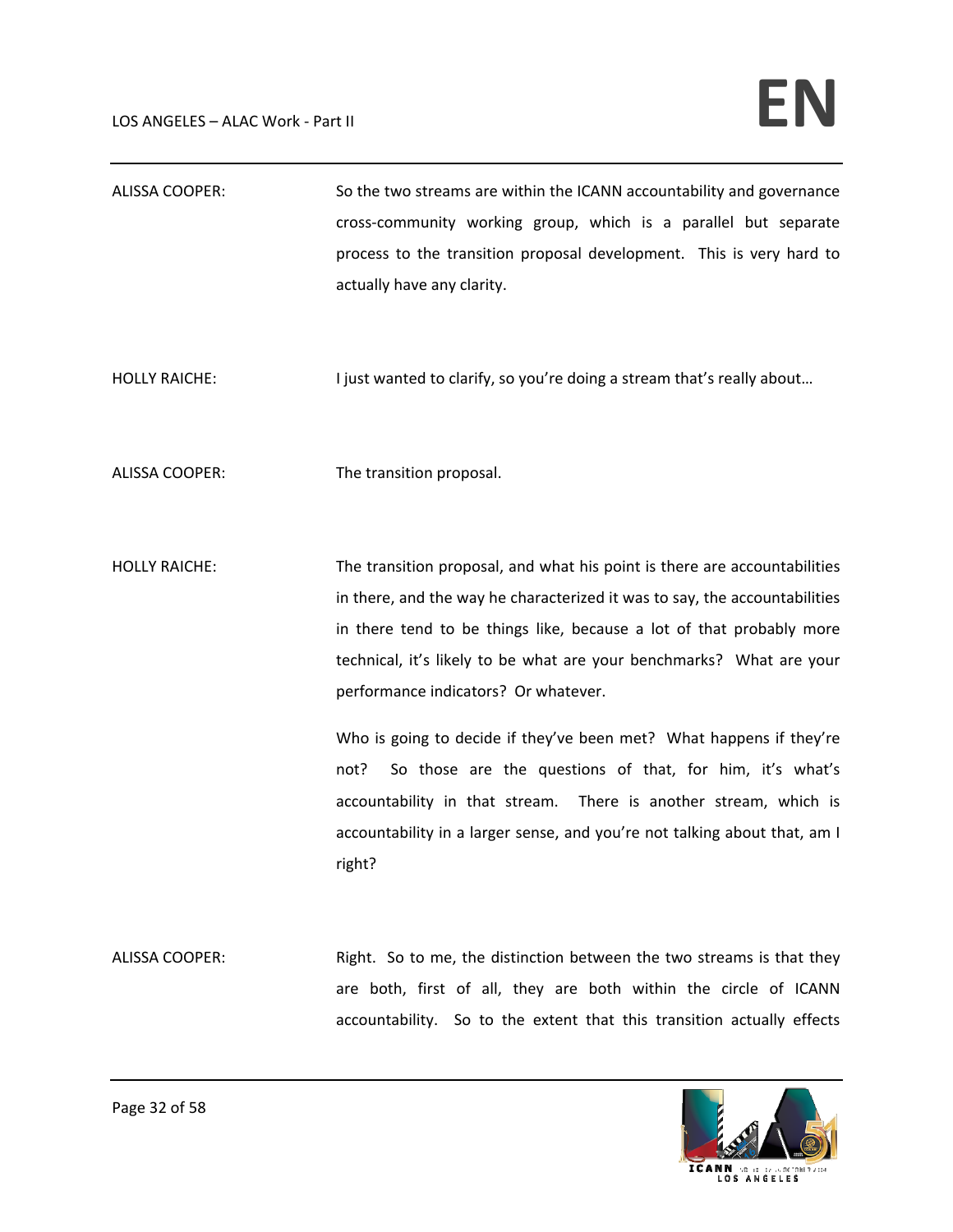ALISSA COOPER: So the two streams are within the ICANN accountability and governance cross-community working group, which is a parallel but separate process to the transition proposal development. This is very hard to actually have any clarity.

HOLLY RAICHE: I just wanted to clarify, so you're doing a stream that's really about…

ALISSA COOPER: The transition proposal.

HOLLY RAICHE: The transition proposal, and what his point is there are accountabilities in there, and the way he characterized it was to say, the accountabilities in there tend to be things like, because a lot of that probably more technical, it's likely to be what are your benchmarks? What are your performance indicators? Or whatever.

Who is going to decide if they've been met? What happens if they're not? So those are the questions of that, for him, it's what's accountability in that stream. There is another stream, which is accountability in a larger sense, and you're not talking about that, am I right?

ALISSA COOPER: Right. So to me, the distinction between the two streams is that they are both, first of all, they are both within the circle of ICANN accountability. So to the extent that this transition actually effects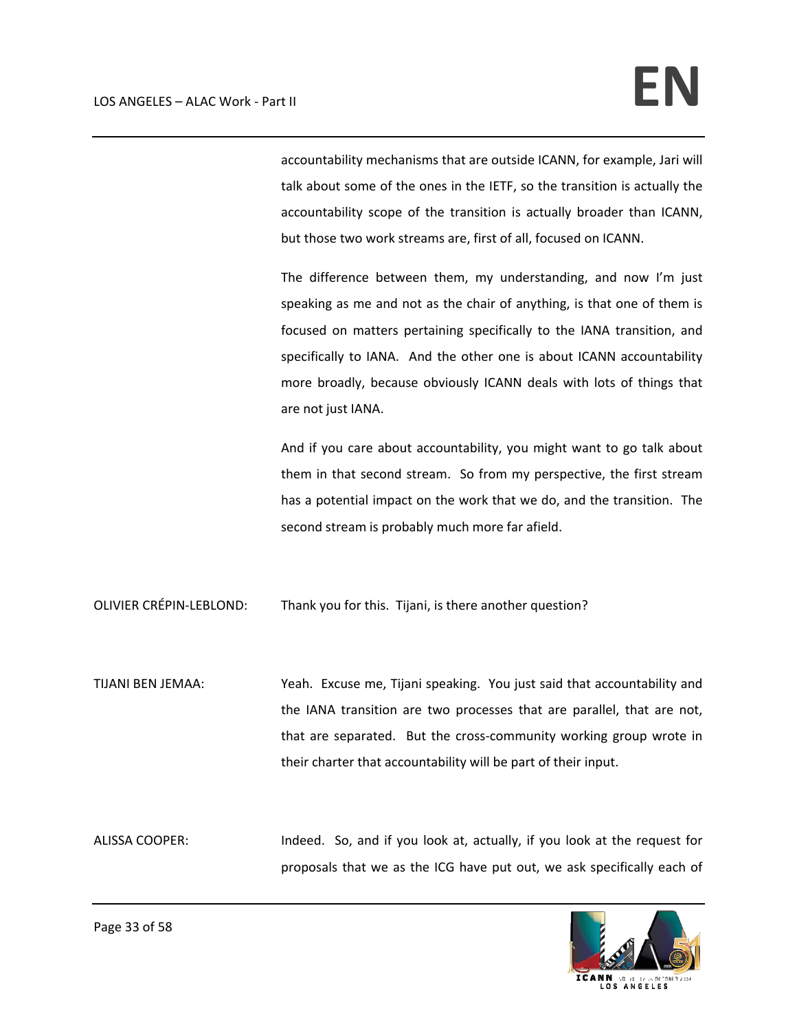accountability mechanisms that are outside ICANN, for example, Jari will talk about some of the ones in the IETF, so the transition is actually the accountability scope of the transition is actually broader than ICANN, but those two work streams are, first of all, focused on ICANN.

The difference between them, my understanding, and now I'm just speaking as me and not as the chair of anything, is that one of them is focused on matters pertaining specifically to the IANA transition, and specifically to IANA. And the other one is about ICANN accountability more broadly, because obviously ICANN deals with lots of things that are not just IANA.

And if you care about accountability, you might want to go talk about them in that second stream. So from my perspective, the first stream has a potential impact on the work that we do, and the transition. The second stream is probably much more far afield.

OLIVIER CRÉPIN-LEBLOND: Thank you for this. Tijani, is there another question?

TIJANI BEN JEMAA: Yeah. Excuse me, Tijani speaking. You just said that accountability and the IANA transition are two processes that are parallel, that are not, that are separated. But the cross-community working group wrote in their charter that accountability will be part of their input.

ALISSA COOPER: Indeed. So, and if you look at, actually, if you look at the request for proposals that we as the ICG have put out, we ask specifically each of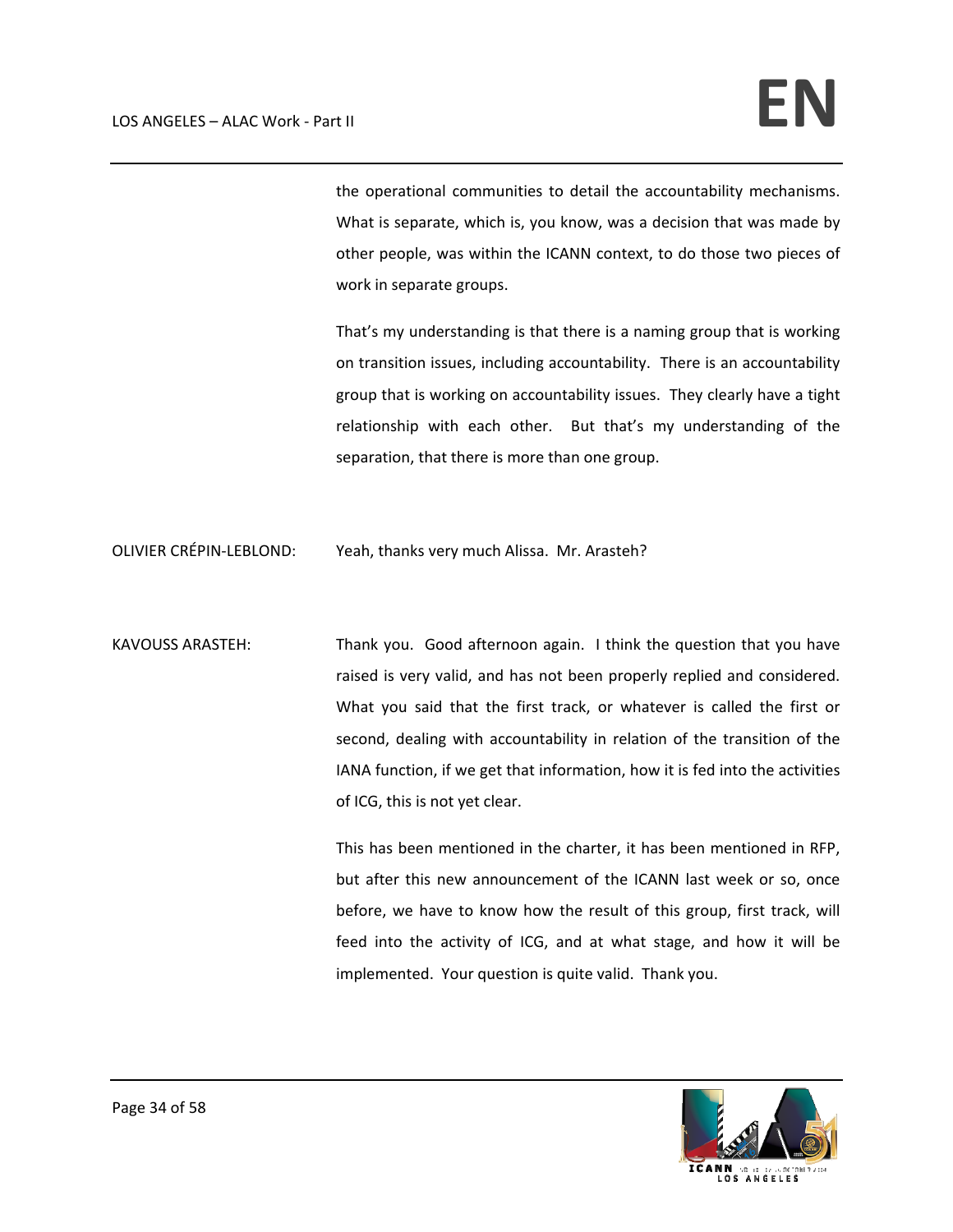the operational communities to detail the accountability mechanisms. What is separate, which is, you know, was a decision that was made by other people, was within the ICANN context, to do those two pieces of work in separate groups.

That's my understanding is that there is a naming group that is working on transition issues, including accountability. There is an accountability group that is working on accountability issues. They clearly have a tight relationship with each other. But that's my understanding of the separation, that there is more than one group.

OLIVIER CRÉPIN-LEBLOND: Yeah, thanks very much Alissa. Mr. Arasteh?

KAVOUSS ARASTEH: Thank you. Good afternoon again. I think the question that you have raised is very valid, and has not been properly replied and considered. What you said that the first track, or whatever is called the first or second, dealing with accountability in relation of the transition of the IANA function, if we get that information, how it is fed into the activities of ICG, this is not yet clear.

This has been mentioned in the charter, it has been mentioned in RFP, but after this new announcement of the ICANN last week or so, once before, we have to know how the result of this group, first track, will feed into the activity of ICG, and at what stage, and how it will be implemented. Your question is quite valid. Thank you.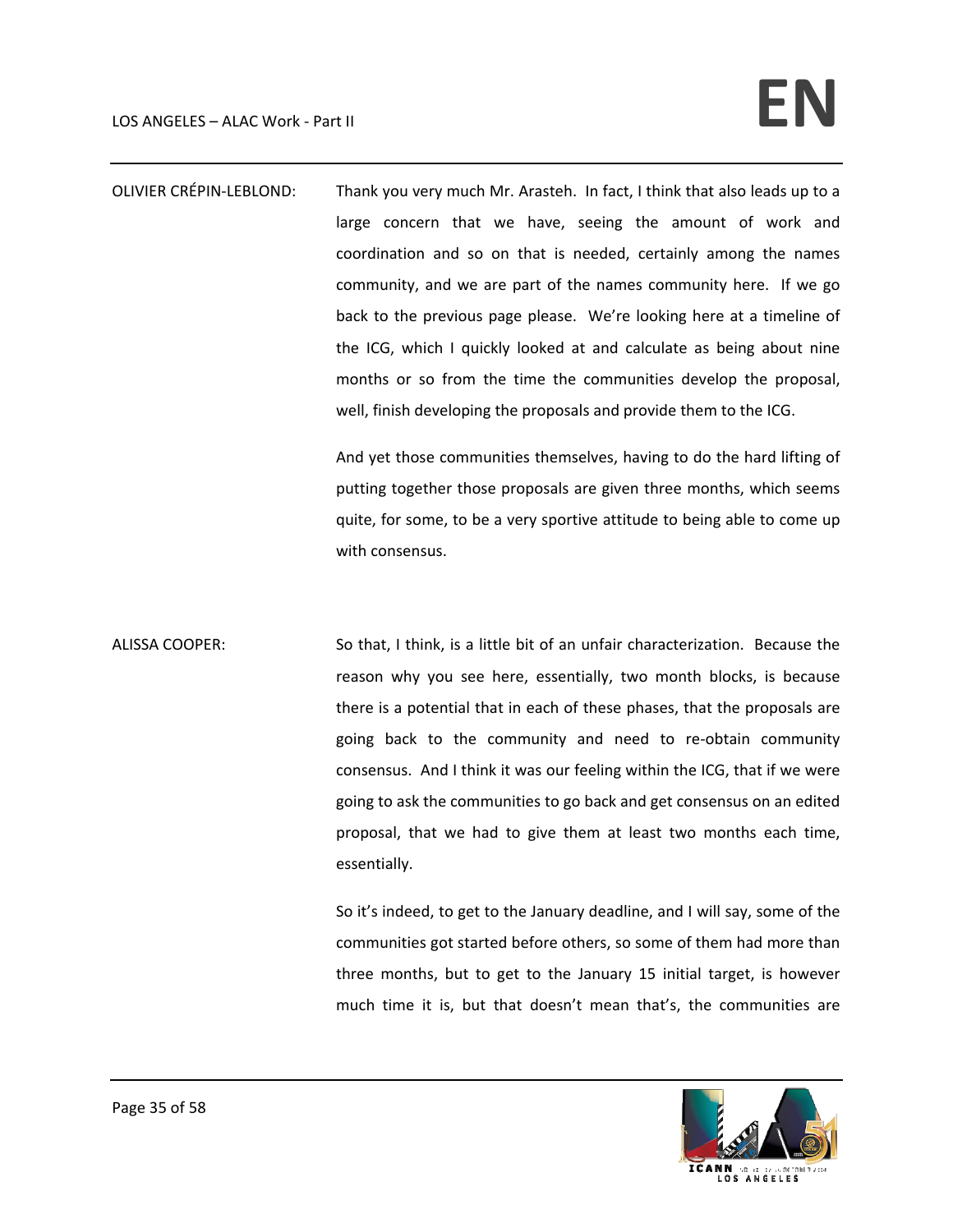OLIVIER CRÉPIN-LEBLOND: Thank you very much Mr. Arasteh. In fact, I think that also leads up to a large concern that we have, seeing the amount of work and coordination and so on that is needed, certainly among the names community, and we are part of the names community here. If we go back to the previous page please. We're looking here at a timeline of the ICG, which I quickly looked at and calculate as being about nine months or so from the time the communities develop the proposal, well, finish developing the proposals and provide them to the ICG.

And yet those communities themselves, having to do the hard lifting of putting together those proposals are given three months, which seems quite, for some, to be a very sportive attitude to being able to come up with consensus.

ALISSA COOPER: So that, I think, is a little bit of an unfair characterization. Because the reason why you see here, essentially, two month blocks, is because there is a potential that in each of these phases, that the proposals are going back to the community and need to re-obtain community consensus. And I think it was our feeling within the ICG, that if we were going to ask the communities to go back and get consensus on an edited proposal, that we had to give them at least two months each time, essentially.

So it's indeed, to get to the January deadline, and I will say, some of the communities got started before others, so some of them had more than three months, but to get to the January 15 initial target, is however much time it is, but that doesn't mean that's, the communities are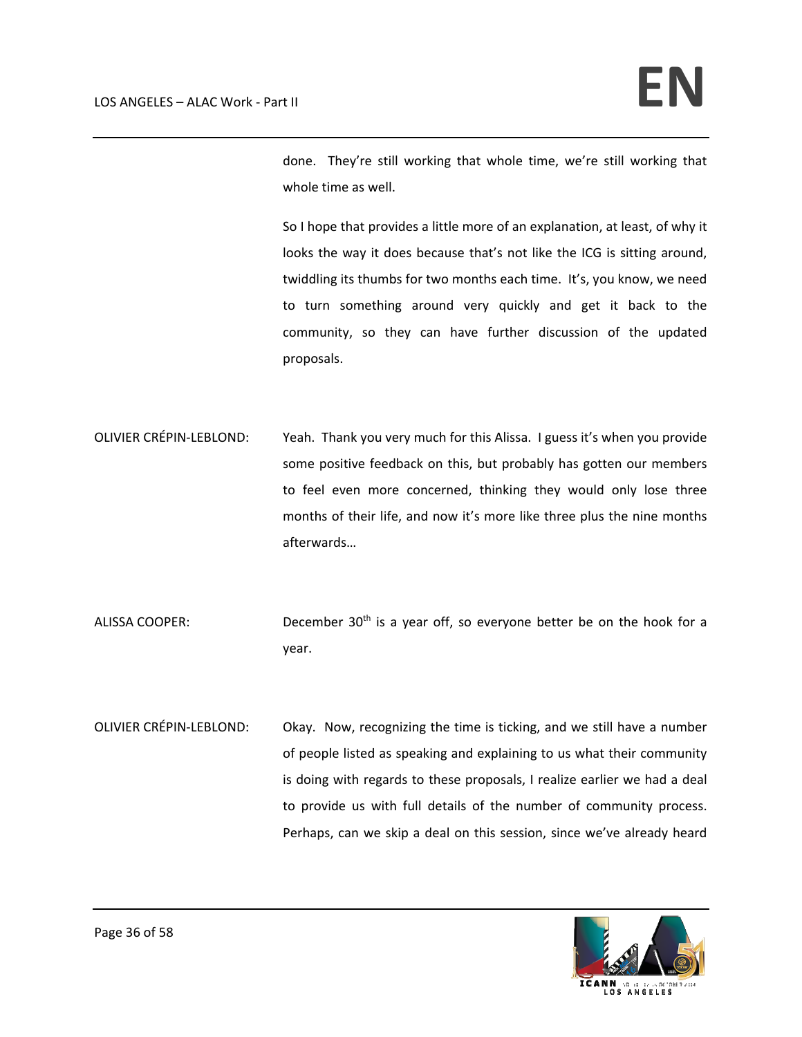done. They're still working that whole time, we're still working that whole time as well.

So I hope that provides a little more of an explanation, at least, of why it looks the way it does because that's not like the ICG is sitting around, twiddling its thumbs for two months each time. It's, you know, we need to turn something around very quickly and get it back to the community, so they can have further discussion of the updated proposals.

OLIVIER CRÉPIN-LEBLOND: Yeah. Thank you very much for this Alissa. I guess it's when you provide some positive feedback on this, but probably has gotten our members to feel even more concerned, thinking they would only lose three months of their life, and now it's more like three plus the nine months afterwards…

ALISSA COOPER: December 30th is a year off, so everyone better be on the hook for a year.

OLIVIER CRÉPIN-LEBLOND: Okay. Now, recognizing the time is ticking, and we still have a number of people listed as speaking and explaining to us what their community is doing with regards to these proposals, I realize earlier we had a deal to provide us with full details of the number of community process. Perhaps, can we skip a deal on this session, since we've already heard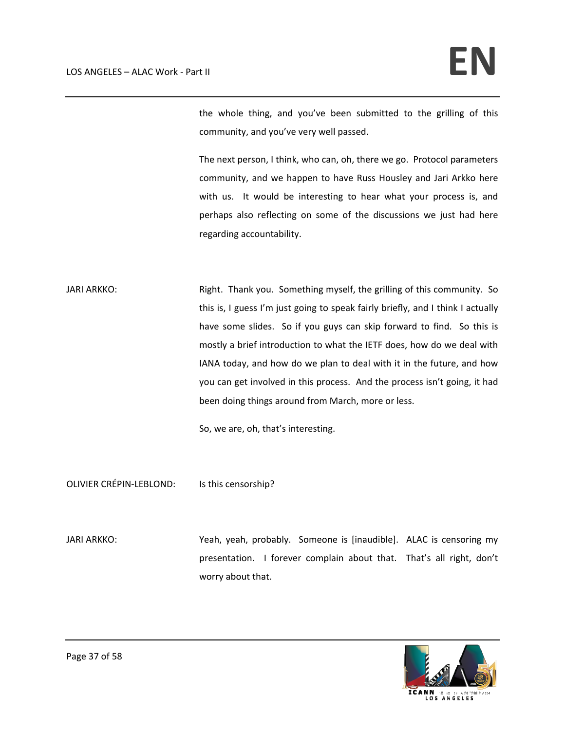the whole thing, and you've been submitted to the grilling of this community, and you've very well passed.

The next person, I think, who can, oh, there we go. Protocol parameters community, and we happen to have Russ Housley and Jari Arkko here with us. It would be interesting to hear what your process is, and perhaps also reflecting on some of the discussions we just had here regarding accountability.

JARI ARKKO: Right. Thank you. Something myself, the grilling of this community. So this is, I guess I'm just going to speak fairly briefly, and I think I actually have some slides. So if you guys can skip forward to find. So this is mostly a brief introduction to what the IETF does, how do we deal with IANA today, and how do we plan to deal with it in the future, and how you can get involved in this process. And the process isn't going, it had been doing things around from March, more or less.

So, we are, oh, that's interesting.

OLIVIER CRÉPIN-LEBLOND: Is this censorship?

JARI ARKKO: Yeah, yeah, probably. Someone is [inaudible]. ALAC is censoring my presentation. I forever complain about that. That's all right, don't worry about that.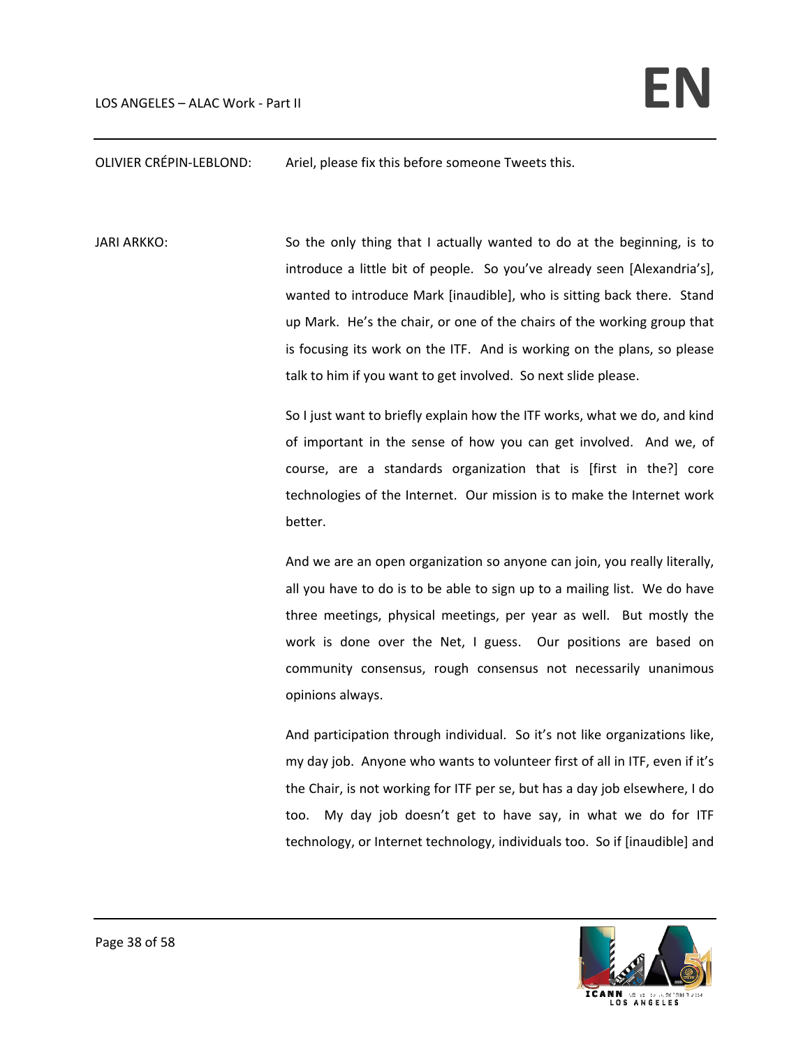OLIVIER CRÉPIN-LEBLOND: Ariel, please fix this before someone Tweets this.

JARI ARKKO: So the only thing that I actually wanted to do at the beginning, is to introduce a little bit of people. So you've already seen [Alexandria's], wanted to introduce Mark [inaudible], who is sitting back there. Stand up Mark. He's the chair, or one of the chairs of the working group that is focusing its work on the ITF. And is working on the plans, so please talk to him if you want to get involved. So next slide please.

So I just want to briefly explain how the ITF works, what we do, and kind of important in the sense of how you can get involved. And we, of course, are a standards organization that is [first in the?] core technologies of the Internet. Our mission is to make the Internet work better.

And we are an open organization so anyone can join, you really literally, all you have to do is to be able to sign up to a mailing list. We do have three meetings, physical meetings, per year as well. But mostly the work is done over the Net, I guess. Our positions are based on community consensus, rough consensus not necessarily unanimous opinions always.

And participation through individual. So it's not like organizations like, my day job. Anyone who wants to volunteer first of all in ITF, even if it's the Chair, is not working for ITF per se, but has a day job elsewhere, I do too. My day job doesn't get to have say, in what we do for ITF technology, or Internet technology, individuals too. So if [inaudible] and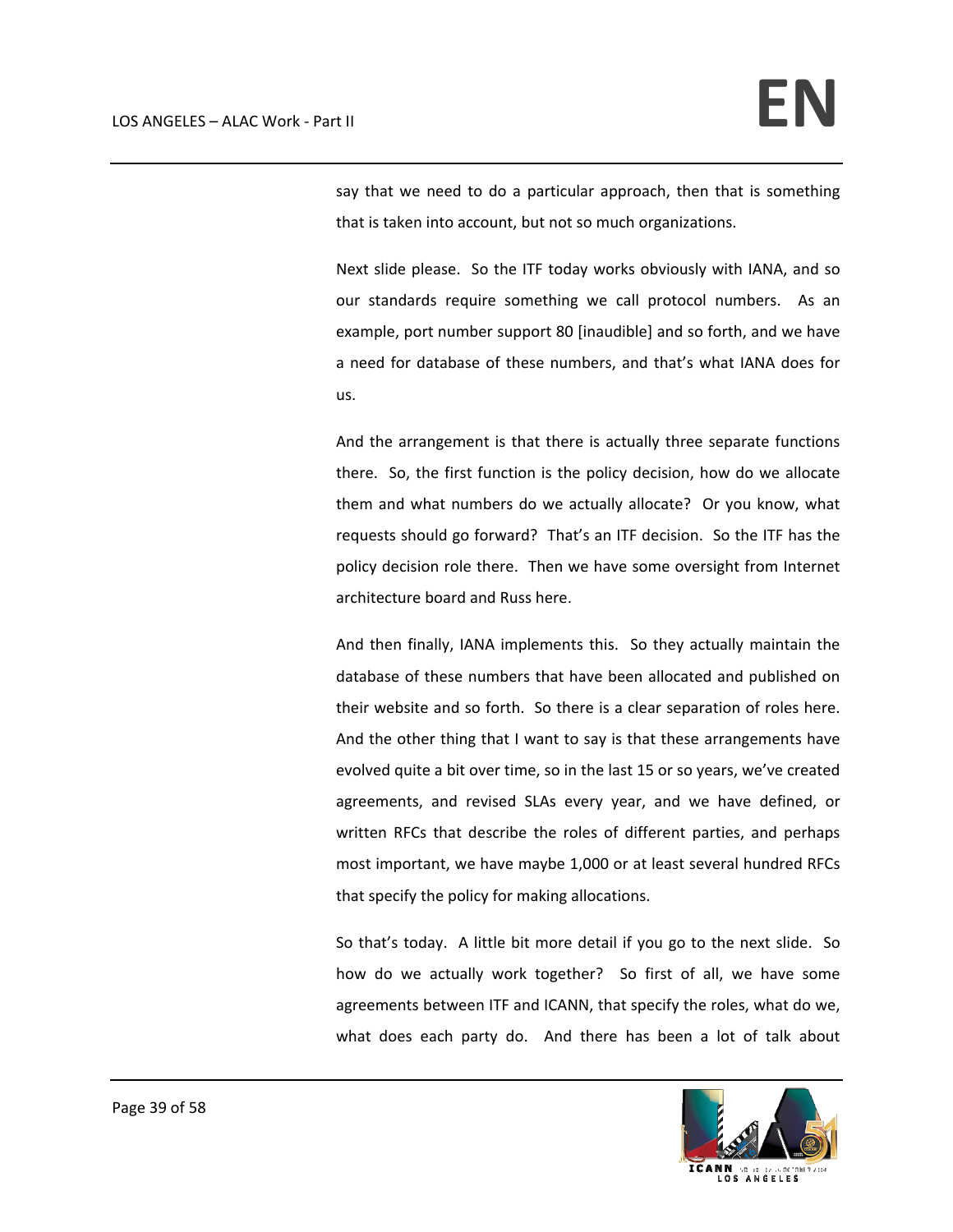say that we need to do a particular approach, then that is something that is taken into account, but not so much organizations.

Next slide please. So the ITF today works obviously with IANA, and so our standards require something we call protocol numbers. As an example, port number support 80 [inaudible] and so forth, and we have a need for database of these numbers, and that's what IANA does for us.

And the arrangement is that there is actually three separate functions there. So, the first function is the policy decision, how do we allocate them and what numbers do we actually allocate? Or you know, what requests should go forward? That's an ITF decision. So the ITF has the policy decision role there. Then we have some oversight from Internet architecture board and Russ here.

And then finally, IANA implements this. So they actually maintain the database of these numbers that have been allocated and published on their website and so forth. So there is a clear separation of roles here. And the other thing that I want to say is that these arrangements have evolved quite a bit over time, so in the last 15 or so years, we've created agreements, and revised SLAs every year, and we have defined, or written RFCs that describe the roles of different parties, and perhaps most important, we have maybe 1,000 or at least several hundred RFCs that specify the policy for making allocations.

So that's today. A little bit more detail if you go to the next slide. So how do we actually work together? So first of all, we have some agreements between ITF and ICANN, that specify the roles, what do we, what does each party do. And there has been a lot of talk about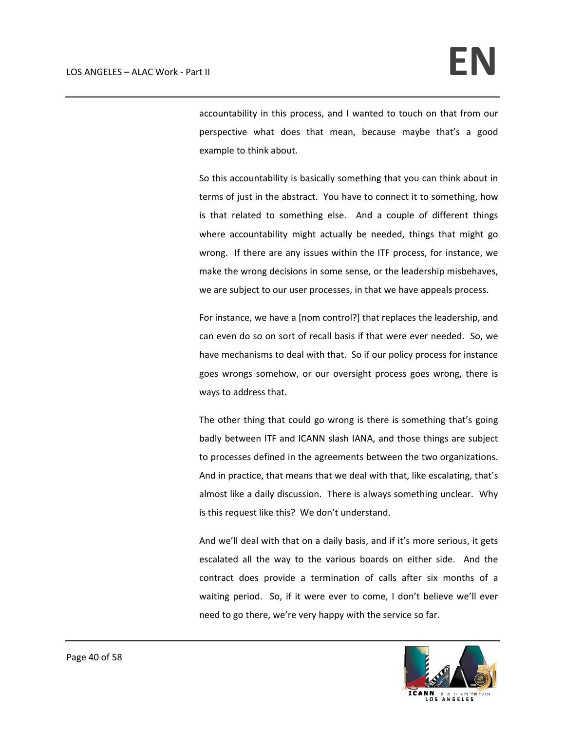accountability in this process, and I wanted to touch on that from our perspective what does that mean, because maybe that's a good example to think about.

So this accountability is basically something that you can think about in terms of just in the abstract. You have to connect it to something, how is that related to something else. And a couple of different things where accountability might actually be needed, things that might go wrong. If there are any issues within the ITF process, for instance, we make the wrong decisions in some sense, or the leadership misbehaves, we are subject to our user processes, in that we have appeals process.

For instance, we have a [nom control?] that replaces the leadership, and can even do so on sort of recall basis if that were ever needed. So, we have mechanisms to deal with that. So if our policy process for instance goes wrongs somehow, or our oversight process goes wrong, there is ways to address that.

The other thing that could go wrong is there is something that's going badly between ITF and ICANN slash IANA, and those things are subject to processes defined in the agreements between the two organizations. And in practice, that means that we deal with that, like escalating, that's almost like a daily discussion. There is always something unclear. Why is this request like this? We don't understand.

And we'll deal with that on a daily basis, and if it's more serious, it gets escalated all the way to the various boards on either side. And the contract does provide a termination of calls after six months of a waiting period. So, if it were ever to come, I don't believe we'll ever need to go there, we're very happy with the service so far.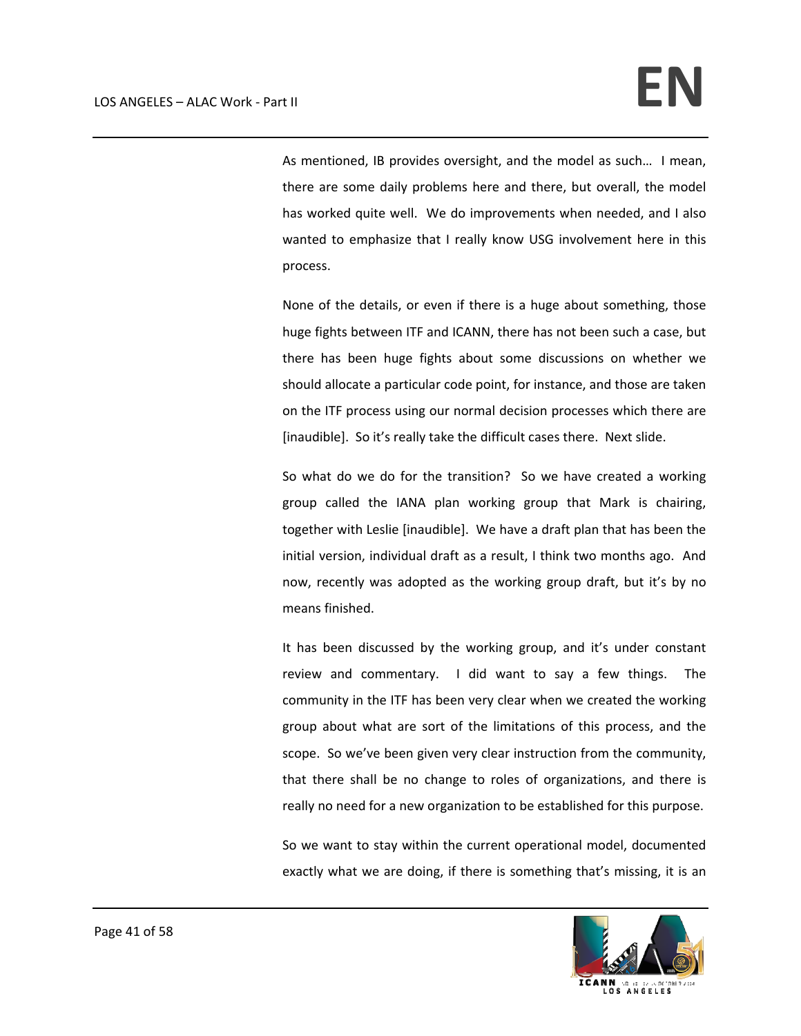As mentioned, IB provides oversight, and the model as such… I mean, there are some daily problems here and there, but overall, the model has worked quite well. We do improvements when needed, and I also wanted to emphasize that I really know USG involvement here in this process.

None of the details, or even if there is a huge about something, those huge fights between ITF and ICANN, there has not been such a case, but there has been huge fights about some discussions on whether we should allocate a particular code point, for instance, and those are taken on the ITF process using our normal decision processes which there are [inaudible]. So it's really take the difficult cases there. Next slide.

So what do we do for the transition? So we have created a working group called the IANA plan working group that Mark is chairing, together with Leslie [inaudible]. We have a draft plan that has been the initial version, individual draft as a result, I think two months ago. And now, recently was adopted as the working group draft, but it's by no means finished.

It has been discussed by the working group, and it's under constant review and commentary. I did want to say a few things. The community in the ITF has been very clear when we created the working group about what are sort of the limitations of this process, and the scope. So we've been given very clear instruction from the community, that there shall be no change to roles of organizations, and there is really no need for a new organization to be established for this purpose.

So we want to stay within the current operational model, documented exactly what we are doing, if there is something that's missing, it is an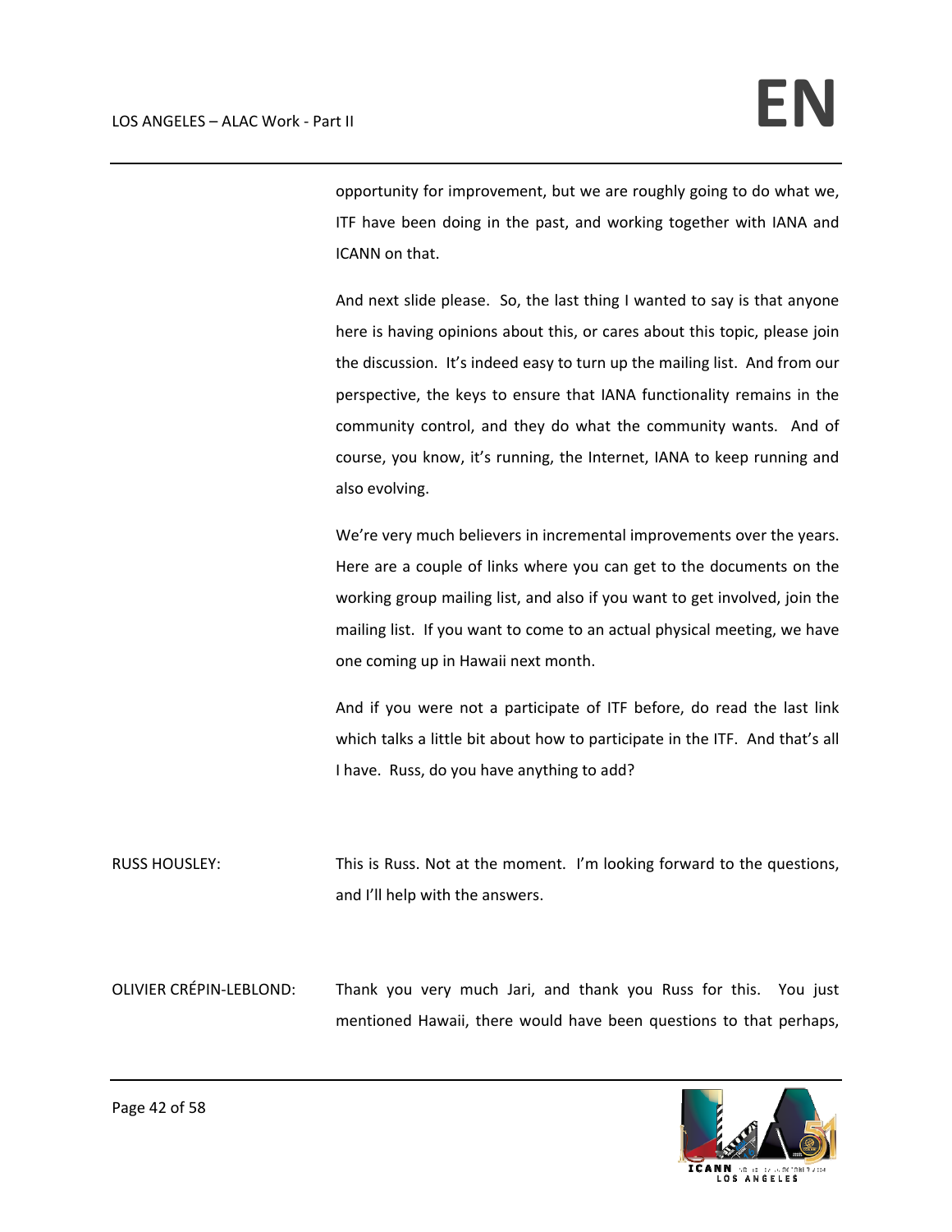opportunity for improvement, but we are roughly going to do what we, ITF have been doing in the past, and working together with IANA and ICANN on that.

And next slide please. So, the last thing I wanted to say is that anyone here is having opinions about this, or cares about this topic, please join the discussion. It's indeed easy to turn up the mailing list. And from our perspective, the keys to ensure that IANA functionality remains in the community control, and they do what the community wants. And of course, you know, it's running, the Internet, IANA to keep running and also evolving.

We're very much believers in incremental improvements over the years. Here are a couple of links where you can get to the documents on the working group mailing list, and also if you want to get involved, join the mailing list. If you want to come to an actual physical meeting, we have one coming up in Hawaii next month.

And if you were not a participate of ITF before, do read the last link which talks a little bit about how to participate in the ITF. And that's all I have. Russ, do you have anything to add?

RUSS HOUSLEY: This is Russ. Not at the moment. I'm looking forward to the questions, and I'll help with the answers.

OLIVIER CRÉPIN-LEBLOND: Thank you very much Jari, and thank you Russ for this. You just mentioned Hawaii, there would have been questions to that perhaps,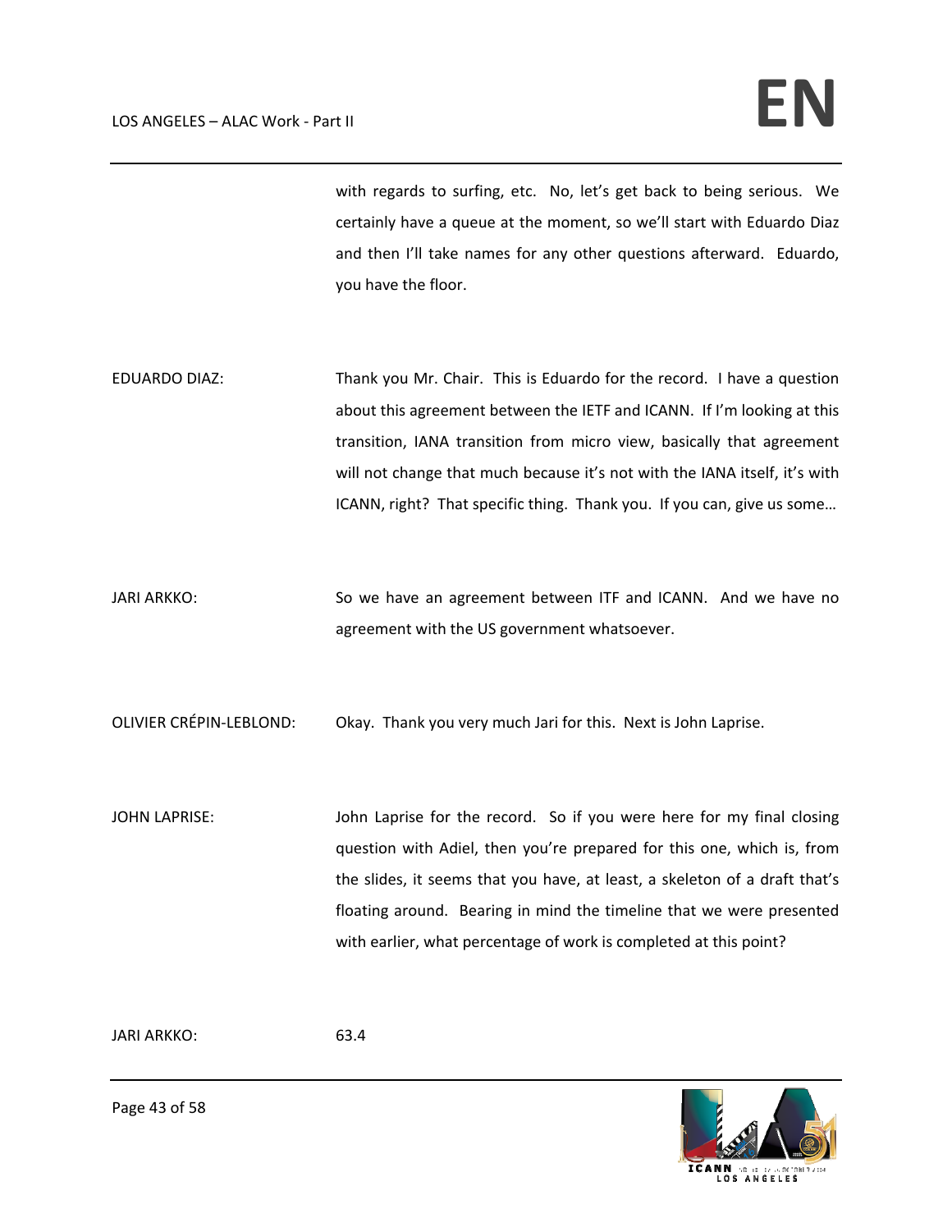with regards to surfing, etc. No, let's get back to being serious. We certainly have a queue at the moment, so we'll start with Eduardo Diaz and then I'll take names for any other questions afterward. Eduardo, you have the floor.

EDUARDO DIAZ: Thank you Mr. Chair. This is Eduardo for the record. I have a question about this agreement between the IETF and ICANN. If I'm looking at this transition, IANA transition from micro view, basically that agreement will not change that much because it's not with the IANA itself, it's with ICANN, right? That specific thing. Thank you. If you can, give us some…

JARI ARKKO: So we have an agreement between ITF and ICANN. And we have no agreement with the US government whatsoever.

OLIVIER CRÉPIN-LEBLOND: Okay. Thank you very much Jari for this. Next is John Laprise.

JOHN LAPRISE: John Laprise for the record. So if you were here for my final closing question with Adiel, then you're prepared for this one, which is, from the slides, it seems that you have, at least, a skeleton of a draft that's floating around. Bearing in mind the timeline that we were presented with earlier, what percentage of work is completed at this point?

JARI ARKKO: 63.4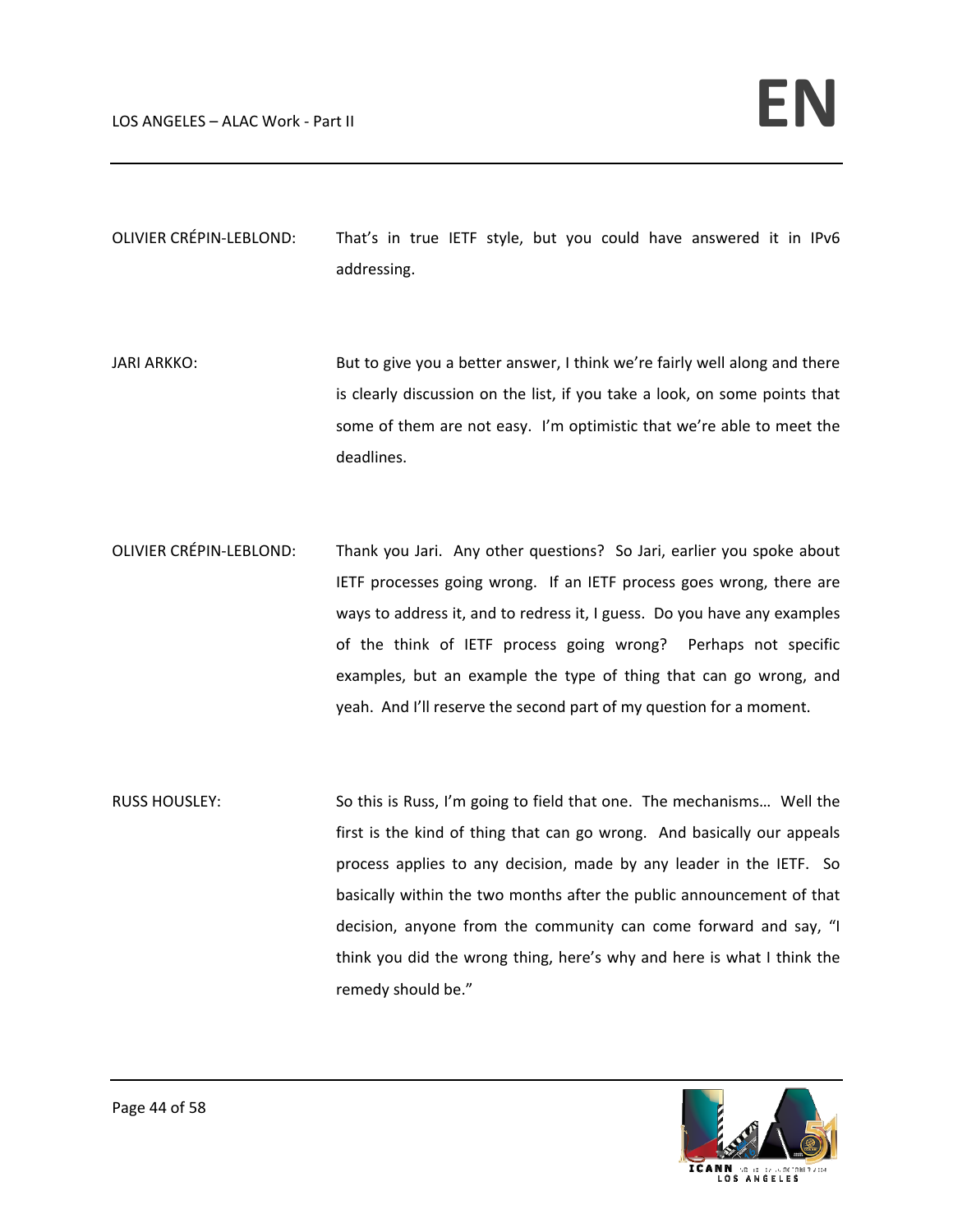OLIVIER CRÉPIN-LEBLOND: That's in true IETF style, but you could have answered it in IPv6 addressing.

JARI ARKKO: But to give you a better answer, I think we're fairly well along and there is clearly discussion on the list, if you take a look, on some points that some of them are not easy. I'm optimistic that we're able to meet the deadlines.

OLIVIER CRÉPIN-LEBLOND: Thank you Jari. Any other questions? So Jari, earlier you spoke about IETF processes going wrong. If an IETF process goes wrong, there are ways to address it, and to redress it, I guess. Do you have any examples of the think of IETF process going wrong? Perhaps not specific examples, but an example the type of thing that can go wrong, and yeah. And I'll reserve the second part of my question for a moment.

RUSS HOUSLEY: So this is Russ, I'm going to field that one. The mechanisms… Well the first is the kind of thing that can go wrong. And basically our appeals process applies to any decision, made by any leader in the IETF. So basically within the two months after the public announcement of that decision, anyone from the community can come forward and say, "I think you did the wrong thing, here's why and here is what I think the remedy should be."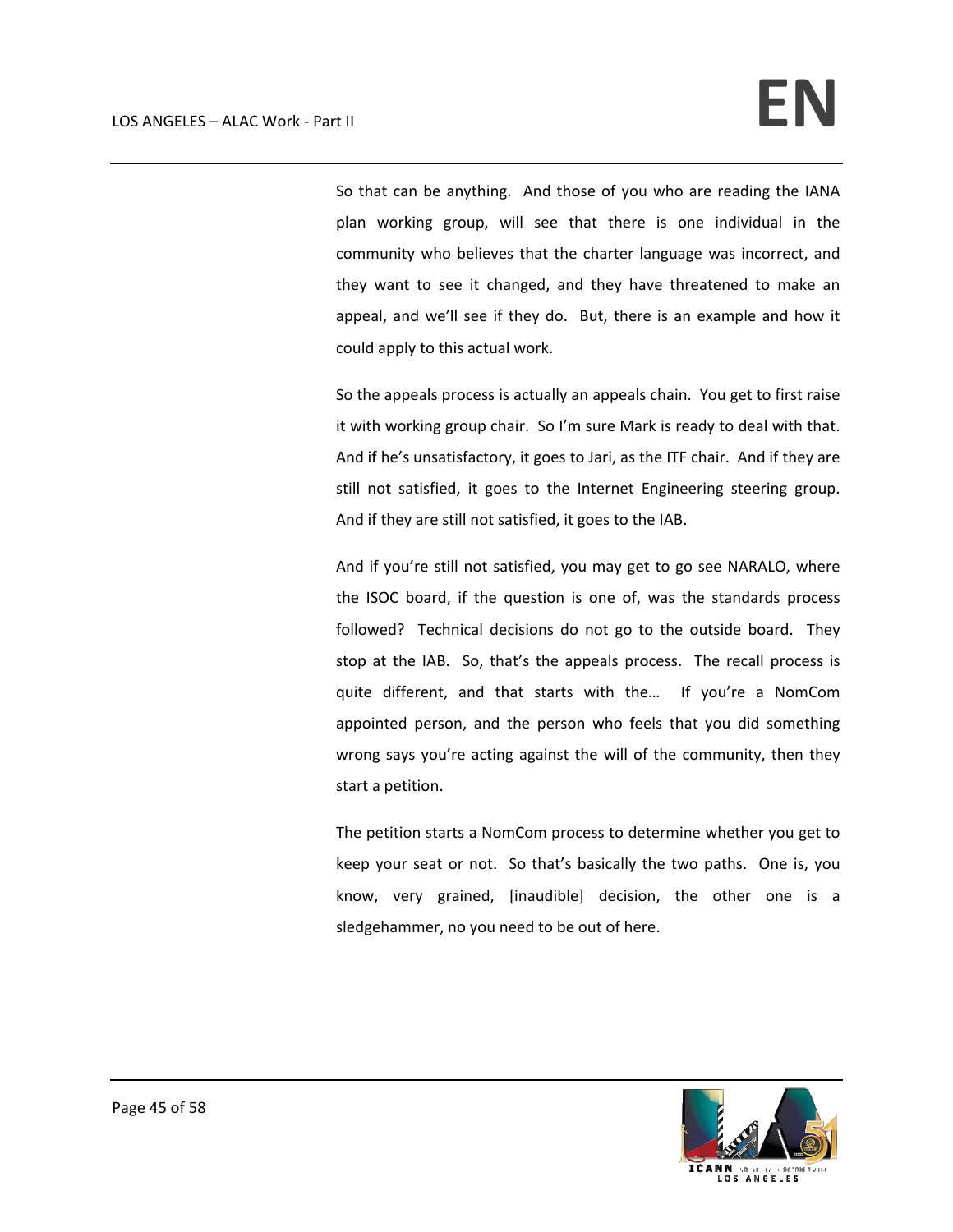So that can be anything. And those of you who are reading the IANA plan working group, will see that there is one individual in the community who believes that the charter language was incorrect, and they want to see it changed, and they have threatened to make an appeal, and we'll see if they do. But, there is an example and how it could apply to this actual work.

So the appeals process is actually an appeals chain. You get to first raise it with working group chair. So I'm sure Mark is ready to deal with that. And if he's unsatisfactory, it goes to Jari, as the ITF chair. And if they are still not satisfied, it goes to the Internet Engineering steering group. And if they are still not satisfied, it goes to the IAB.

And if you're still not satisfied, you may get to go see NARALO, where the ISOC board, if the question is one of, was the standards process followed? Technical decisions do not go to the outside board. They stop at the IAB. So, that's the appeals process. The recall process is quite different, and that starts with the… If you're a NomCom appointed person, and the person who feels that you did something wrong says you're acting against the will of the community, then they start a petition.

The petition starts a NomCom process to determine whether you get to keep your seat or not. So that's basically the two paths. One is, you know, very grained, [inaudible] decision, the other one is a sledgehammer, no you need to be out of here.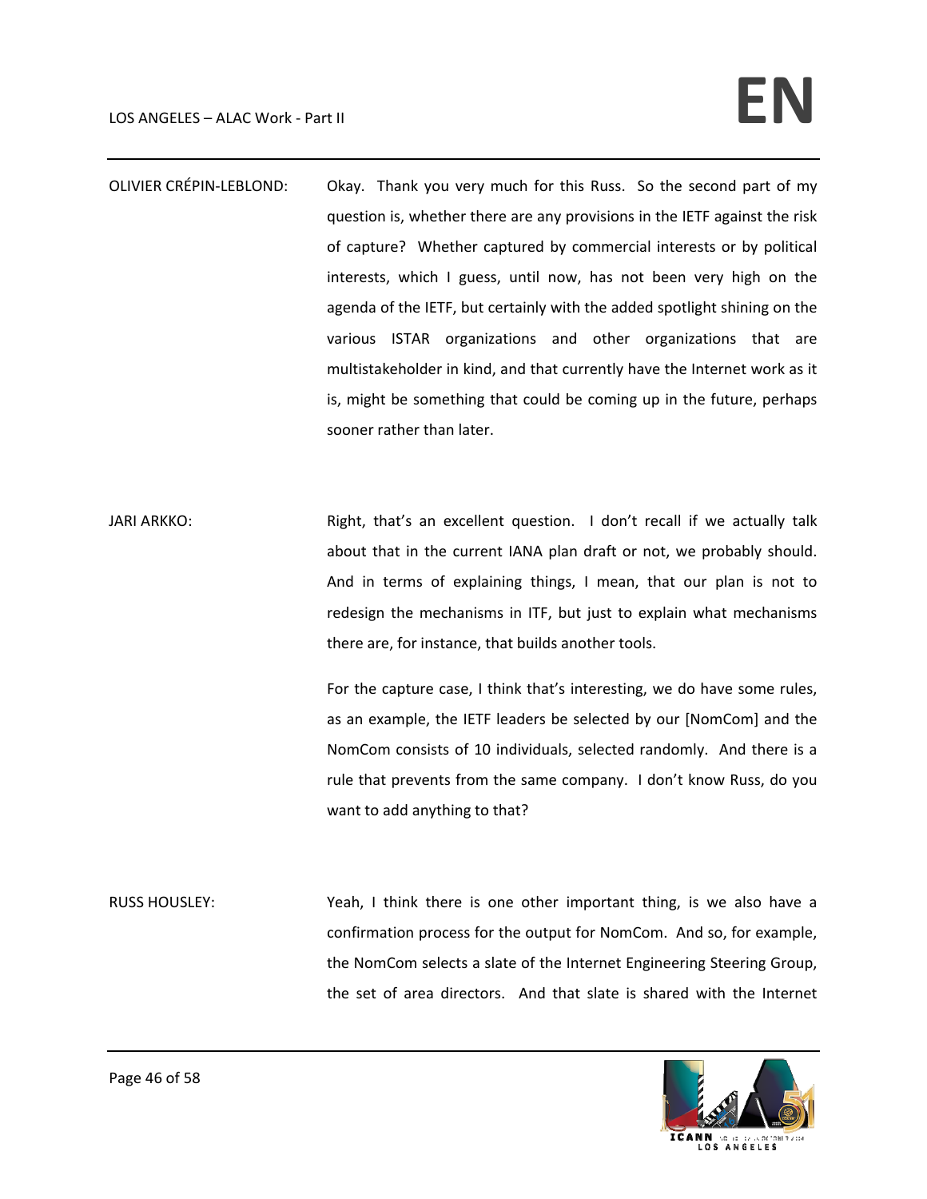OLIVIER CRÉPIN-LEBLOND: Okay. Thank you very much for this Russ. So the second part of my question is, whether there are any provisions in the IETF against the risk of capture? Whether captured by commercial interests or by political interests, which I guess, until now, has not been very high on the agenda of the IETF, but certainly with the added spotlight shining on the various ISTAR organizations and other organizations that are multistakeholder in kind, and that currently have the Internet work as it is, might be something that could be coming up in the future, perhaps sooner rather than later.

JARI ARKKO: Right, that's an excellent question. I don't recall if we actually talk about that in the current IANA plan draft or not, we probably should. And in terms of explaining things, I mean, that our plan is not to redesign the mechanisms in ITF, but just to explain what mechanisms there are, for instance, that builds another tools.

For the capture case, I think that's interesting, we do have some rules, as an example, the IETF leaders be selected by our [NomCom] and the NomCom consists of 10 individuals, selected randomly. And there is a rule that prevents from the same company. I don't know Russ, do you want to add anything to that?

RUSS HOUSLEY: Yeah, I think there is one other important thing, is we also have a confirmation process for the output for NomCom. And so, for example, the NomCom selects a slate of the Internet Engineering Steering Group, the set of area directors. And that slate is shared with the Internet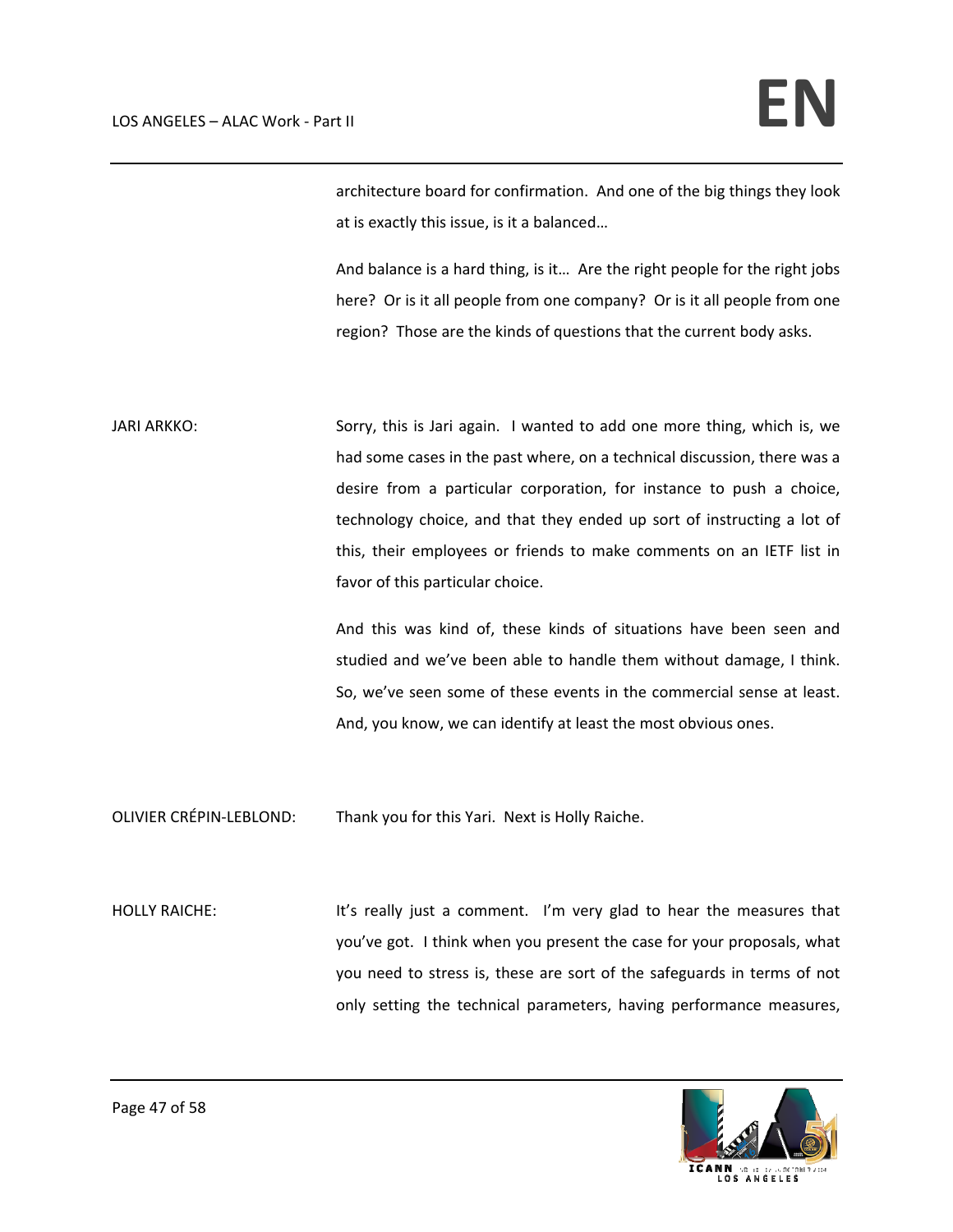architecture board for confirmation. And one of the big things they look at is exactly this issue, is it a balanced…

And balance is a hard thing, is it… Are the right people for the right jobs here? Or is it all people from one company? Or is it all people from one region? Those are the kinds of questions that the current body asks.

JARI ARKKO: Sorry, this is Jari again. I wanted to add one more thing, which is, we had some cases in the past where, on a technical discussion, there was a desire from a particular corporation, for instance to push a choice, technology choice, and that they ended up sort of instructing a lot of this, their employees or friends to make comments on an IETF list in favor of this particular choice.

And this was kind of, these kinds of situations have been seen and studied and we've been able to handle them without damage, I think. So, we've seen some of these events in the commercial sense at least. And, you know, we can identify at least the most obvious ones.

OLIVIER CRÉPIN-LEBLOND: Thank you for this Yari. Next is Holly Raiche.

HOLLY RAICHE: It's really just a comment. I'm very glad to hear the measures that you've got. I think when you present the case for your proposals, what you need to stress is, these are sort of the safeguards in terms of not only setting the technical parameters, having performance measures,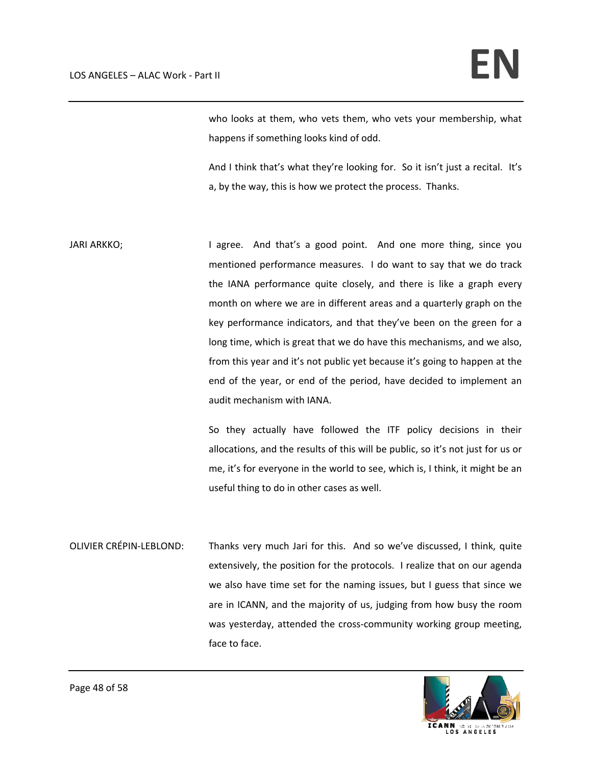who looks at them, who vets them, who vets your membership, what happens if something looks kind of odd.

And I think that's what they're looking for. So it isn't just a recital. It's a, by the way, this is how we protect the process. Thanks.

JARI ARKKO; I agree. And that's a good point. And one more thing, since you mentioned performance measures. I do want to say that we do track the IANA performance quite closely, and there is like a graph every month on where we are in different areas and a quarterly graph on the key performance indicators, and that they've been on the green for a long time, which is great that we do have this mechanisms, and we also, from this year and it's not public yet because it's going to happen at the end of the year, or end of the period, have decided to implement an audit mechanism with IANA.

So they actually have followed the ITF policy decisions in their allocations, and the results of this will be public, so it's not just for us or me, it's for everyone in the world to see, which is, I think, it might be an useful thing to do in other cases as well.

OLIVIER CRÉPIN-LEBLOND: Thanks very much Jari for this. And so we've discussed, I think, quite extensively, the position for the protocols. I realize that on our agenda we also have time set for the naming issues, but I guess that since we are in ICANN, and the majority of us, judging from how busy the room was yesterday, attended the cross-community working group meeting, face to face.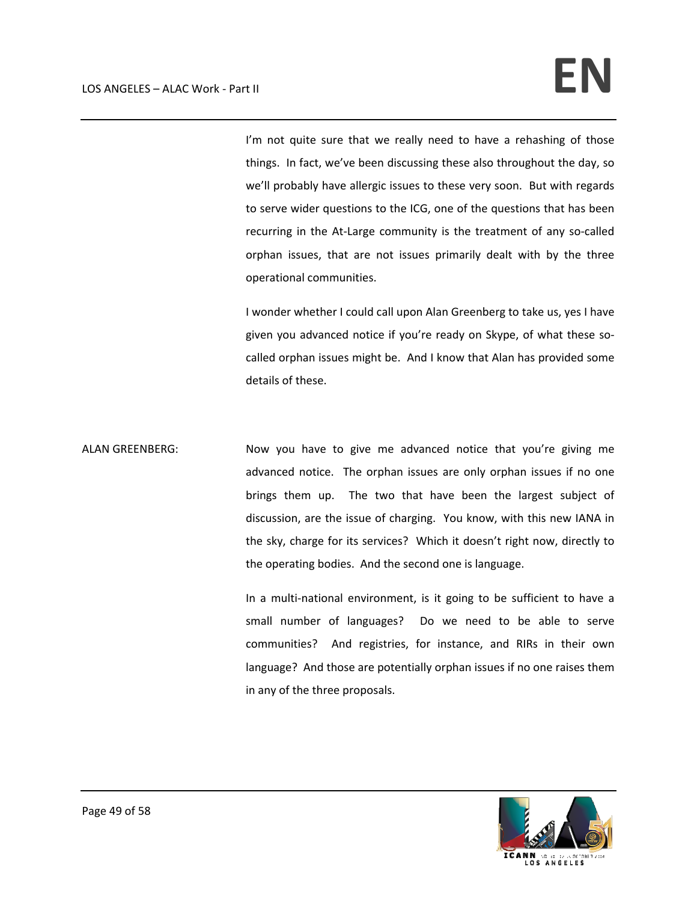I'm not quite sure that we really need to have a rehashing of those things. In fact, we've been discussing these also throughout the day, so we'll probably have allergic issues to these very soon. But with regards to serve wider questions to the ICG, one of the questions that has been recurring in the At-Large community is the treatment of any so-called orphan issues, that are not issues primarily dealt with by the three operational communities.

I wonder whether I could call upon Alan Greenberg to take us, yes I have given you advanced notice if you're ready on Skype, of what these so-called orphan issues might be. And I know that Alan has provided some details of these.

ALAN GREENBERG: Now you have to give me advanced notice that you're giving me advanced notice. The orphan issues are only orphan issues if no one brings them up. The two that have been the largest subject of discussion, are the issue of charging. You know, with this new IANA in the sky, charge for its services? Which it doesn't right now, directly to the operating bodies. And the second one is language.

In a multi-national environment, is it going to be sufficient to have a small number of languages? Do we need to be able to serve communities? And registries, for instance, and RIRs in their own language? And those are potentially orphan issues if no one raises them in any of the three proposals.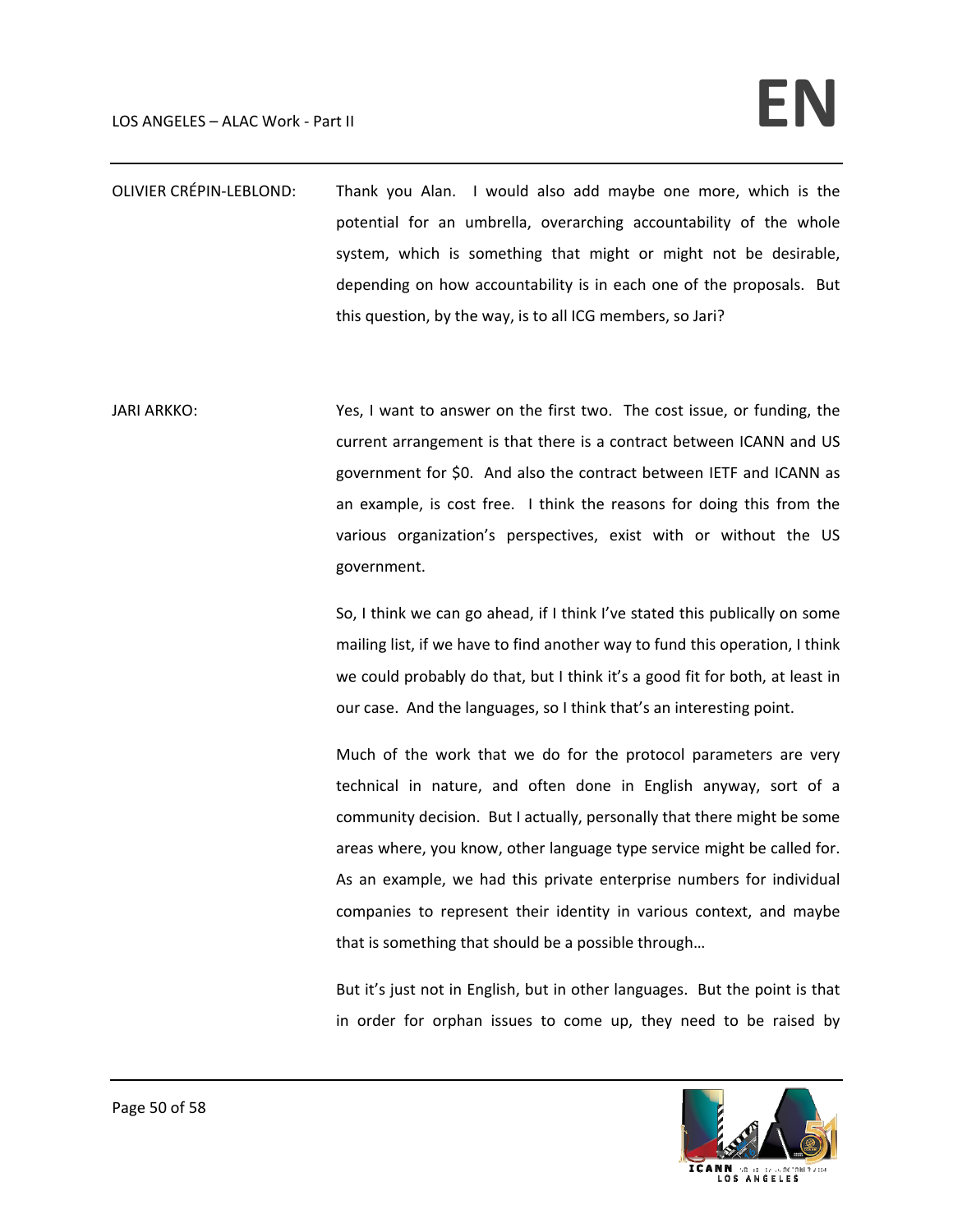OLIVIER CRÉPIN-LEBLOND: Thank you Alan. I would also add maybe one more, which is the potential for an umbrella, overarching accountability of the whole system, which is something that might or might not be desirable, depending on how accountability is in each one of the proposals. But this question, by the way, is to all ICG members, so Jari?

JARI ARKKO: Yes, I want to answer on the first two. The cost issue, or funding, the current arrangement is that there is a contract between ICANN and US government for $0. And also the contract between IETF and ICANN as an example, is cost free. I think the reasons for doing this from the various organization's perspectives, exist with or without the US government.

So, I think we can go ahead, if I think I've stated this publically on some mailing list, if we have to find another way to fund this operation, I think we could probably do that, but I think it's a good fit for both, at least in our case. And the languages, so I think that's an interesting point.

Much of the work that we do for the protocol parameters are very technical in nature, and often done in English anyway, sort of a community decision. But I actually, personally that there might be some areas where, you know, other language type service might be called for. As an example, we had this private enterprise numbers for individual companies to represent their identity in various context, and maybe that is something that should be a possible through…

But it's just not in English, but in other languages. But the point is that in order for orphan issues to come up, they need to be raised by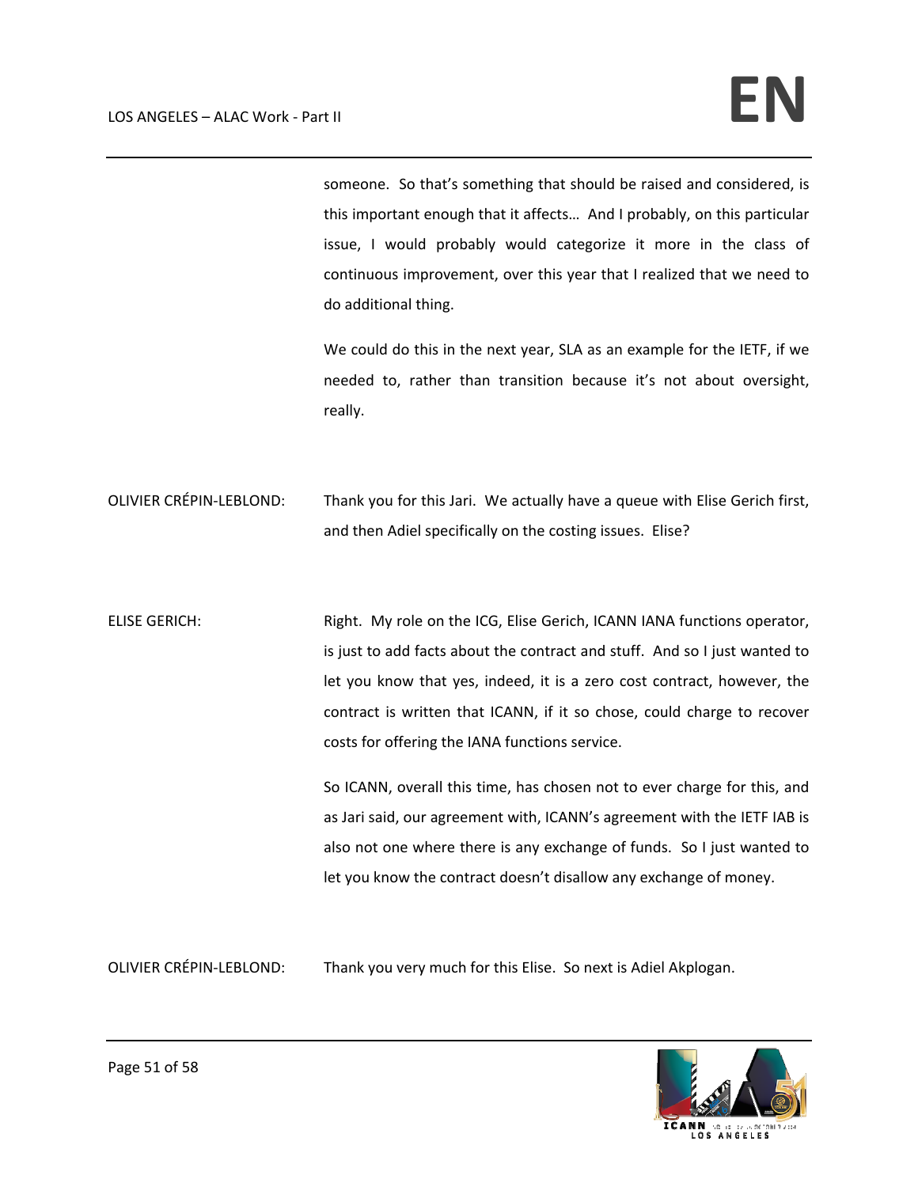someone. So that's something that should be raised and considered, is this important enough that it affects… And I probably, on this particular issue, I would probably would categorize it more in the class of continuous improvement, over this year that I realized that we need to do additional thing.

We could do this in the next year, SLA as an example for the IETF, if we needed to, rather than transition because it's not about oversight, really.

OLIVIER CRÉPIN-LEBLOND: Thank you for this Jari. We actually have a queue with Elise Gerich first, and then Adiel specifically on the costing issues. Elise?

ELISE GERICH: Right. My role on the ICG, Elise Gerich, ICANN IANA functions operator, is just to add facts about the contract and stuff. And so I just wanted to let you know that yes, indeed, it is a zero cost contract, however, the contract is written that ICANN, if it so chose, could charge to recover costs for offering the IANA functions service.

So ICANN, overall this time, has chosen not to ever charge for this, and as Jari said, our agreement with, ICANN's agreement with the IETF IAB is also not one where there is any exchange of funds. So I just wanted to let you know the contract doesn't disallow any exchange of money.

OLIVIER CRÉPIN-LEBLOND: Thank you very much for this Elise. So next is Adiel Akplogan.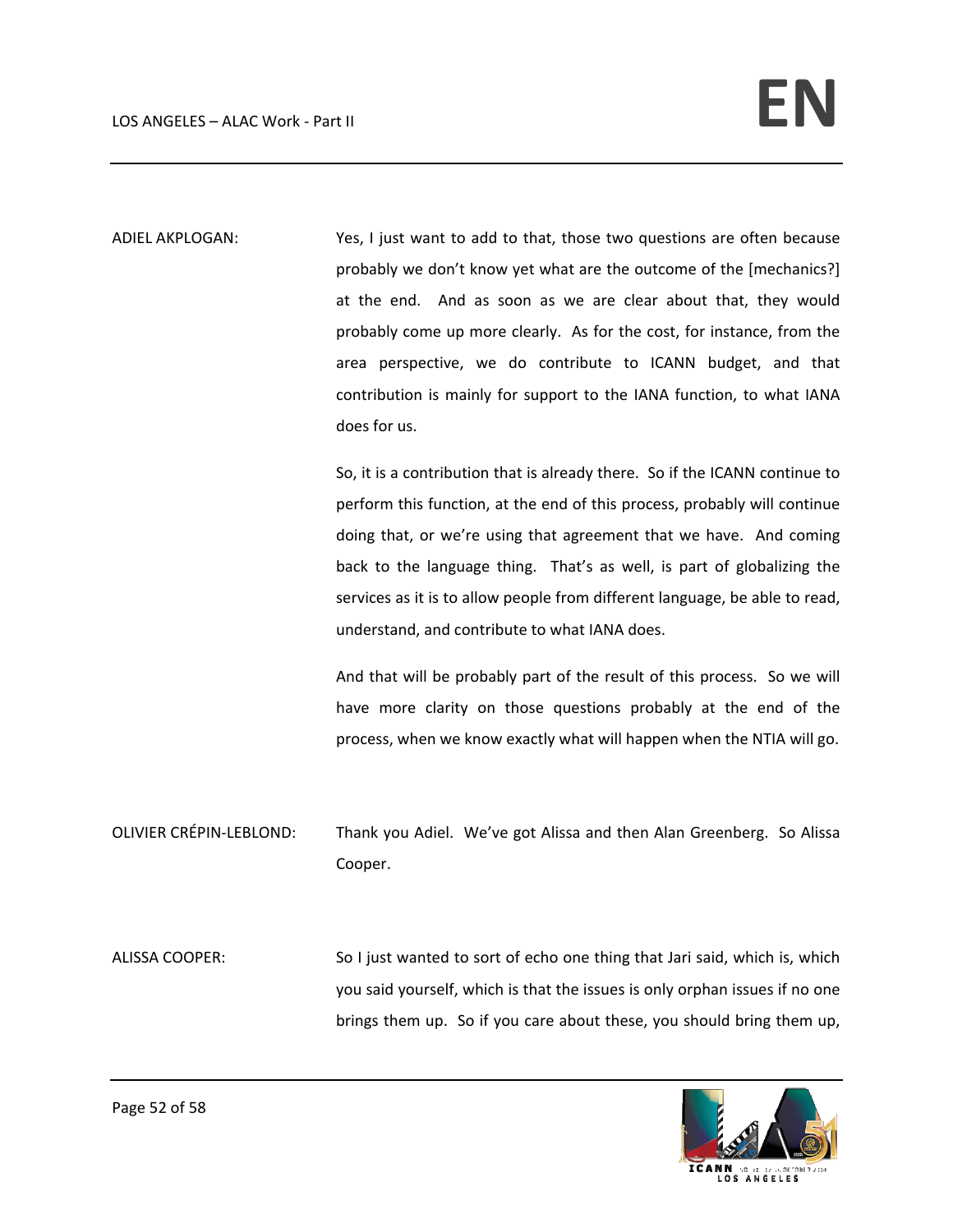ADIEL AKPLOGAN: Yes, I just want to add to that, those two questions are often because probably we don't know yet what are the outcome of the [mechanics?] at the end. And as soon as we are clear about that, they would probably come up more clearly. As for the cost, for instance, from the area perspective, we do contribute to ICANN budget, and that contribution is mainly for support to the IANA function, to what IANA does for us.

So, it is a contribution that is already there. So if the ICANN continue to perform this function, at the end of this process, probably will continue doing that, or we're using that agreement that we have. And coming back to the language thing. That's as well, is part of globalizing the services as it is to allow people from different language, be able to read, understand, and contribute to what IANA does.

And that will be probably part of the result of this process. So we will have more clarity on those questions probably at the end of the process, when we know exactly what will happen when the NTIA will go.

OLIVIER CRÉPIN-LEBLOND: Thank you Adiel. We've got Alissa and then Alan Greenberg. So Alissa Cooper.

ALISSA COOPER: So I just wanted to sort of echo one thing that Jari said, which is, which you said yourself, which is that the issues is only orphan issues if no one brings them up. So if you care about these, you should bring them up,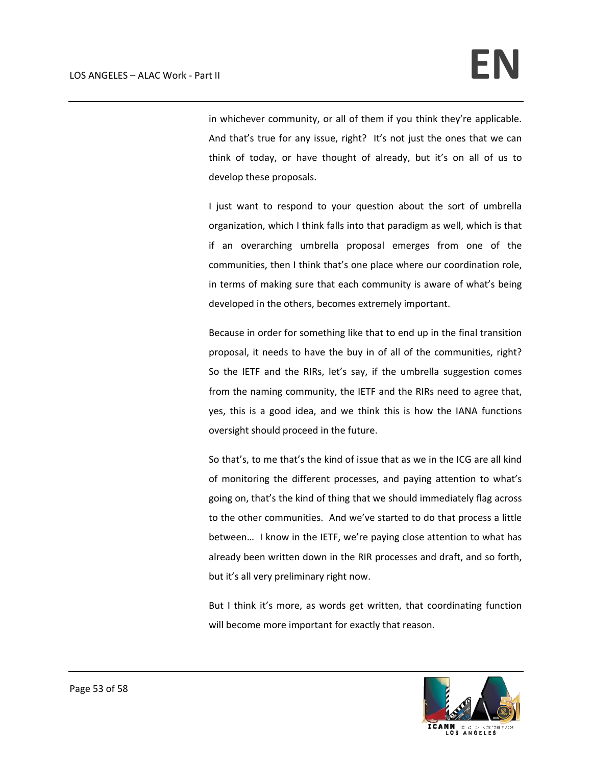in whichever community, or all of them if you think they're applicable. And that's true for any issue, right? It's not just the ones that we can think of today, or have thought of already, but it's on all of us to develop these proposals.

I just want to respond to your question about the sort of umbrella organization, which I think falls into that paradigm as well, which is that if an overarching umbrella proposal emerges from one of the communities, then I think that's one place where our coordination role, in terms of making sure that each community is aware of what's being developed in the others, becomes extremely important.

Because in order for something like that to end up in the final transition proposal, it needs to have the buy in of all of the communities, right? So the IETF and the RIRs, let's say, if the umbrella suggestion comes from the naming community, the IETF and the RIRs need to agree that, yes, this is a good idea, and we think this is how the IANA functions oversight should proceed in the future.

So that's, to me that's the kind of issue that as we in the ICG are all kind of monitoring the different processes, and paying attention to what's going on, that's the kind of thing that we should immediately flag across to the other communities. And we've started to do that process a little between… I know in the IETF, we're paying close attention to what has already been written down in the RIR processes and draft, and so forth, but it's all very preliminary right now.

But I think it's more, as words get written, that coordinating function will become more important for exactly that reason.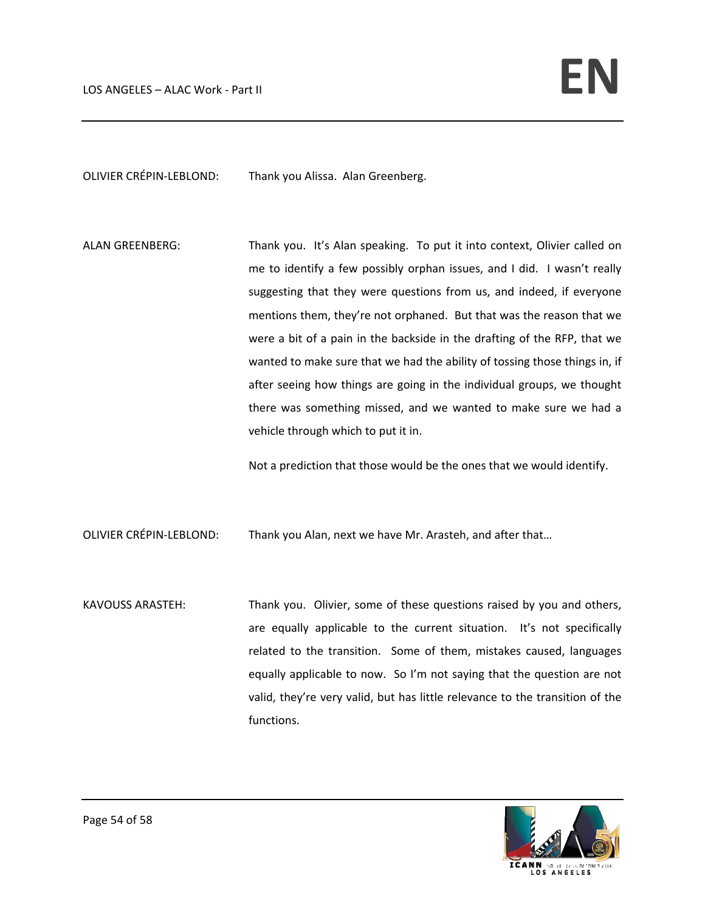OLIVIER CRÉPIN-LEBLOND: Thank you Alissa. Alan Greenberg.

ALAN GREENBERG: Thank you. It's Alan speaking. To put it into context, Olivier called on me to identify a few possibly orphan issues, and I did. I wasn't really suggesting that they were questions from us, and indeed, if everyone mentions them, they're not orphaned. But that was the reason that we were a bit of a pain in the backside in the drafting of the RFP, that we wanted to make sure that we had the ability of tossing those things in, if after seeing how things are going in the individual groups, we thought there was something missed, and we wanted to make sure we had a vehicle through which to put it in.

Not a prediction that those would be the ones that we would identify.

OLIVIER CRÉPIN-LEBLOND: Thank you Alan, next we have Mr. Arasteh, and after that…

KAVOUSS ARASTEH: Thank you. Olivier, some of these questions raised by you and others, are equally applicable to the current situation. It's not specifically related to the transition. Some of them, mistakes caused, languages equally applicable to now. So I'm not saying that the question are not valid, they're very valid, but has little relevance to the transition of the functions.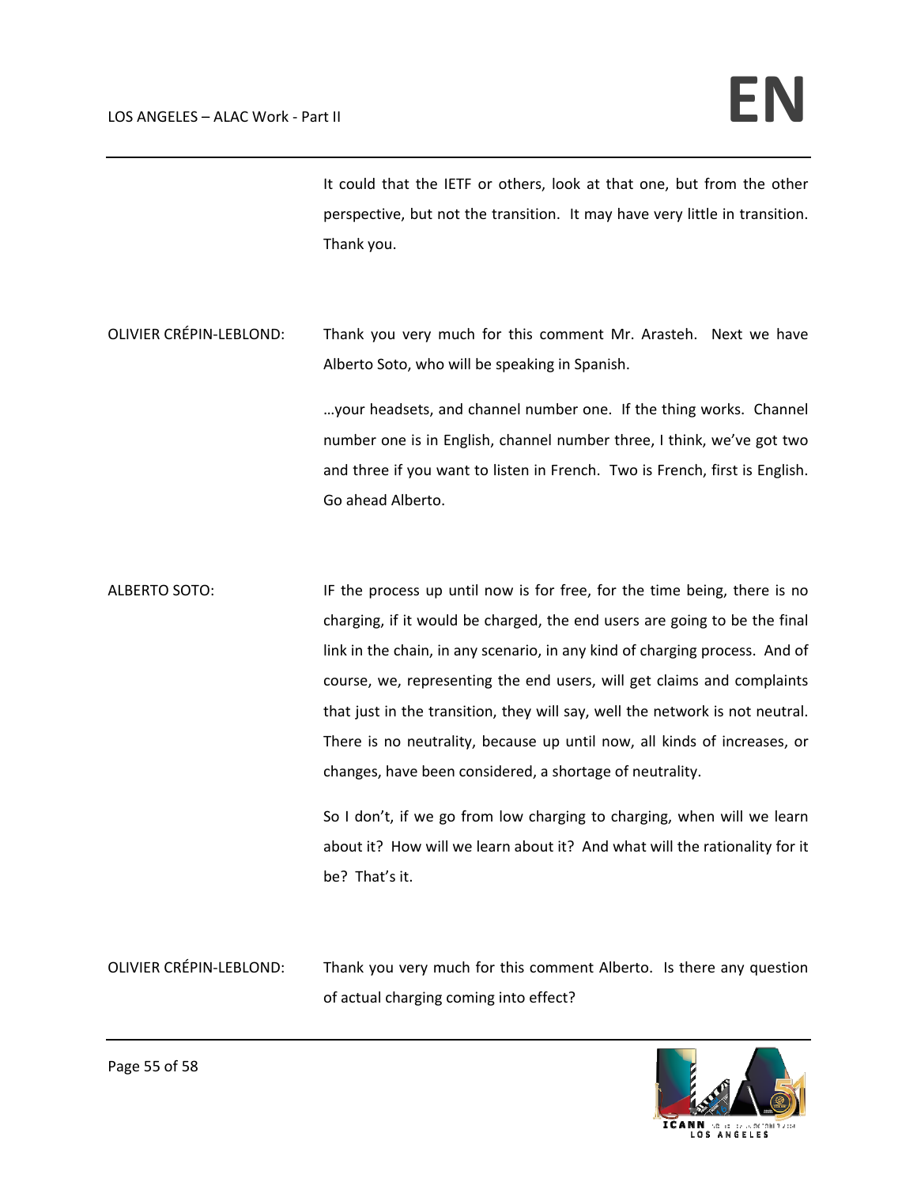It could that the IETF or others, look at that one, but from the other perspective, but not the transition. It may have very little in transition. Thank you.

OLIVIER CRÉPIN-LEBLOND: Thank you very much for this comment Mr. Arasteh. Next we have Alberto Soto, who will be speaking in Spanish.

…your headsets, and channel number one. If the thing works. Channel number one is in English, channel number three, I think, we've got two and three if you want to listen in French. Two is French, first is English. Go ahead Alberto.

ALBERTO SOTO: IF the process up until now is for free, for the time being, there is no charging, if it would be charged, the end users are going to be the final link in the chain, in any scenario, in any kind of charging process. And of course, we, representing the end users, will get claims and complaints that just in the transition, they will say, well the network is not neutral. There is no neutrality, because up until now, all kinds of increases, or changes, have been considered, a shortage of neutrality.

So I don't, if we go from low charging to charging, when will we learn about it? How will we learn about it? And what will the rationality for it be? That's it.

OLIVIER CRÉPIN-LEBLOND: Thank you very much for this comment Alberto. Is there any question of actual charging coming into effect?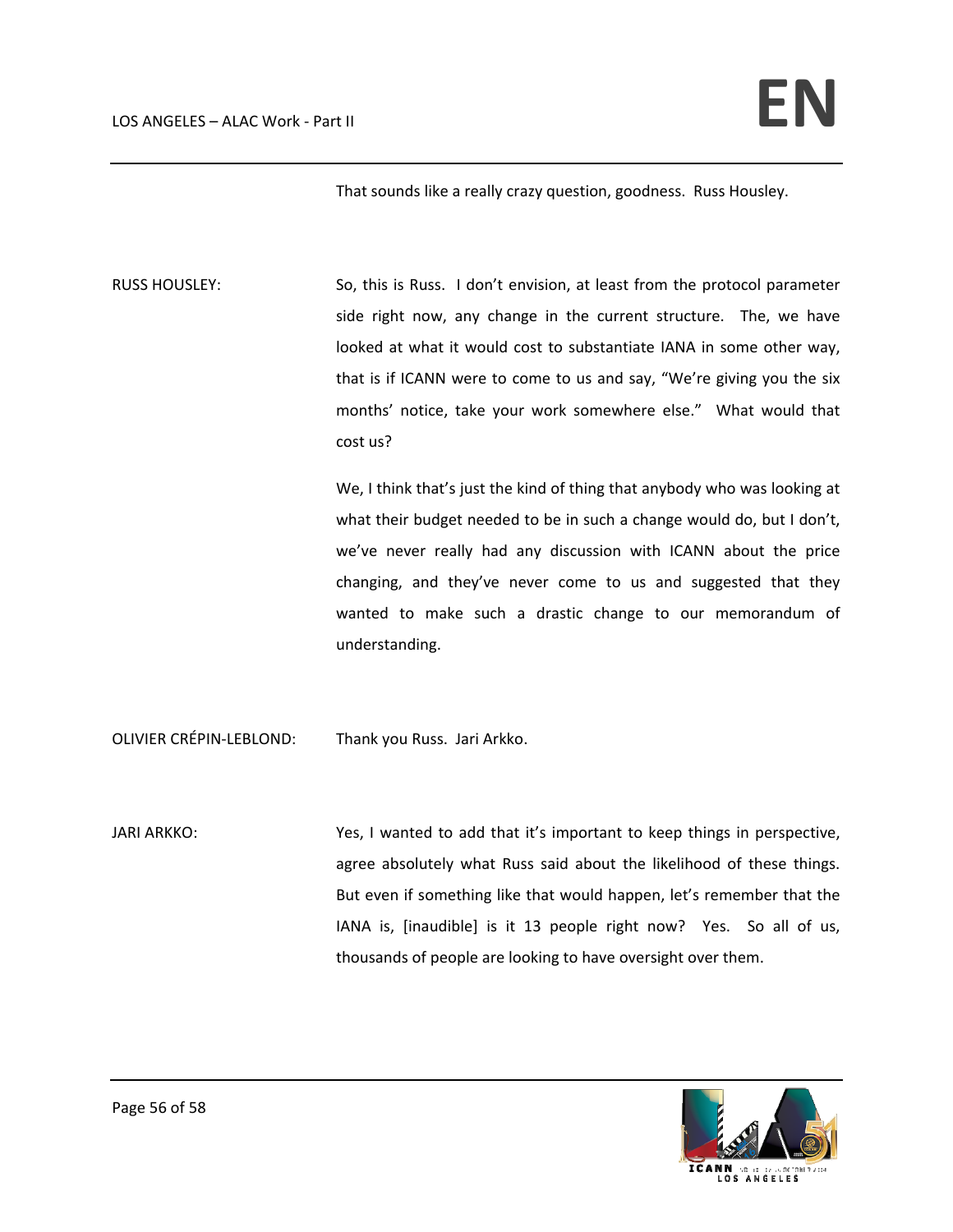That sounds like a really crazy question, goodness. Russ Housley.

RUSS HOUSLEY: So, this is Russ. I don't envision, at least from the protocol parameter side right now, any change in the current structure. The, we have looked at what it would cost to substantiate IANA in some other way, that is if ICANN were to come to us and say, "We're giving you the six months' notice, take your work somewhere else." What would that cost us?

We, I think that's just the kind of thing that anybody who was looking at what their budget needed to be in such a change would do, but I don't, we've never really had any discussion with ICANN about the price changing, and they've never come to us and suggested that they wanted to make such a drastic change to our memorandum of understanding.

OLIVIER CRÉPIN-LEBLOND: Thank you Russ. Jari Arkko.

JARI ARKKO: Yes, I wanted to add that it's important to keep things in perspective, agree absolutely what Russ said about the likelihood of these things. But even if something like that would happen, let's remember that the IANA is, [inaudible] is it 13 people right now? Yes. So all of us, thousands of people are looking to have oversight over them.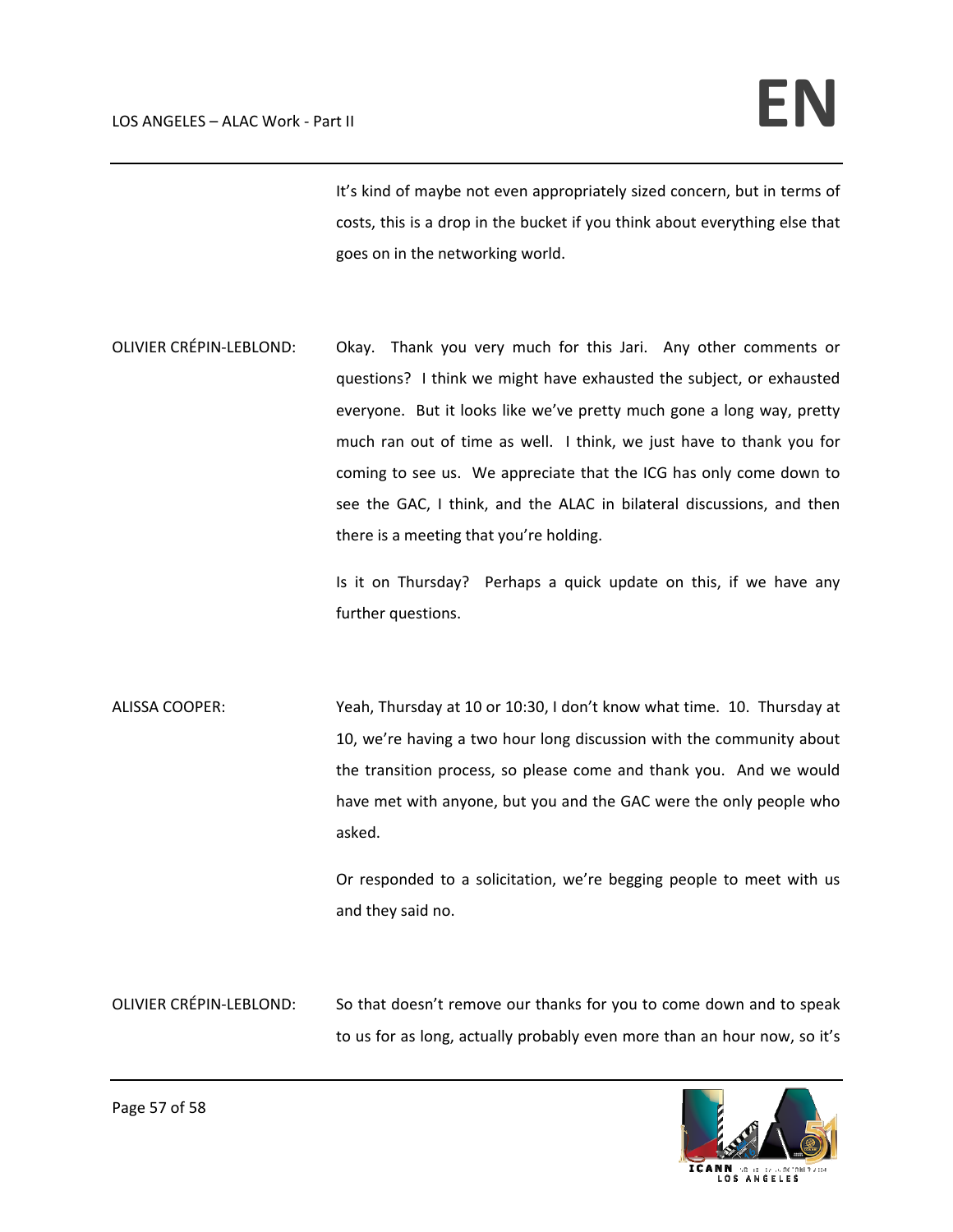It's kind of maybe not even appropriately sized concern, but in terms of costs, this is a drop in the bucket if you think about everything else that goes on in the networking world.

OLIVIER CRÉPIN-LEBLOND: Okay. Thank you very much for this Jari. Any other comments or questions? I think we might have exhausted the subject, or exhausted everyone. But it looks like we've pretty much gone a long way, pretty much ran out of time as well. I think, we just have to thank you for coming to see us. We appreciate that the ICG has only come down to see the GAC, I think, and the ALAC in bilateral discussions, and then there is a meeting that you're holding.

Is it on Thursday? Perhaps a quick update on this, if we have any further questions.

ALISSA COOPER: Yeah, Thursday at 10 or 10:30, I don't know what time. 10. Thursday at 10, we're having a two hour long discussion with the community about the transition process, so please come and thank you. And we would have met with anyone, but you and the GAC were the only people who asked.

Or responded to a solicitation, we're begging people to meet with us and they said no.

OLIVIER CRÉPIN-LEBLOND: So that doesn't remove our thanks for you to come down and to speak to us for as long, actually probably even more than an hour now, so it's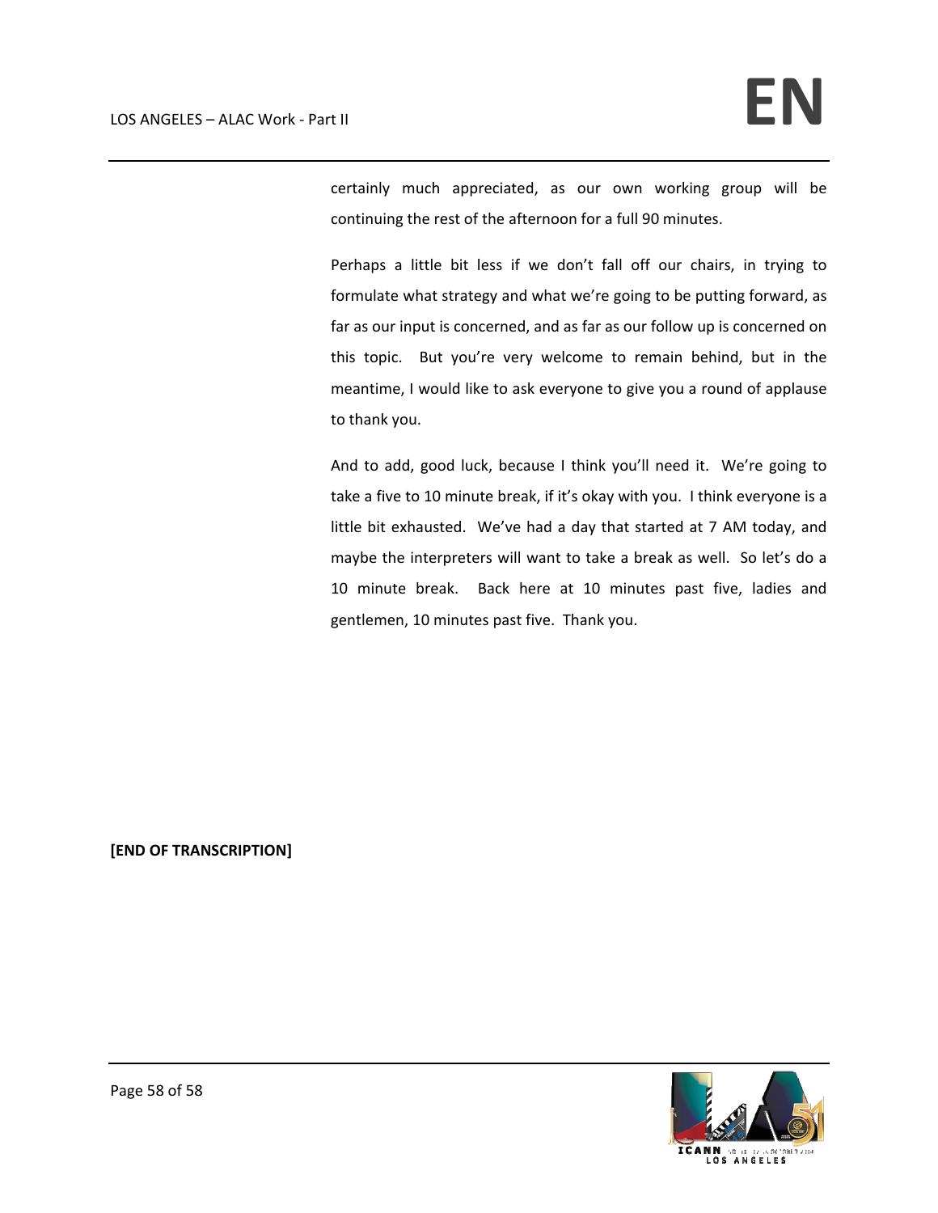certainly much appreciated, as our own working group will be continuing the rest of the afternoon for a full 90 minutes.

Perhaps a little bit less if we don't fall off our chairs, in trying to formulate what strategy and what we're going to be putting forward, as far as our input is concerned, and as far as our follow up is concerned on this topic. But you're very welcome to remain behind, but in the meantime, I would like to ask everyone to give you a round of applause to thank you.

And to add, good luck, because I think you'll need it. We're going to take a five to 10 minute break, if it's okay with you. I think everyone is a little bit exhausted. We've had a day that started at 7 AM today, and maybe the interpreters will want to take a break as well. So let's do a 10 minute break. Back here at 10 minutes past five, ladies and gentlemen, 10 minutes past five. Thank you.

**[END OF TRANSCRIPTION]**